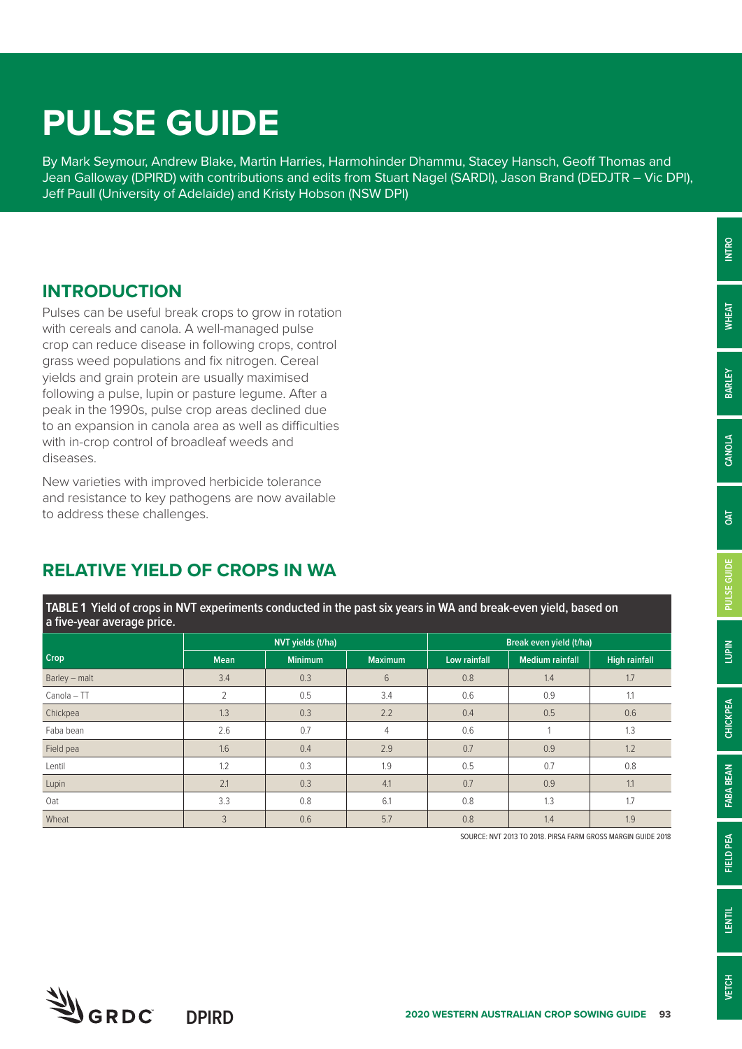# PULSE GUIDE

By Mark Seymour, Andrew Blake, Martin Harries, Harmohinder Dhammu, Stacey Hansch, Geoff Thomas and Jean Galloway (DPIRD) with contributions and edits from Stuart Nagel (SARDI), Jason Brand (DEDJTR – Vic DPI), Jeff Paull (University of Adelaide) and Kristy Hobson (NSW DPI)

## INTRODUCTION

Pulses can be useful break crops to grow in rotation with cereals and canola. A well-managed pulse crop can reduce disease in following crops, control grass weed populations and fix nitrogen. Cereal yields and grain protein are usually maximised following a pulse, lupin or pasture legume. After a peak in the 1990s, pulse crop areas declined due to an expansion in canola area as well as difficulties with in-crop control of broadleaf weeds and diseases.

New varieties with improved herbicide tolerance and resistance to key pathogens are now available to address these challenges.

## RELATIVE YIELD OF CROPS IN WA

**TABLE 1 Yield of crops in NVT experiments conducted in the past six years in WA and break-even yield, based on a five-year average price.**

| Crop | NVT yields (t/ha) | | | Break even yield (t/ha) | | |
|---|---|---|---|---|---|---|
| | Mean | Minimum | Maximum | Low rainfall | Medium rainfall | High rainfall |
| Barley – malt | 3.4 | 0.3 | 6 | 0.8 | 1.4 | 1.7 |
| Canola – TT | 2 | 0.5 | 3.4 | 0.6 | 0.9 | 1.1 |
| Chickpea | 1.3 | 0.3 | 2.2 | 0.4 | 0.5 | 0.6 |
| Faba bean | 2.6 | 0.7 | 4 | 0.6 | 1 | 1.3 |
| Field pea | 1.6 | 0.4 | 2.9 | 0.7 | 0.9 | 1.2 |
| Lentil | 1.2 | 0.3 | 1.9 | 0.5 | 0.7 | 0.8 |
| Lupin | 2.1 | 0.3 | 4.1 | 0.7 | 0.9 | 1.1 |
| Oat | 3.3 | 0.8 | 6.1 | 0.8 | 1.3 | 1.7 |
| Wheat | 3 | 0.6 | 5.7 | 0.8 | 1.4 | 1.9 |

SOURCE: NVT 2013 TO 2018. PIRSA FARM GROSS MARGIN GUIDE 2018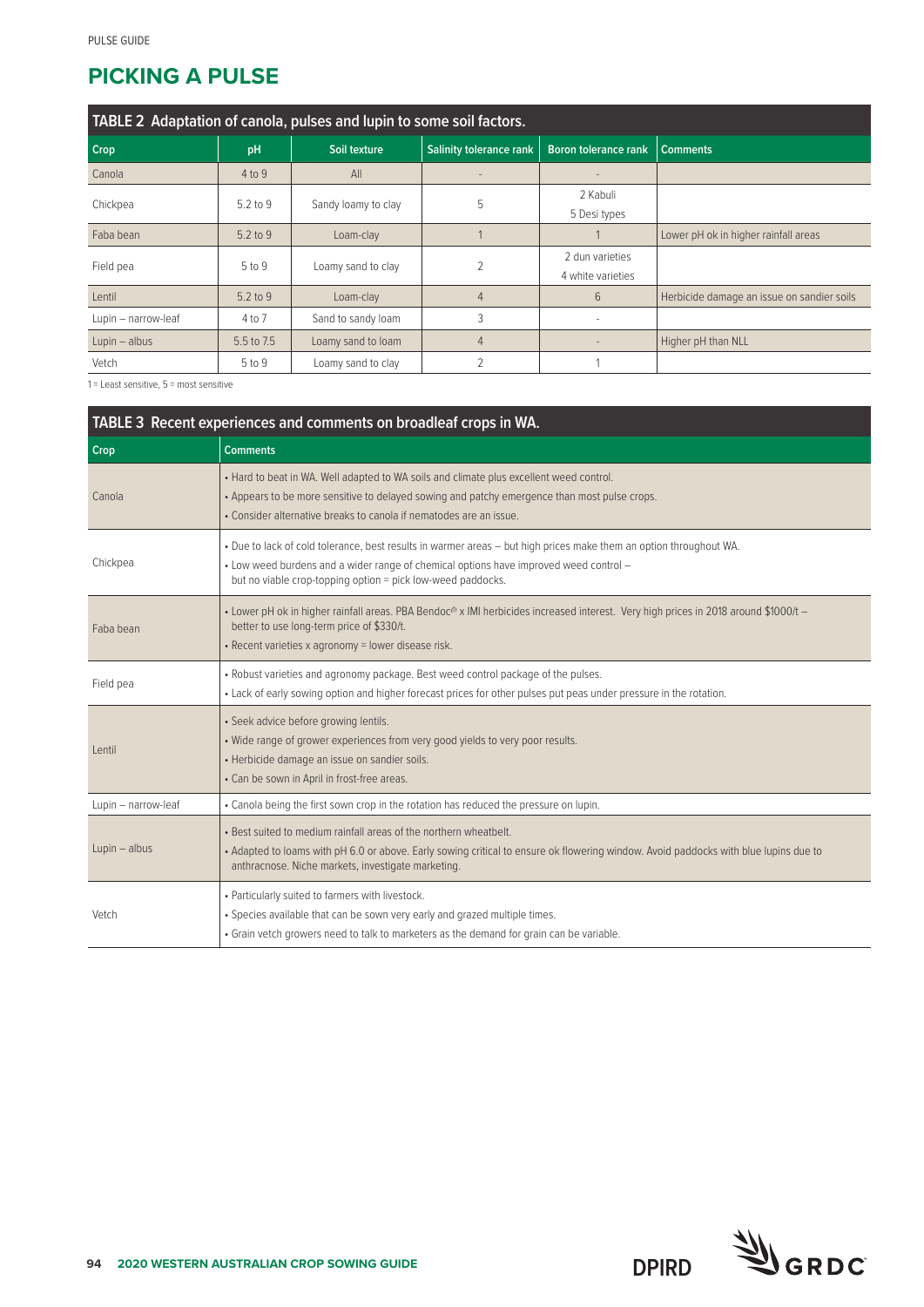## PICKING A PULSE

**TABLE 2 Adaptation of canola, pulses and lupin to some soil factors.**

| Crop | pH | Soil texture | Salinity tolerance rank | Boron tolerance rank | Comments |
|---|---|---|---|---|---|
| Canola | 4 to 9 | All | - | - | |
| Chickpea | 5.2 to 9 | Sandy loamy to clay | 5 | 2 Kabuli<br>5 Desi types | |
| Faba bean | 5.2 to 9 | Loam-clay | 1 | 1 | Lower pH ok in higher rainfall areas |
| Field pea | 5 to 9 | Loamy sand to clay | 2 | 2 dun varieties<br>4 white varieties | |
| Lentil | 5.2 to 9 | Loam-clay | 4 | 6 | Herbicide damage an issue on sandier soils |
| Lupin – narrow-leaf | 4 to 7 | Sand to sandy loam | 3 | - | |
| Lupin – albus | 5.5 to 7.5 | Loamy sand to loam | 4 | - | Higher pH than NLL |
| Vetch | 5 to 9 | Loamy sand to clay | 2 | 1 | |

1 = Least sensitive, 5 = most sensitive

**TABLE 3 Recent experiences and comments on broadleaf crops in WA.**

| Crop | Comments |
|---|---|
| Canola | • Hard to beat in WA. Well adapted to WA soils and climate plus excellent weed control.<br>• Appears to be more sensitive to delayed sowing and patchy emergence than most pulse crops.<br>• Consider alternative breaks to canola if nematodes are an issue. |
| Chickpea | • Due to lack of cold tolerance, best results in warmer areas – but high prices make them an option throughout WA.<br>• Low weed burdens and a wider range of chemical options have improved weed control – but no viable crop-topping option = pick low-weed paddocks. |
| Faba bean | • Lower pH ok in higher rainfall areas. PBA Bendoc® x IMI herbicides increased interest. Very high prices in 2018 around $1000/t – better to use long-term price of $330/t.<br>• Recent varieties x agronomy = lower disease risk. |
| Field pea | • Robust varieties and agronomy package. Best weed control package of the pulses.<br>• Lack of early sowing option and higher forecast prices for other pulses put peas under pressure in the rotation. |
| Lentil | • Seek advice before growing lentils.<br>• Wide range of grower experiences from very good yields to very poor results.<br>• Herbicide damage an issue on sandier soils.<br>• Can be sown in April in frost-free areas. |
| Lupin – narrow-leaf | • Canola being the first sown crop in the rotation has reduced the pressure on lupin. |
| Lupin – albus | • Best suited to medium rainfall areas of the northern wheatbelt.<br>• Adapted to loams with pH 6.0 or above. Early sowing critical to ensure ok flowering window. Avoid paddocks with blue lupins due to anthracnose. Niche markets, investigate marketing. |
| Vetch | • Particularly suited to farmers with livestock.<br>• Species available that can be sown very early and grazed multiple times.<br>• Grain vetch growers need to talk to marketers as the demand for grain can be variable. |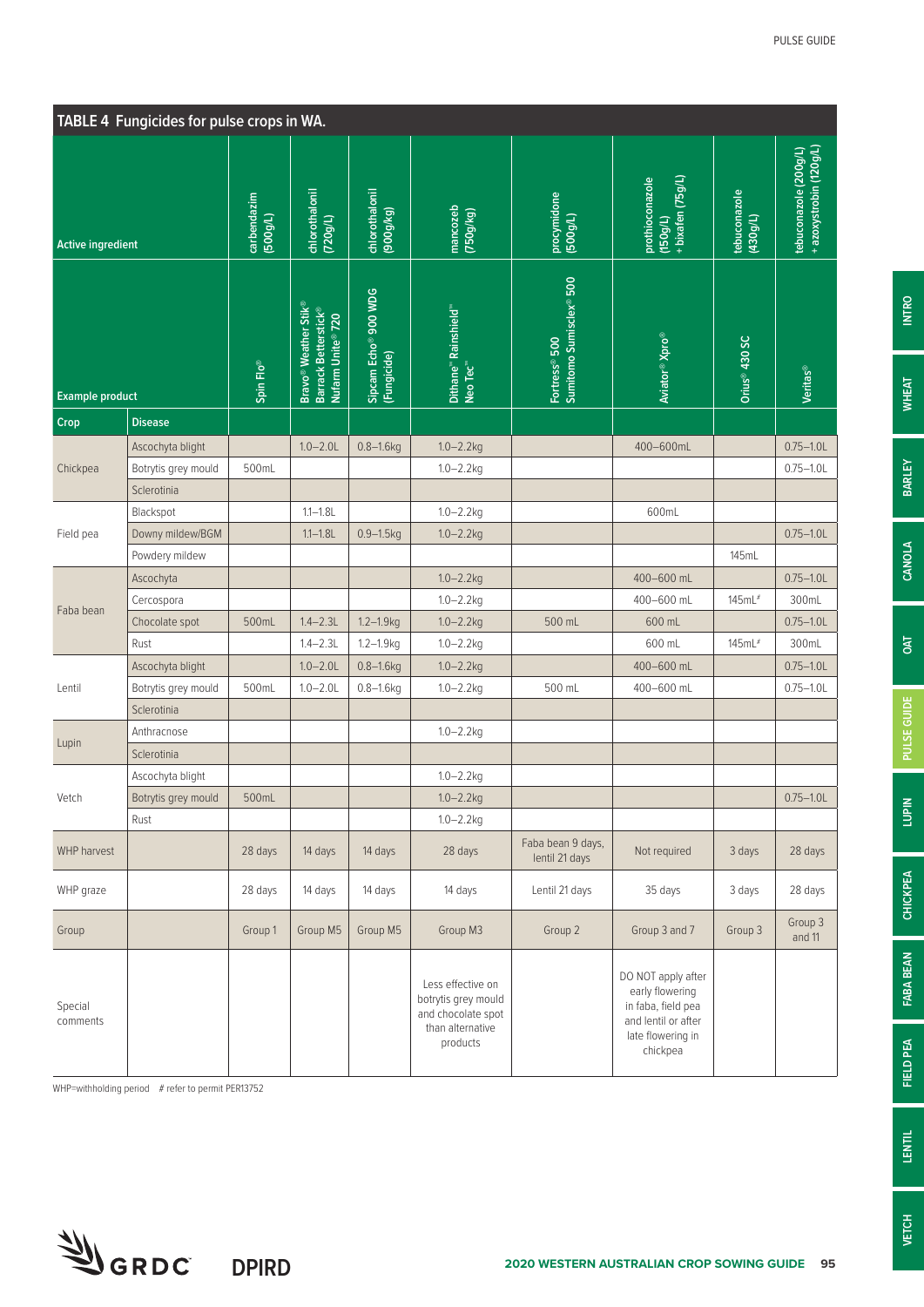## TABLE 4 Fungicides for pulse crops in WA.

| Active ingredient | | carbendazim (500g/L) | chlorothalonil (720g/L) | chlorothalonil (900g/kg) | mancozeb (750g/kg) | procymidone (500g/L) | prothioconazole (150g/L) + bixafen (75g/L) | tebuconazole (430g/L) | tebuconazole (200g/L) + azoxystrobin (120g/L) |
|---|---|---|---|---|---|---|---|---|---|
| **Example product** | | Spin Flo® | Bravo® Weather Stik® Barrack Betterstick® Nufarm Unite® 720 | Sipcam Echo® 900 WDG (Fungicide) | Dithane™ Rainshield™ Neo Tec™ | Fortress® 500 Sumitomo Sumisclex® 500 | Aviator® Xpro® | Orius® 430 SC | Veritas® |
| **Crop** | **Disease** | | | | | | | | |
| Chickpea | Ascochyta blight | | 1.0–2.0L | 0.8–1.6kg | 1.0–2.2kg | | 400–600mL | | 0.75–1.0L |
| | Botrytis grey mould | 500mL | | | 1.0–2.2kg | | | | 0.75–1.0L |
| | Sclerotinia | | | | | | | | |
| Field pea | Blackspot | | 1.1–1.8L | | 1.0–2.2kg | | 600mL | | |
| | Downy mildew/BGM | | 1.1–1.8L | 0.9–1.5kg | 1.0–2.2kg | | | | 0.75–1.0L |
| | Powdery mildew | | | | | | | 145mL | |
| Faba bean | Ascochyta | | | | 1.0–2.2kg | | 400–600 mL | | 0.75–1.0L |
| | Cercospora | | | | 1.0–2.2kg | | 400–600 mL | 145mL# | 300mL |
| | Chocolate spot | 500mL | 1.4–2.3L | 1.2–1.9kg | 1.0–2.2kg | 500 mL | 600 mL | | 0.75–1.0L |
| | Rust | | 1.4–2.3L | 1.2–1.9kg | 1.0–2.2kg | | 600 mL | 145mL# | 300mL |
| Lentil | Ascochyta blight | | 1.0–2.0L | 0.8–1.6kg | 1.0–2.2kg | | 400–600 mL | | 0.75–1.0L |
| | Botrytis grey mould | 500mL | 1.0–2.0L | 0.8–1.6kg | 1.0–2.2kg | 500 mL | 400–600 mL | | 0.75–1.0L |
| | Sclerotinia | | | | | | | | |
| Lupin | Anthracnose | | | | 1.0–2.2kg | | | | |
| | Sclerotinia | | | | | | | | |
| Vetch | Ascochyta blight | | | | 1.0–2.2kg | | | | |
| | Botrytis grey mould | 500mL | | | 1.0–2.2kg | | | | 0.75–1.0L |
| | Rust | | | | 1.0–2.2kg | | | | |
| WHP harvest | | 28 days | 14 days | 14 days | 28 days | Faba bean 9 days, lentil 21 days | Not required | 3 days | 28 days |
| WHP graze | | 28 days | 14 days | 14 days | 14 days | Lentil 21 days | 35 days | 3 days | 28 days |
| Group | | Group 1 | Group M5 | Group M5 | Group M3 | Group 2 | Group 3 and 7 | Group 3 | Group 3 and 11 |
| Special comments | | | | | Less effective on botrytis grey mould and chocolate spot than alternative products | | DO NOT apply after early flowering in faba, field pea and lentil or after late flowering in chickpea | | |

WHP=withholding period # refer to permit PER13752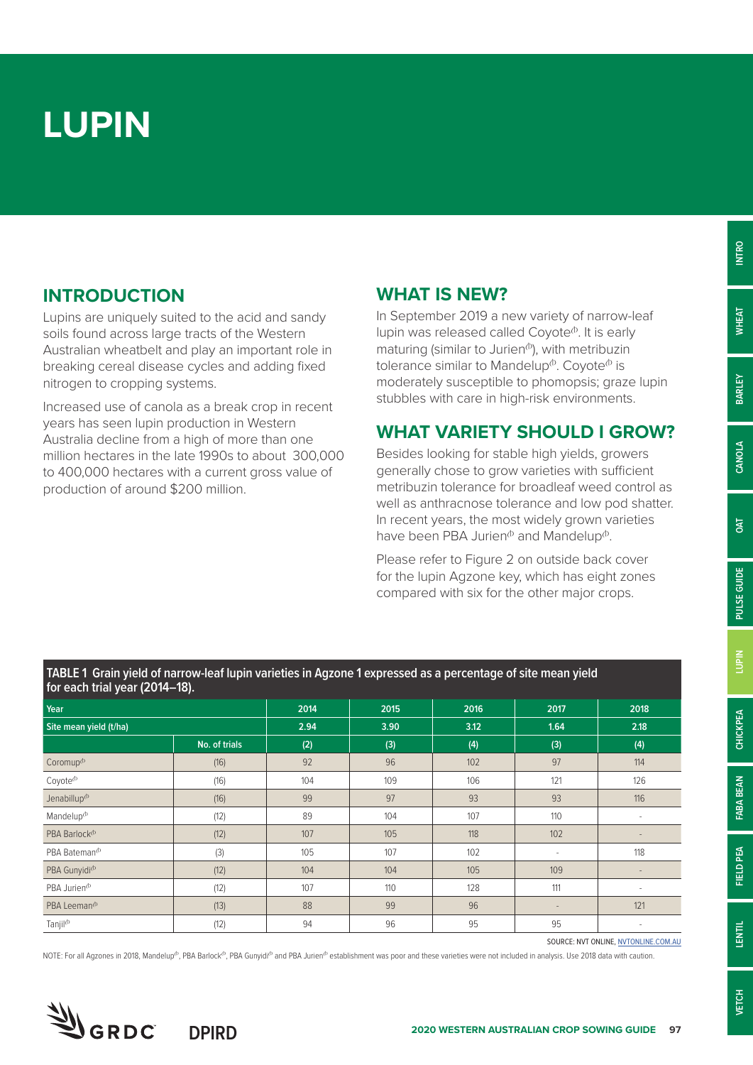# LUPIN

## INTRODUCTION

Lupins are uniquely suited to the acid and sandy soils found across large tracts of the Western Australian wheatbelt and play an important role in breaking cereal disease cycles and adding fixed nitrogen to cropping systems.

Increased use of canola as a break crop in recent years has seen lupin production in Western Australia decline from a high of more than one million hectares in the late 1990s to about 300,000 to 400,000 hectares with a current gross value of production of around $200 million.

## WHAT IS NEW?

In September 2019 a new variety of narrow-leaf lupin was released called Coyote⊕. It is early maturing (similar to Jurien⊕), with metribuzin tolerance similar to Mandelup⊕. Coyote⊕ is moderately susceptible to phomopsis; graze lupin stubbles with care in high-risk environments.

## WHAT VARIETY SHOULD I GROW?

Besides looking for stable high yields, growers generally chose to grow varieties with sufficient metribuzin tolerance for broadleaf weed control as well as anthracnose tolerance and low pod shatter. In recent years, the most widely grown varieties have been PBA Jurien⊕ and Mandelup⊕.

Please refer to Figure 2 on outside back cover for the lupin Agzone key, which has eight zones compared with six for the other major crops.

**TABLE 1 Grain yield of narrow-leaf lupin varieties in Agzone 1 expressed as a percentage of site mean yield for each trial year (2014–18).**

| Year | | 2014 | 2015 | 2016 | 2017 | 2018 |
|---|---|---|---|---|---|---|
| Site mean yield (t/ha) | | 2.94 | 3.90 | 3.12 | 1.64 | 2.18 |
| | No. of trials | (2) | (3) | (4) | (3) | (4) |
| Coromup⊕ | (16) | 92 | 96 | 102 | 97 | 114 |
| Coyote⊕ | (16) | 104 | 109 | 106 | 121 | 126 |
| Jenabillup⊕ | (16) | 99 | 97 | 93 | 93 | 116 |
| Mandelup⊕ | (12) | 89 | 104 | 107 | 110 | - |
| PBA Barlock⊕ | (12) | 107 | 105 | 118 | 102 | - |
| PBA Bateman⊕ | (3) | 105 | 107 | 102 | - | 118 |
| PBA Gunyidi⊕ | (12) | 104 | 104 | 105 | 109 | - |
| PBA Jurien⊕ | (12) | 107 | 110 | 128 | 111 | - |
| PBA Leeman⊕ | (13) | 88 | 99 | 96 | - | 121 |
| Tanjil⊕ | (12) | 94 | 96 | 95 | 95 | - |

SOURCE: NVT ONLINE, NVTONLINE.COM.AU

NOTE: For all Agzones in 2018, Mandelup⊕, PBA Barlock⊕, PBA Gunyidi⊕ and PBA Jurien⊕ establishment was poor and these varieties were not included in analysis. Use 2018 data with caution.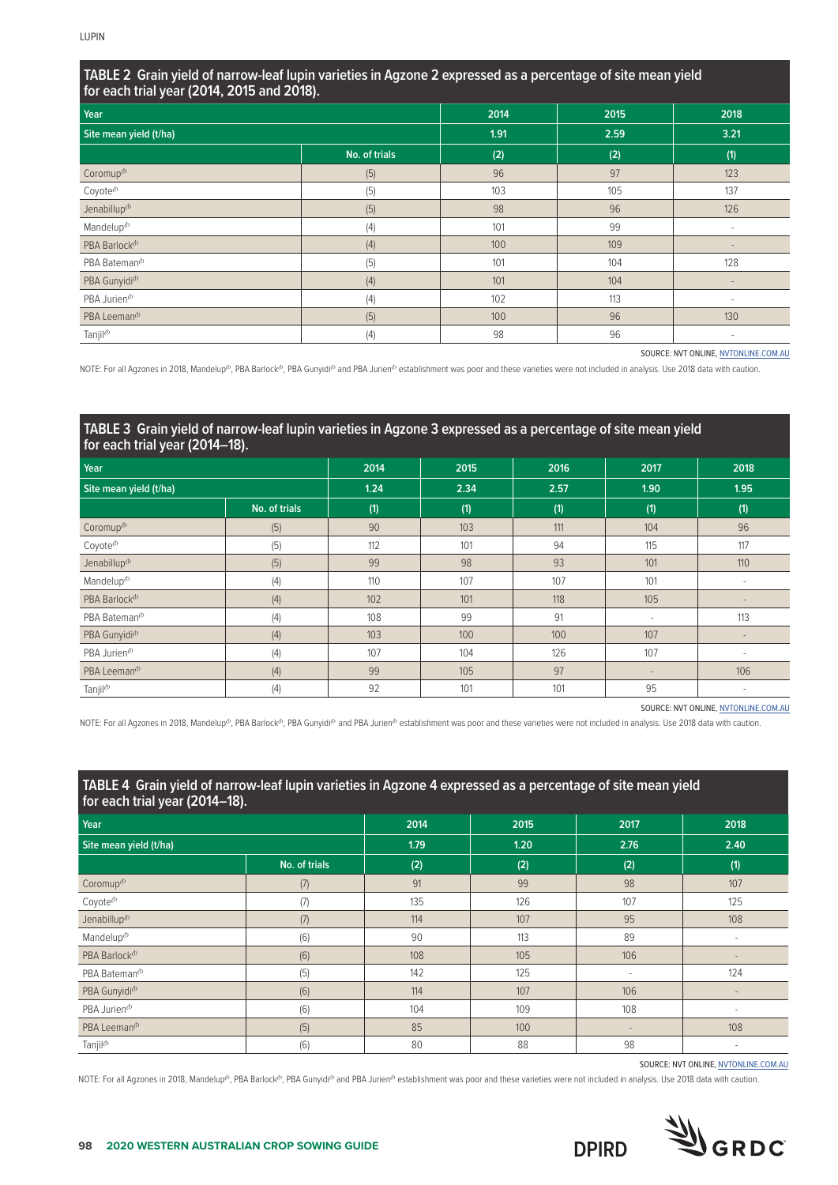### TABLE 2 Grain yield of narrow-leaf lupin varieties in Agzone 2 expressed as a percentage of site mean yield for each trial year (2014, 2015 and 2018).

| Year | | 2014 | 2015 | 2018 |
|---|---|---|---|---|
| Site mean yield (t/ha) | | 1.91 | 2.59 | 3.21 |
| | No. of trials | (2) | (2) | (1) |
| Coromup⁽ᵈ⁾ | (5) | 96 | 97 | 123 |
| Coyote⁽ᵈ⁾ | (5) | 103 | 105 | 137 |
| Jenabillup⁽ᵈ⁾ | (5) | 98 | 96 | 126 |
| Mandelup⁽ᵈ⁾ | (4) | 101 | 99 | - |
| PBA Barlock⁽ᵈ⁾ | (4) | 100 | 109 | - |
| PBA Bateman⁽ᵈ⁾ | (5) | 101 | 104 | 128 |
| PBA Gunyidi⁽ᵈ⁾ | (4) | 101 | 104 | - |
| PBA Jurien⁽ᵈ⁾ | (4) | 102 | 113 | - |
| PBA Leeman⁽ᵈ⁾ | (5) | 100 | 96 | 130 |
| Tanjil⁽ᵈ⁾ | (4) | 98 | 96 | - |

SOURCE: NVT ONLINE, NVTONLINE.COM.AU

NOTE: For all Agzones in 2018, Mandelup⁽ᵈ⁾, PBA Barlock⁽ᵈ⁾, PBA Gunyidi⁽ᵈ⁾ and PBA Jurien⁽ᵈ⁾ establishment was poor and these varieties were not included in analysis. Use 2018 data with caution.

### TABLE 3 Grain yield of narrow-leaf lupin varieties in Agzone 3 expressed as a percentage of site mean yield for each trial year (2014–18).

| Year | | 2014 | 2015 | 2016 | 2017 | 2018 |
|---|---|---|---|---|---|---|
| Site mean yield (t/ha) | | 1.24 | 2.34 | 2.57 | 1.90 | 1.95 |
| | No. of trials | (1) | (1) | (1) | (1) | (1) |
| Coromup⁽ᵈ⁾ | (5) | 90 | 103 | 111 | 104 | 96 |
| Coyote⁽ᵈ⁾ | (5) | 112 | 101 | 94 | 115 | 117 |
| Jenabillup⁽ᵈ⁾ | (5) | 99 | 98 | 93 | 101 | 110 |
| Mandelup⁽ᵈ⁾ | (4) | 110 | 107 | 107 | 101 | - |
| PBA Barlock⁽ᵈ⁾ | (4) | 102 | 101 | 118 | 105 | - |
| PBA Bateman⁽ᵈ⁾ | (4) | 108 | 99 | 91 | - | 113 |
| PBA Gunyidi⁽ᵈ⁾ | (4) | 103 | 100 | 100 | 107 | - |
| PBA Jurien⁽ᵈ⁾ | (4) | 107 | 104 | 126 | 107 | - |
| PBA Leeman⁽ᵈ⁾ | (4) | 99 | 105 | 97 | - | 106 |
| Tanjil⁽ᵈ⁾ | (4) | 92 | 101 | 101 | 95 | - |

SOURCE: NVT ONLINE, NVTONLINE.COM.AU

NOTE: For all Agzones in 2018, Mandelup⁽ᵈ⁾, PBA Barlock⁽ᵈ⁾, PBA Gunyidi⁽ᵈ⁾ and PBA Jurien⁽ᵈ⁾ establishment was poor and these varieties were not included in analysis. Use 2018 data with caution.

### TABLE 4 Grain yield of narrow-leaf lupin varieties in Agzone 4 expressed as a percentage of site mean yield for each trial year (2014–18).

| Year | | 2014 | 2015 | 2017 | 2018 |
|---|---|---|---|---|---|
| Site mean yield (t/ha) | | 1.79 | 1.20 | 2.76 | 2.40 |
| | No. of trials | (2) | (2) | (2) | (1) |
| Coromup⁽ᵈ⁾ | (7) | 91 | 99 | 98 | 107 |
| Coyote⁽ᵈ⁾ | (7) | 135 | 126 | 107 | 125 |
| Jenabillup⁽ᵈ⁾ | (7) | 114 | 107 | 95 | 108 |
| Mandelup⁽ᵈ⁾ | (6) | 90 | 113 | 89 | - |
| PBA Barlock⁽ᵈ⁾ | (6) | 108 | 105 | 106 | - |
| PBA Bateman⁽ᵈ⁾ | (5) | 142 | 125 | - | 124 |
| PBA Gunyidi⁽ᵈ⁾ | (6) | 114 | 107 | 106 | - |
| PBA Jurien⁽ᵈ⁾ | (6) | 104 | 109 | 108 | - |
| PBA Leeman⁽ᵈ⁾ | (5) | 85 | 100 | - | 108 |
| Tanjil⁽ᵈ⁾ | (6) | 80 | 88 | 98 | - |

SOURCE: NVT ONLINE, NVTONLINE.COM.AU

NOTE: For all Agzones in 2018, Mandelup⁽ᵈ⁾, PBA Barlock⁽ᵈ⁾, PBA Gunyidi⁽ᵈ⁾ and PBA Jurien⁽ᵈ⁾ establishment was poor and these varieties were not included in analysis. Use 2018 data with caution.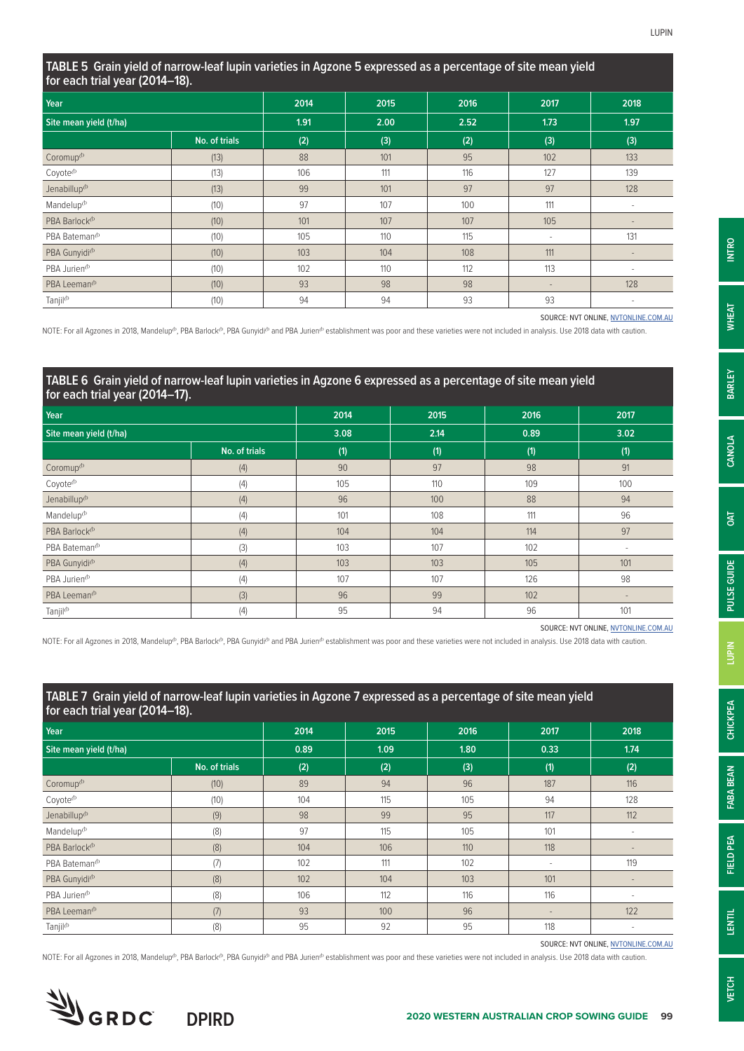## TABLE 5 Grain yield of narrow-leaf lupin varieties in Agzone 5 expressed as a percentage of site mean yield for each trial year (2014–18).

| Year | | 2014 | 2015 | 2016 | 2017 | 2018 |
|---|---|---|---|---|---|---|
| Site mean yield (t/ha) | | 1.91 | 2.00 | 2.52 | 1.73 | 1.97 |
| | No. of trials | (2) | (3) | (2) | (3) | (3) |
| Coromup⁽ᵖ⁾ | (13) | 88 | 101 | 95 | 102 | 133 |
| Coyote⁽ᵖ⁾ | (13) | 106 | 111 | 116 | 127 | 139 |
| Jenabillup⁽ᵖ⁾ | (13) | 99 | 101 | 97 | 97 | 128 |
| Mandelup⁽ᵖ⁾ | (10) | 97 | 107 | 100 | 111 | - |
| PBA Barlock⁽ᵖ⁾ | (10) | 101 | 107 | 107 | 105 | - |
| PBA Bateman⁽ᵖ⁾ | (10) | 105 | 110 | 115 | - | 131 |
| PBA Gunyidi⁽ᵖ⁾ | (10) | 103 | 104 | 108 | 111 | - |
| PBA Jurien⁽ᵖ⁾ | (10) | 102 | 110 | 112 | 113 | - |
| PBA Leeman⁽ᵖ⁾ | (10) | 93 | 98 | 98 | - | 128 |
| Tanjil⁽ᵖ⁾ | (10) | 94 | 94 | 93 | 93 | - |

SOURCE: NVT ONLINE, NVTONLINE.COM.AU

NOTE: For all Agzones in 2018, Mandelup⁽ᵖ⁾, PBA Barlock⁽ᵖ⁾, PBA Gunyidi⁽ᵖ⁾ and PBA Jurien⁽ᵖ⁾ establishment was poor and these varieties were not included in analysis. Use 2018 data with caution.

## TABLE 6 Grain yield of narrow-leaf lupin varieties in Agzone 6 expressed as a percentage of site mean yield for each trial year (2014–17).

| Year | | 2014 | 2015 | 2016 | 2017 |
|---|---|---|---|---|---|
| Site mean yield (t/ha) | | 3.08 | 2.14 | 0.89 | 3.02 |
| | No. of trials | (1) | (1) | (1) | (1) |
| Coromup⁽ᵖ⁾ | (4) | 90 | 97 | 98 | 91 |
| Coyote⁽ᵖ⁾ | (4) | 105 | 110 | 109 | 100 |
| Jenabillup⁽ᵖ⁾ | (4) | 96 | 100 | 88 | 94 |
| Mandelup⁽ᵖ⁾ | (4) | 101 | 108 | 111 | 96 |
| PBA Barlock⁽ᵖ⁾ | (4) | 104 | 104 | 114 | 97 |
| PBA Bateman⁽ᵖ⁾ | (3) | 103 | 107 | 102 | - |
| PBA Gunyidi⁽ᵖ⁾ | (4) | 103 | 103 | 105 | 101 |
| PBA Jurien⁽ᵖ⁾ | (4) | 107 | 107 | 126 | 98 |
| PBA Leeman⁽ᵖ⁾ | (3) | 96 | 99 | 102 | - |
| Tanjil⁽ᵖ⁾ | (4) | 95 | 94 | 96 | 101 |

SOURCE: NVT ONLINE, NVTONLINE.COM.AU

NOTE: For all Agzones in 2018, Mandelup⁽ᵖ⁾, PBA Barlock⁽ᵖ⁾, PBA Gunyidi⁽ᵖ⁾ and PBA Jurien⁽ᵖ⁾ establishment was poor and these varieties were not included in analysis. Use 2018 data with caution.

## TABLE 7 Grain yield of narrow-leaf lupin varieties in Agzone 7 expressed as a percentage of site mean yield for each trial year (2014–18).

| Year | | 2014 | 2015 | 2016 | 2017 | 2018 |
|---|---|---|---|---|---|---|
| Site mean yield (t/ha) | | 0.89 | 1.09 | 1.80 | 0.33 | 1.74 |
| | No. of trials | (2) | (2) | (3) | (1) | (2) |
| Coromup⁽ᵖ⁾ | (10) | 89 | 94 | 96 | 187 | 116 |
| Coyote⁽ᵖ⁾ | (10) | 104 | 115 | 105 | 94 | 128 |
| Jenabillup⁽ᵖ⁾ | (9) | 98 | 99 | 95 | 117 | 112 |
| Mandelup⁽ᵖ⁾ | (8) | 97 | 115 | 105 | 101 | - |
| PBA Barlock⁽ᵖ⁾ | (8) | 104 | 106 | 110 | 118 | - |
| PBA Bateman⁽ᵖ⁾ | (7) | 102 | 111 | 102 | - | 119 |
| PBA Gunyidi⁽ᵖ⁾ | (8) | 102 | 104 | 103 | 101 | - |
| PBA Jurien⁽ᵖ⁾ | (8) | 106 | 112 | 116 | 116 | - |
| PBA Leeman⁽ᵖ⁾ | (7) | 93 | 100 | 96 | - | 122 |
| Tanjil⁽ᵖ⁾ | (8) | 95 | 92 | 95 | 118 | - |

SOURCE: NVT ONLINE, NVTONLINE.COM.AU

NOTE: For all Agzones in 2018, Mandelup⁽ᵖ⁾, PBA Barlock⁽ᵖ⁾, PBA Gunyidi⁽ᵖ⁾ and PBA Jurien⁽ᵖ⁾ establishment was poor and these varieties were not included in analysis. Use 2018 data with caution.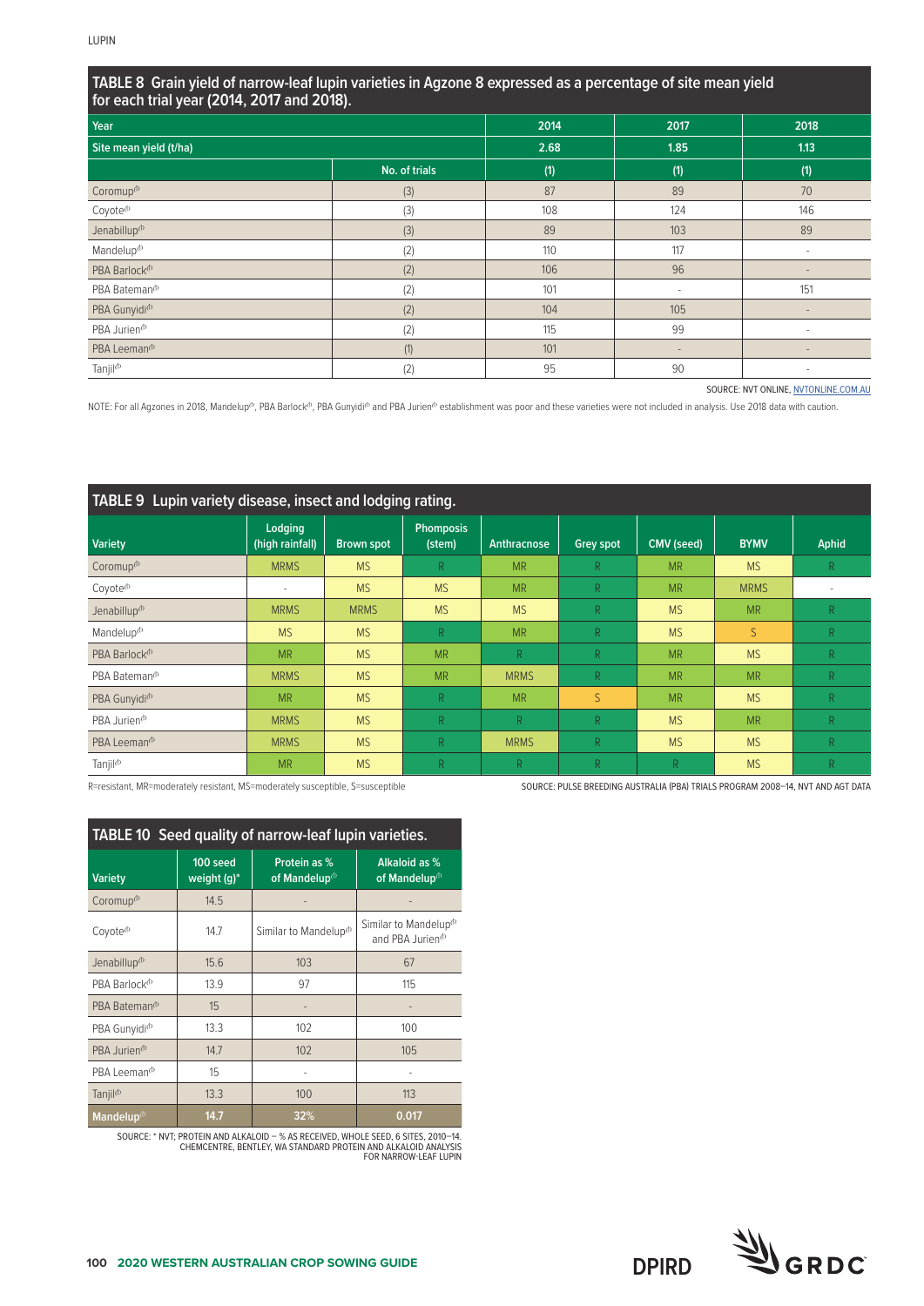## TABLE 8 Grain yield of narrow-leaf lupin varieties in Agzone 8 expressed as a percentage of site mean yield for each trial year (2014, 2017 and 2018).

| Year | | 2014 | 2017 | 2018 |
|---|---|---|---|---|
| Site mean yield (t/ha) | | 2.68 | 1.85 | 1.13 |
| | No. of trials | (1) | (1) | (1) |
| Coromup⊕ | (3) | 87 | 89 | 70 |
| Coyote⊕ | (3) | 108 | 124 | 146 |
| Jenabillup⊕ | (3) | 89 | 103 | 89 |
| Mandelup⊕ | (2) | 110 | 117 | - |
| PBA Barlock⊕ | (2) | 106 | 96 | - |
| PBA Bateman⊕ | (2) | 101 | - | 151 |
| PBA Gunyidi⊕ | (2) | 104 | 105 | - |
| PBA Jurien⊕ | (2) | 115 | 99 | - |
| PBA Leeman⊕ | (1) | 101 | - | - |
| Tanjil⊕ | (2) | 95 | 90 | - |

SOURCE: NVT ONLINE, NVTONLINE.COM.AU

NOTE: For all Agzones in 2018, Mandelup⊕, PBA Barlock⊕, PBA Gunyidi⊕ and PBA Jurien⊕ establishment was poor and these varieties were not included in analysis. Use 2018 data with caution.

## TABLE 9 Lupin variety disease, insect and lodging rating.

| Variety | Lodging (high rainfall) | Brown spot | Phomposis (stem) | Anthracnose | Grey spot | CMV (seed) | BYMV | Aphid |
|---|---|---|---|---|---|---|---|---|
| Coromup⊕ | MRMS | MS | R | MR | R | MR | MS | R |
| Coyote⊕ | - | MS | MS | MR | R | MR | MRMS | - |
| Jenabillup⊕ | MRMS | MRMS | MS | MS | R | MS | MR | R |
| Mandelup⊕ | MS | MS | R | MR | R | MS | S | R |
| PBA Barlock⊕ | MR | MS | MR | R | R | MR | MS | R |
| PBA Bateman⊕ | MRMS | MS | MR | MRMS | R | MR | MR | R |
| PBA Gunyidi⊕ | MR | MS | R | MR | S | MR | MS | R |
| PBA Jurien⊕ | MRMS | MS | R | R | R | MS | MR | R |
| PBA Leeman⊕ | MRMS | MS | R | MRMS | R | MS | MS | R |
| Tanjil⊕ | MR | MS | R | R | R | R | MS | R |

R=resistant, MR=moderately resistant, MS=moderately susceptible, S=susceptible

SOURCE: PULSE BREEDING AUSTRALIA (PBA) TRIALS PROGRAM 2008–14, NVT AND AGT DATA

## TABLE 10 Seed quality of narrow-leaf lupin varieties.

| Variety | 100 seed weight (g)* | Protein as % of Mandelup⊕ | Alkaloid as % of Mandelup⊕ |
|---|---|---|---|
| Coromup⊕ | 14.5 | - | - |
| Coyote⊕ | 14.7 | Similar to Mandelup⊕ | Similar to Mandelup⊕ and PBA Jurien⊕ |
| Jenabillup⊕ | 15.6 | 103 | 67 |
| PBA Barlock⊕ | 13.9 | 97 | 115 |
| PBA Bateman⊕ | 15 | - | - |
| PBA Gunyidi⊕ | 13.3 | 102 | 100 |
| PBA Jurien⊕ | 14.7 | 102 | 105 |
| PBA Leeman⊕ | 15 | - | - |
| Tanjil⊕ | 13.3 | 100 | 113 |
| **Mandelup⊕** | **14.7** | **32%** | **0.017** |

SOURCE: * NVT; PROTEIN AND ALKALOID – % AS RECEIVED, WHOLE SEED, 6 SITES, 2010–14. CHEMCENTRE, BENTLEY, WA STANDARD PROTEIN AND ALKALOID ANALYSIS FOR NARROW-LEAF LUPIN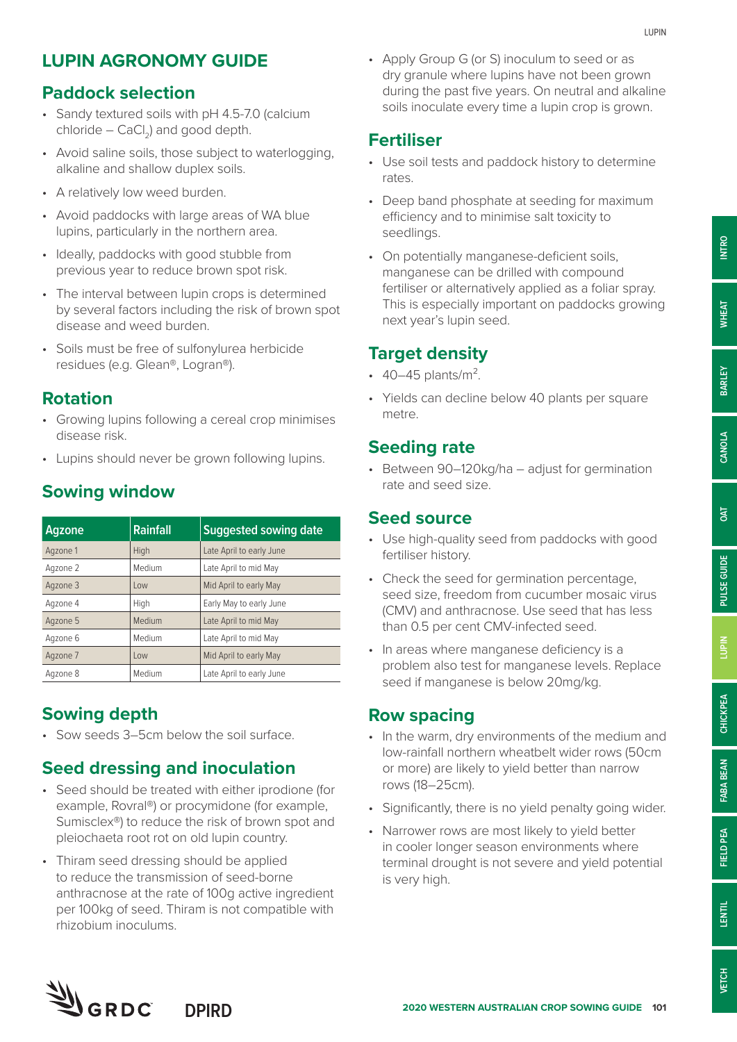# LUPIN AGRONOMY GUIDE

## Paddock selection

- Sandy textured soils with pH 4.5-7.0 (calcium chloride – $CaCl_2$) and good depth.
- Avoid saline soils, those subject to waterlogging, alkaline and shallow duplex soils.
- A relatively low weed burden.
- Avoid paddocks with large areas of WA blue lupins, particularly in the northern area.
- Ideally, paddocks with good stubble from previous year to reduce brown spot risk.
- The interval between lupin crops is determined by several factors including the risk of brown spot disease and weed burden.
- Soils must be free of sulfonylurea herbicide residues (e.g. Glean®, Logran®).

## Rotation

- Growing lupins following a cereal crop minimises disease risk.
- Lupins should never be grown following lupins.

## Sowing window

| Agzone | Rainfall | Suggested sowing date |
|---|---|---|
| Agzone 1 | High | Late April to early June |
| Agzone 2 | Medium | Late April to mid May |
| Agzone 3 | Low | Mid April to early May |
| Agzone 4 | High | Early May to early June |
| Agzone 5 | Medium | Late April to mid May |
| Agzone 6 | Medium | Late April to mid May |
| Agzone 7 | Low | Mid April to early May |
| Agzone 8 | Medium | Late April to early June |

## Sowing depth

- Sow seeds 3–5cm below the soil surface.

## Seed dressing and inoculation

- Seed should be treated with either iprodione (for example, Rovral®) or procymidone (for example, Sumisclex®) to reduce the risk of brown spot and pleiochaeta root rot on old lupin country.
- Thiram seed dressing should be applied to reduce the transmission of seed-borne anthracnose at the rate of 100g active ingredient per 100kg of seed. Thiram is not compatible with rhizobium inoculums.
- Apply Group G (or S) inoculum to seed or as dry granule where lupins have not been grown during the past five years. On neutral and alkaline soils inoculate every time a lupin crop is grown.

## Fertiliser

- Use soil tests and paddock history to determine rates.
- Deep band phosphate at seeding for maximum efficiency and to minimise salt toxicity to seedlings.
- On potentially manganese-deficient soils, manganese can be drilled with compound fertiliser or alternatively applied as a foliar spray. This is especially important on paddocks growing next year's lupin seed.

## Target density

- 40–45 plants/$m^2$.
- Yields can decline below 40 plants per square metre.

## Seeding rate

- Between 90–120kg/ha – adjust for germination rate and seed size.

## Seed source

- Use high-quality seed from paddocks with good fertiliser history.
- Check the seed for germination percentage, seed size, freedom from cucumber mosaic virus (CMV) and anthracnose. Use seed that has less than 0.5 per cent CMV-infected seed.
- In areas where manganese deficiency is a problem also test for manganese levels. Replace seed if manganese is below 20mg/kg.

## Row spacing

- In the warm, dry environments of the medium and low-rainfall northern wheatbelt wider rows (50cm or more) are likely to yield better than narrow rows (18–25cm).
- Significantly, there is no yield penalty going wider.
- Narrower rows are most likely to yield better in cooler longer season environments where terminal drought is not severe and yield potential is very high.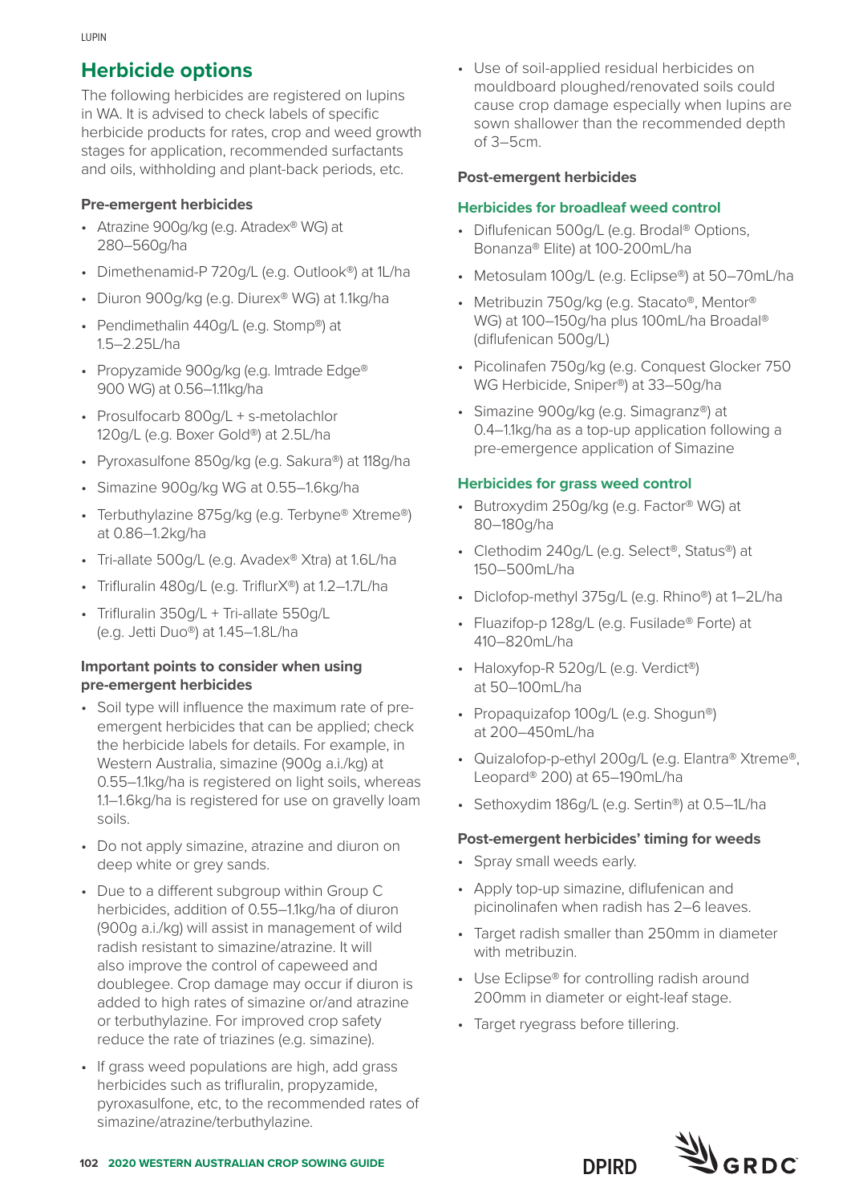## Herbicide options

The following herbicides are registered on lupins in WA. It is advised to check labels of specific herbicide products for rates, crop and weed growth stages for application, recommended surfactants and oils, withholding and plant-back periods, etc.

### Pre-emergent herbicides

- Atrazine 900g/kg (e.g. Atradex® WG) at 280–560g/ha
- Dimethenamid-P 720g/L (e.g. Outlook®) at 1L/ha
- Diuron 900g/kg (e.g. Diurex® WG) at 1.1kg/ha
- Pendimethalin 440g/L (e.g. Stomp®) at 1.5–2.25L/ha
- Propyzamide 900g/kg (e.g. Imtrade Edge® 900 WG) at 0.56–1.11kg/ha
- Prosulfocarb 800g/L + s-metolachlor 120g/L (e.g. Boxer Gold®) at 2.5L/ha
- Pyroxasulfone 850g/kg (e.g. Sakura®) at 118g/ha
- Simazine 900g/kg WG at 0.55–1.6kg/ha
- Terbuthylazine 875g/kg (e.g. Terbyne® Xtreme®) at 0.86–1.2kg/ha
- Tri-allate 500g/L (e.g. Avadex® Xtra) at 1.6L/ha
- Trifluralin 480g/L (e.g. TriflurX®) at 1.2–1.7L/ha
- Trifluralin 350g/L + Tri-allate 550g/L (e.g. Jetti Duo®) at 1.45–1.8L/ha

### Important points to consider when using pre-emergent herbicides

- Soil type will influence the maximum rate of pre-emergent herbicides that can be applied; check the herbicide labels for details. For example, in Western Australia, simazine (900g a.i./kg) at 0.55–1.1kg/ha is registered on light soils, whereas 1.1–1.6kg/ha is registered for use on gravelly loam soils.
- Do not apply simazine, atrazine and diuron on deep white or grey sands.
- Due to a different subgroup within Group C herbicides, addition of 0.55–1.1kg/ha of diuron (900g a.i./kg) will assist in management of wild radish resistant to simazine/atrazine. It will also improve the control of capeweed and doublegee. Crop damage may occur if diuron is added to high rates of simazine or/and atrazine or terbuthylazine. For improved crop safety reduce the rate of triazines (e.g. simazine).
- If grass weed populations are high, add grass herbicides such as trifluralin, propyzamide, pyroxasulfone, etc, to the recommended rates of simazine/atrazine/terbuthylazine.
- Use of soil-applied residual herbicides on mouldboard ploughed/renovated soils could cause crop damage especially when lupins are sown shallower than the recommended depth of 3–5cm.

### Post-emergent herbicides

#### Herbicides for broadleaf weed control

- Diflufenican 500g/L (e.g. Brodal® Options, Bonanza® Elite) at 100-200mL/ha
- Metosulam 100g/L (e.g. Eclipse®) at 50–70mL/ha
- Metribuzin 750g/kg (e.g. Stacato®, Mentor® WG) at 100–150g/ha plus 100mL/ha Broadal® (diflufenican 500g/L)
- Picolinafen 750g/kg (e.g. Conquest Glocker 750 WG Herbicide, Sniper®) at 33–50g/ha
- Simazine 900g/kg (e.g. Simagranz®) at 0.4–1.1kg/ha as a top-up application following a pre-emergence application of Simazine

#### Herbicides for grass weed control

- Butroxydim 250g/kg (e.g. Factor® WG) at 80–180g/ha
- Clethodim 240g/L (e.g. Select®, Status®) at 150–500mL/ha
- Diclofop-methyl 375g/L (e.g. Rhino®) at 1–2L/ha
- Fluazifop-p 128g/L (e.g. Fusilade® Forte) at 410–820mL/ha
- Haloxyfop-R 520g/L (e.g. Verdict®) at 50–100mL/ha
- Propaquizafop 100g/L (e.g. Shogun®) at 200–450mL/ha
- Quizalofop-p-ethyl 200g/L (e.g. Elantra® Xtreme®, Leopard® 200) at 65–190mL/ha
- Sethoxydim 186g/L (e.g. Sertin®) at 0.5–1L/ha

### Post-emergent herbicides' timing for weeds

- Spray small weeds early.
- Apply top-up simazine, diflufenican and picinolinafen when radish has 2–6 leaves.
- Target radish smaller than 250mm in diameter with metribuzin.
- Use Eclipse® for controlling radish around 200mm in diameter or eight-leaf stage.
- Target ryegrass before tillering.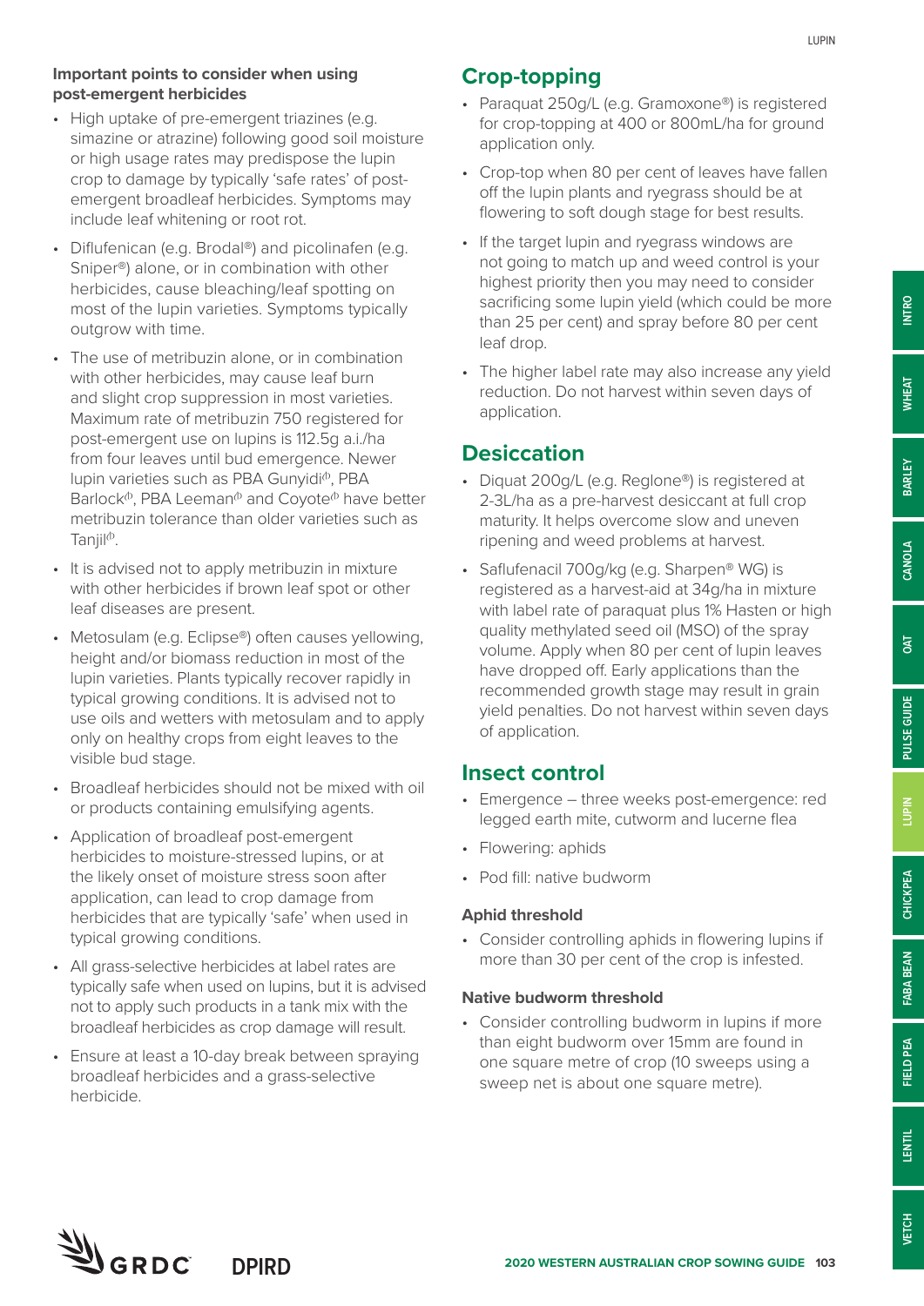**Important points to consider when using post-emergent herbicides**

- High uptake of pre-emergent triazines (e.g. simazine or atrazine) following good soil moisture or high usage rates may predispose the lupin crop to damage by typically 'safe rates' of post-emergent broadleaf herbicides. Symptoms may include leaf whitening or root rot.
- Diflufenican (e.g. Brodal®) and picolinafen (e.g. Sniper®) alone, or in combination with other herbicides, cause bleaching/leaf spotting on most of the lupin varieties. Symptoms typically outgrow with time.
- The use of metribuzin alone, or in combination with other herbicides, may cause leaf burn and slight crop suppression in most varieties. Maximum rate of metribuzin 750 registered for post-emergent use on lupins is 112.5g a.i./ha from four leaves until bud emergence. Newer lupin varieties such as PBA Gunyidi⯑, PBA Barlock⯑, PBA Leeman⯑ and Coyote⯑ have better metribuzin tolerance than older varieties such as Tanjil⯑.
- It is advised not to apply metribuzin in mixture with other herbicides if brown leaf spot or other leaf diseases are present.
- Metosulam (e.g. Eclipse®) often causes yellowing, height and/or biomass reduction in most of the lupin varieties. Plants typically recover rapidly in typical growing conditions. It is advised not to use oils and wetters with metosulam and to apply only on healthy crops from eight leaves to the visible bud stage.
- Broadleaf herbicides should not be mixed with oil or products containing emulsifying agents.
- Application of broadleaf post-emergent herbicides to moisture-stressed lupins, or at the likely onset of moisture stress soon after application, can lead to crop damage from herbicides that are typically 'safe' when used in typical growing conditions.
- All grass-selective herbicides at label rates are typically safe when used on lupins, but it is advised not to apply such products in a tank mix with the broadleaf herbicides as crop damage will result.
- Ensure at least a 10-day break between spraying broadleaf herbicides and a grass-selective herbicide.

## Crop-topping

- Paraquat 250g/L (e.g. Gramoxone®) is registered for crop-topping at 400 or 800mL/ha for ground application only.
- Crop-top when 80 per cent of leaves have fallen off the lupin plants and ryegrass should be at flowering to soft dough stage for best results.
- If the target lupin and ryegrass windows are not going to match up and weed control is your highest priority then you may need to consider sacrificing some lupin yield (which could be more than 25 per cent) and spray before 80 per cent leaf drop.
- The higher label rate may also increase any yield reduction. Do not harvest within seven days of application.

## Desiccation

- Diquat 200g/L (e.g. Reglone®) is registered at 2-3L/ha as a pre-harvest desiccant at full crop maturity. It helps overcome slow and uneven ripening and weed problems at harvest.
- Saflufenacil 700g/kg (e.g. Sharpen® WG) is registered as a harvest-aid at 34g/ha in mixture with label rate of paraquat plus 1% Hasten or high quality methylated seed oil (MSO) of the spray volume. Apply when 80 per cent of lupin leaves have dropped off. Early applications than the recommended growth stage may result in grain yield penalties. Do not harvest within seven days of application.

## Insect control

- Emergence – three weeks post-emergence: red legged earth mite, cutworm and lucerne flea
- Flowering: aphids
- Pod fill: native budworm

### Aphid threshold

- Consider controlling aphids in flowering lupins if more than 30 per cent of the crop is infested.

### Native budworm threshold

- Consider controlling budworm in lupins if more than eight budworm over 15mm are found in one square metre of crop (10 sweeps using a sweep net is about one square metre).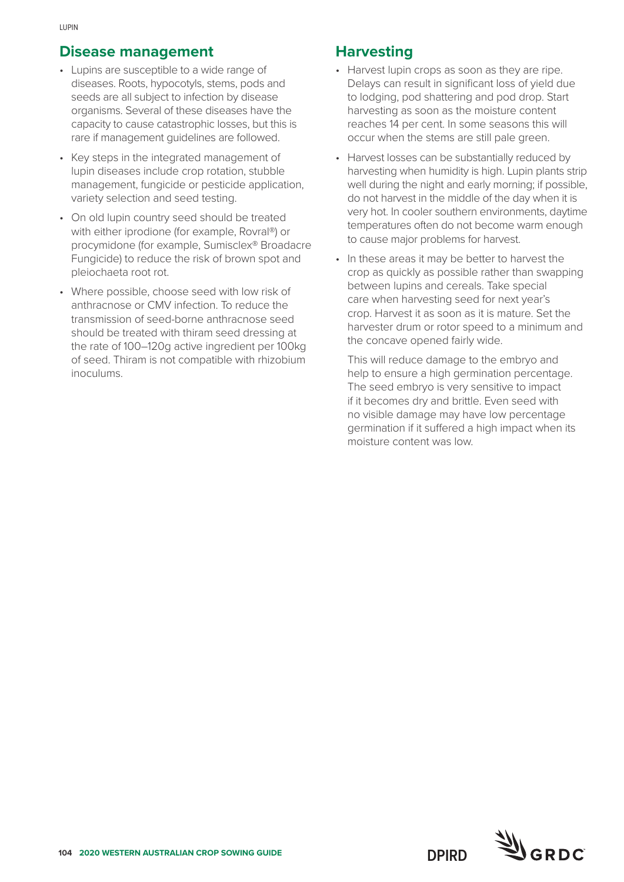## Disease management

- Lupins are susceptible to a wide range of diseases. Roots, hypocotyls, stems, pods and seeds are all subject to infection by disease organisms. Several of these diseases have the capacity to cause catastrophic losses, but this is rare if management guidelines are followed.
- Key steps in the integrated management of lupin diseases include crop rotation, stubble management, fungicide or pesticide application, variety selection and seed testing.
- On old lupin country seed should be treated with either iprodione (for example, Rovral®) or procymidone (for example, Sumisclex® Broadacre Fungicide) to reduce the risk of brown spot and pleiochaeta root rot.
- Where possible, choose seed with low risk of anthracnose or CMV infection. To reduce the transmission of seed-borne anthracnose seed should be treated with thiram seed dressing at the rate of 100–120g active ingredient per 100kg of seed. Thiram is not compatible with rhizobium inoculums.

## Harvesting

- Harvest lupin crops as soon as they are ripe. Delays can result in significant loss of yield due to lodging, pod shattering and pod drop. Start harvesting as soon as the moisture content reaches 14 per cent. In some seasons this will occur when the stems are still pale green.
- Harvest losses can be substantially reduced by harvesting when humidity is high. Lupin plants strip well during the night and early morning; if possible, do not harvest in the middle of the day when it is very hot. In cooler southern environments, daytime temperatures often do not become warm enough to cause major problems for harvest.
- In these areas it may be better to harvest the crop as quickly as possible rather than swapping between lupins and cereals. Take special care when harvesting seed for next year's crop. Harvest it as soon as it is mature. Set the harvester drum or rotor speed to a minimum and the concave opened fairly wide.

  This will reduce damage to the embryo and help to ensure a high germination percentage. The seed embryo is very sensitive to impact if it becomes dry and brittle. Even seed with no visible damage may have low percentage germination if it suffered a high impact when its moisture content was low.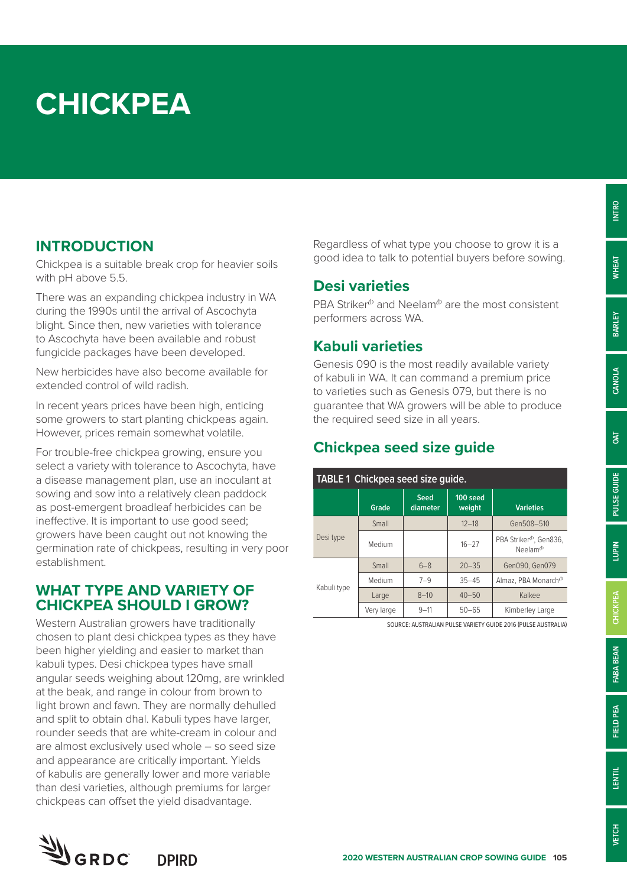# CHICKPEA

## INTRODUCTION

Chickpea is a suitable break crop for heavier soils with pH above 5.5.

There was an expanding chickpea industry in WA during the 1990s until the arrival of Ascochyta blight. Since then, new varieties with tolerance to Ascochyta have been available and robust fungicide packages have been developed.

New herbicides have also become available for extended control of wild radish.

In recent years prices have been high, enticing some growers to start planting chickpeas again. However, prices remain somewhat volatile.

For trouble-free chickpea growing, ensure you select a variety with tolerance to Ascochyta, have a disease management plan, use an inoculant at sowing and sow into a relatively clean paddock as post-emergent broadleaf herbicides can be ineffective. It is important to use good seed; growers have been caught out not knowing the germination rate of chickpeas, resulting in very poor establishment.

## WHAT TYPE AND VARIETY OF CHICKPEA SHOULD I GROW?

Western Australian growers have traditionally chosen to plant desi chickpea types as they have been higher yielding and easier to market than kabuli types. Desi chickpea types have small angular seeds weighing about 120mg, are wrinkled at the beak, and range in colour from brown to light brown and fawn. They are normally dehulled and split to obtain dhal. Kabuli types have larger, rounder seeds that are white-cream in colour and are almost exclusively used whole – so seed size and appearance are critically important. Yields of kabulis are generally lower and more variable than desi varieties, although premiums for larger chickpeas can offset the yield disadvantage.

Regardless of what type you choose to grow it is a good idea to talk to potential buyers before sowing.

### Desi varieties

PBA Striker⟨PBR⟩ and Neelam⟨PBR⟩ are the most consistent performers across WA.

### Kabuli varieties

Genesis 090 is the most readily available variety of kabuli in WA. It can command a premium price to varieties such as Genesis 079, but there is no guarantee that WA growers will be able to produce the required seed size in all years.

### Chickpea seed size guide

**TABLE 1** Chickpea seed size guide.

| | Grade | Seed diameter | 100 seed weight | Varieties |
|---|---|---|---|---|
| Desi type | Small | | 12–18 | Gen508–510 |
| | Medium | | 16–27 | PBA Striker⟨PBR⟩, Gen836, Neelam⟨PBR⟩ |
| Kabuli type | Small | 6–8 | 20–35 | Gen090, Gen079 |
| | Medium | 7–9 | 35–45 | Almaz, PBA Monarch⟨PBR⟩ |
| | Large | 8–10 | 40–50 | Kalkee |
| | Very large | 9–11 | 50–65 | Kimberley Large |

SOURCE: AUSTRALIAN PULSE VARIETY GUIDE 2016 (PULSE AUSTRALIA)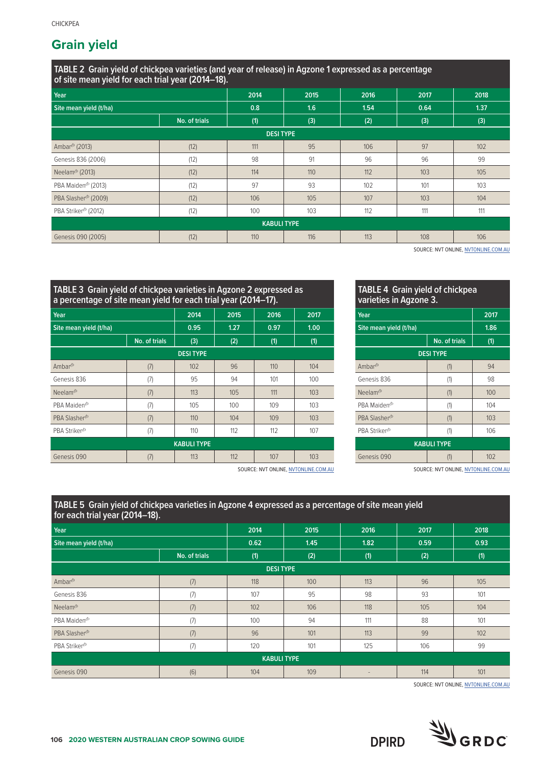## Grain yield

**TABLE 2 Grain yield of chickpea varieties (and year of release) in Agzone 1 expressed as a percentage of site mean yield for each trial year (2014–18).**

| Year | | 2014 | 2015 | 2016 | 2017 | 2018 |
|---|---|---|---|---|---|---|
| Site mean yield (t/ha) | | 0.8 | 1.6 | 1.54 | 0.64 | 1.37 |
| | No. of trials | (1) | (3) | (2) | (3) | (3) |
| **DESI TYPE** | | | | | | |
| Ambar⁽ᵇ⁾ (2013) | (12) | 111 | 95 | 106 | 97 | 102 |
| Genesis 836 (2006) | (12) | 98 | 91 | 96 | 96 | 99 |
| Neelam⁽ᵇ⁾ (2013) | (12) | 114 | 110 | 112 | 103 | 105 |
| PBA Maiden⁽ᵇ⁾ (2013) | (12) | 97 | 93 | 102 | 101 | 103 |
| PBA Slasher⁽ᵇ⁾ (2009) | (12) | 106 | 105 | 107 | 103 | 104 |
| PBA Striker⁽ᵇ⁾ (2012) | (12) | 100 | 103 | 112 | 111 | 111 |
| **KABULI TYPE** | | | | | | |
| Genesis 090 (2005) | (12) | 110 | 116 | 113 | 108 | 106 |

SOURCE: NVT ONLINE, NVTONLINE.COM.AU

**TABLE 3 Grain yield of chickpea varieties in Agzone 2 expressed as a percentage of site mean yield for each trial year (2014–17).**

| Year | | 2014 | 2015 | 2016 | 2017 |
|---|---|---|---|---|---|
| Site mean yield (t/ha) | | 0.95 | 1.27 | 0.97 | 1.00 |
| | No. of trials | (3) | (2) | (1) | (1) |
| **DESI TYPE** | | | | | |
| Ambar⁽ᵇ⁾ | (7) | 102 | 96 | 110 | 104 |
| Genesis 836 | (7) | 95 | 94 | 101 | 100 |
| Neelam⁽ᵇ⁾ | (7) | 113 | 105 | 111 | 103 |
| PBA Maiden⁽ᵇ⁾ | (7) | 105 | 100 | 109 | 103 |
| PBA Slasher⁽ᵇ⁾ | (7) | 110 | 104 | 109 | 103 |
| PBA Striker⁽ᵇ⁾ | (7) | 110 | 112 | 112 | 107 |
| **KABULI TYPE** | | | | | |
| Genesis 090 | (7) | 113 | 112 | 107 | 103 |

SOURCE: NVT ONLINE, NVTONLINE.COM.AU

**TABLE 4 Grain yield of chickpea varieties in Agzone 3.**

| Year | | 2017 |
|---|---|---|
| Site mean yield (t/ha) | | 1.86 |
| | No. of trials | (1) |
| **DESI TYPE** | | |
| Ambar⁽ᵇ⁾ | (1) | 94 |
| Genesis 836 | (1) | 98 |
| Neelam⁽ᵇ⁾ | (1) | 100 |
| PBA Maiden⁽ᵇ⁾ | (1) | 104 |
| PBA Slasher⁽ᵇ⁾ | (1) | 103 |
| PBA Striker⁽ᵇ⁾ | (1) | 106 |
| **KABULI TYPE** | | |
| Genesis 090 | (1) | 102 |

SOURCE: NVT ONLINE, NVTONLINE.COM.AU

**TABLE 5 Grain yield of chickpea varieties in Agzone 4 expressed as a percentage of site mean yield for each trial year (2014–18).**

| Year | | 2014 | 2015 | 2016 | 2017 | 2018 |
|---|---|---|---|---|---|---|
| Site mean yield (t/ha) | | 0.62 | 1.45 | 1.82 | 0.59 | 0.93 |
| | No. of trials | (1) | (2) | (1) | (2) | (1) |
| **DESI TYPE** | | | | | | |
| Ambar⁽ᵇ⁾ | (7) | 118 | 100 | 113 | 96 | 105 |
| Genesis 836 | (7) | 107 | 95 | 98 | 93 | 101 |
| Neelam⁽ᵇ⁾ | (7) | 102 | 106 | 118 | 105 | 104 |
| PBA Maiden⁽ᵇ⁾ | (7) | 100 | 94 | 111 | 88 | 101 |
| PBA Slasher⁽ᵇ⁾ | (7) | 96 | 101 | 113 | 99 | 102 |
| PBA Striker⁽ᵇ⁾ | (7) | 120 | 101 | 125 | 106 | 99 |
| **KABULI TYPE** | | | | | | |
| Genesis 090 | (6) | 104 | 109 | - | 114 | 101 |

SOURCE: NVT ONLINE, NVTONLINE.COM.AU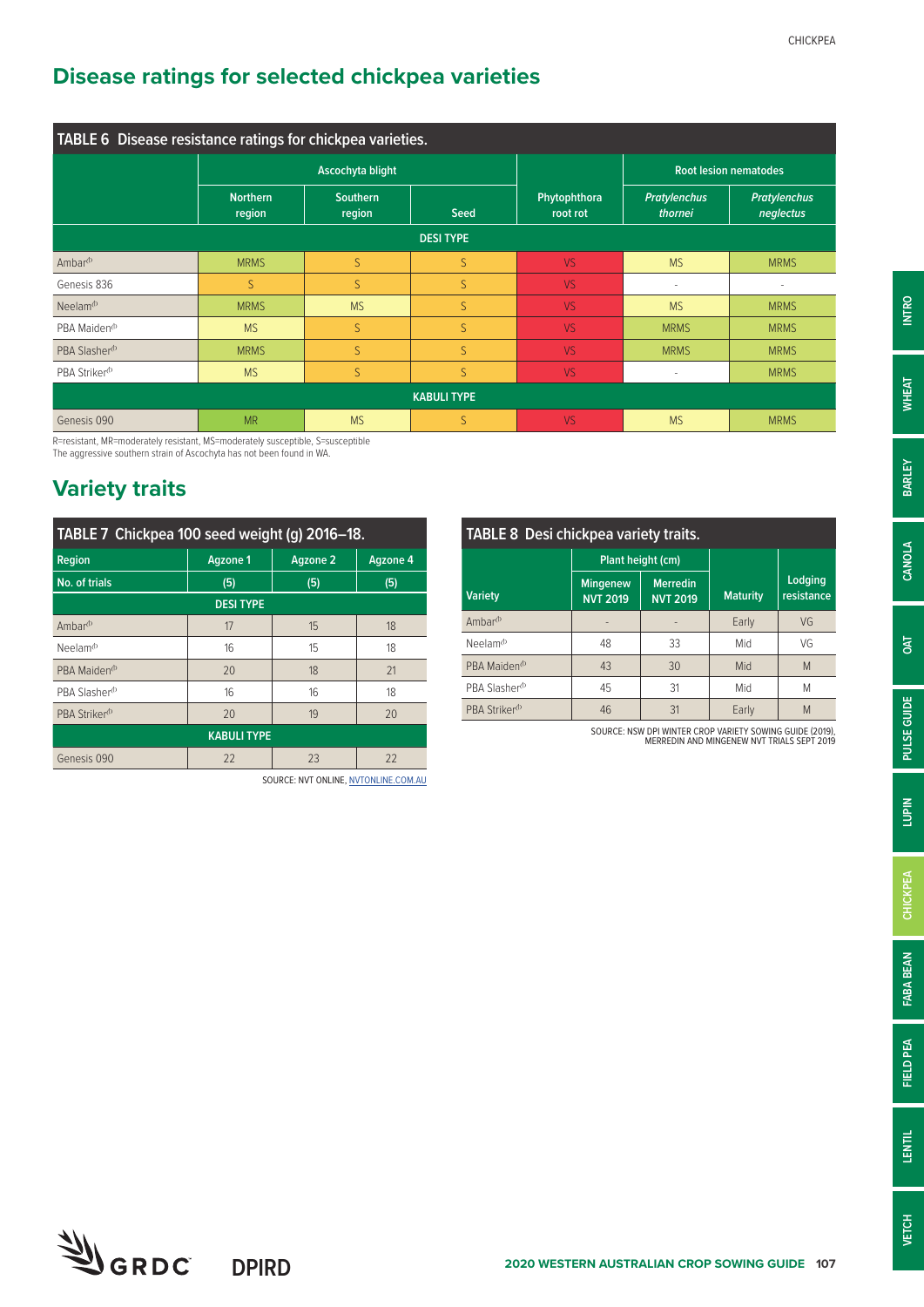## Disease ratings for selected chickpea varieties

**TABLE 6 Disease resistance ratings for chickpea varieties.**

| | Ascochyta blight | | | Phytophthora root rot | Root lesion nematodes | |
|---|---|---|---|---|---|---|
| | Northern region | Southern region | Seed | | *Pratylenchus thornei* | *Pratylenchus neglectus* |
| **DESI TYPE** | | | | | | |
| Ambar⁽ᵖ⁾ | MRMS | S | S | VS | MS | MRMS |
| Genesis 836 | S | S | S | VS | - | - |
| Neelam⁽ᵖ⁾ | MRMS | MS | S | VS | MS | MRMS |
| PBA Maiden⁽ᵖ⁾ | MS | S | S | VS | MRMS | MRMS |
| PBA Slasher⁽ᵖ⁾ | MRMS | S | S | VS | MRMS | MRMS |
| PBA Striker⁽ᵖ⁾ | MS | S | S | VS | - | MRMS |
| **KABULI TYPE** | | | | | | |
| Genesis 090 | MR | MS | S | VS | MS | MRMS |

R=resistant, MR=moderately resistant, MS=moderately susceptible, S=susceptible
The aggressive southern strain of Ascochyta has not been found in WA.

## Variety traits

**TABLE 7 Chickpea 100 seed weight (g) 2016–18.**

| Region | Agzone 1 | Agzone 2 | Agzone 4 |
|---|---|---|---|
| No. of trials | (5) | (5) | (5) |
| **DESI TYPE** | | | |
| Ambar⁽ᵖ⁾ | 17 | 15 | 18 |
| Neelam⁽ᵖ⁾ | 16 | 15 | 18 |
| PBA Maiden⁽ᵖ⁾ | 20 | 18 | 21 |
| PBA Slasher⁽ᵖ⁾ | 16 | 16 | 18 |
| PBA Striker⁽ᵖ⁾ | 20 | 19 | 20 |
| **KABULI TYPE** | | | |
| Genesis 090 | 22 | 23 | 22 |

SOURCE: NVT ONLINE, NVTONLINE.COM.AU

**TABLE 8 Desi chickpea variety traits.**

| Variety | Plant height (cm) | | Maturity | Lodging resistance |
|---|---|---|---|---|
| | Mingenew NVT 2019 | Merredin NVT 2019 | | |
| Ambar⁽ᵖ⁾ | - | - | Early | VG |
| Neelam⁽ᵖ⁾ | 48 | 33 | Mid | VG |
| PBA Maiden⁽ᵖ⁾ | 43 | 30 | Mid | M |
| PBA Slasher⁽ᵖ⁾ | 45 | 31 | Mid | M |
| PBA Striker⁽ᵖ⁾ | 46 | 31 | Early | M |

SOURCE: NSW DPI WINTER CROP VARIETY SOWING GUIDE (2019), MERREDIN AND MINGENEW NVT TRIALS SEPT 2019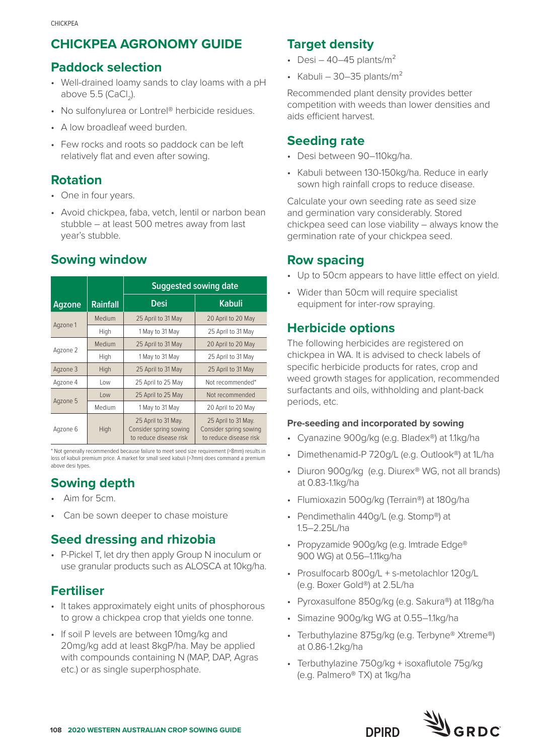# CHICKPEA AGRONOMY GUIDE

## Paddock selection

- Well-drained loamy sands to clay loams with a pH above 5.5 ($CaCl_2$).
- No sulfonylurea or Lontrel® herbicide residues.
- A low broadleaf weed burden.
- Few rocks and roots so paddock can be left relatively flat and even after sowing.

## Rotation

- One in four years.
- Avoid chickpea, faba, vetch, lentil or narbon bean stubble – at least 500 metres away from last year's stubble.

## Sowing window

| Agzone | Rainfall | Suggested sowing date | |
|---|---|---|---|
| | | Desi | Kabuli |
| Agzone 1 | Medium | 25 April to 31 May | 20 April to 20 May |
| | High | 1 May to 31 May | 25 April to 31 May |
| Agzone 2 | Medium | 25 April to 31 May | 20 April to 20 May |
| | High | 1 May to 31 May | 25 April to 31 May |
| Agzone 3 | High | 25 April to 31 May | 25 April to 31 May |
| Agzone 4 | Low | 25 April to 25 May | Not recommended* |
| Agzone 5 | Low | 25 April to 25 May | Not recommended |
| | Medium | 1 May to 31 May | 20 April to 20 May |
| Agzone 6 | High | 25 April to 31 May. Consider spring sowing to reduce disease risk | 25 April to 31 May. Consider spring sowing to reduce disease risk |

* Not generally recommended because failure to meet seed size requirement (>8mm) results in loss of kabuli premium price. A market for small seed kabuli (>7mm) does command a premium above desi types.

## Sowing depth

- Aim for 5cm.
- Can be sown deeper to chase moisture

## Seed dressing and rhizobia

- P-Pickel T, let dry then apply Group N inoculum or use granular products such as ALOSCA at 10kg/ha.

## Fertiliser

- It takes approximately eight units of phosphorous to grow a chickpea crop that yields one tonne.
- If soil P levels are between 10mg/kg and 20mg/kg add at least 8kgP/ha. May be applied with compounds containing N (MAP, DAP, Agras etc.) or as single superphosphate.

## Target density

- Desi – 40–45 plants/$m^2$
- Kabuli – 30–35 plants/$m^2$

Recommended plant density provides better competition with weeds than lower densities and aids efficient harvest.

## Seeding rate

- Desi between 90–110kg/ha.
- Kabuli between 130-150kg/ha. Reduce in early sown high rainfall crops to reduce disease.

Calculate your own seeding rate as seed size and germination vary considerably. Stored chickpea seed can lose viability – always know the germination rate of your chickpea seed.

## Row spacing

- Up to 50cm appears to have little effect on yield.
- Wider than 50cm will require specialist equipment for inter-row spraying.

## Herbicide options

The following herbicides are registered on chickpea in WA. It is advised to check labels of specific herbicide products for rates, crop and weed growth stages for application, recommended surfactants and oils, withholding and plant-back periods, etc.

### Pre-seeding and incorporated by sowing

- Cyanazine 900g/kg (e.g. Bladex®) at 1.1kg/ha
- Dimethenamid-P 720g/L (e.g. Outlook®) at 1L/ha
- Diuron 900g/kg (e.g. Diurex® WG, not all brands) at 0.83-1.1kg/ha
- Flumioxazin 500g/kg (Terrain®) at 180g/ha
- Pendimethalin 440g/L (e.g. Stomp®) at 1.5–2.25L/ha
- Propyzamide 900g/kg (e.g. Imtrade Edge® 900 WG) at 0.56–1.11kg/ha
- Prosulfocarb 800g/L + s-metolachlor 120g/L (e.g. Boxer Gold®) at 2.5L/ha
- Pyroxasulfone 850g/kg (e.g. Sakura®) at 118g/ha
- Simazine 900g/kg WG at 0.55–1.1kg/ha
- Terbuthylazine 875g/kg (e.g. Terbyne® Xtreme®) at 0.86-1.2kg/ha
- Terbuthylazine 750g/kg + isoxaflutole 75g/kg (e.g. Palmero® TX) at 1kg/ha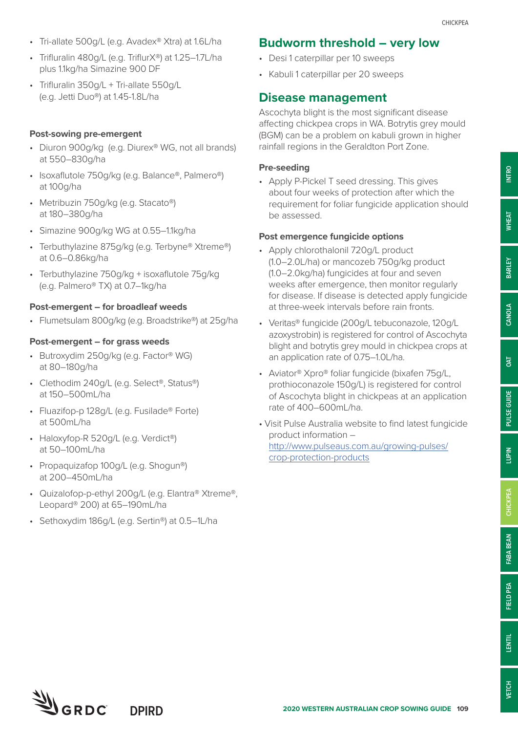- Tri-allate 500g/L (e.g. Avadex® Xtra) at 1.6L/ha
- Trifluralin 480g/L (e.g. TriflurX®) at 1.25–1.7L/ha plus 1.1kg/ha Simazine 900 DF
- Trifluralin 350g/L + Tri-allate 550g/L (e.g. Jetti Duo®) at 1.45-1.8L/ha

#### Post-sowing pre-emergent

- Diuron 900g/kg (e.g. Diurex® WG, not all brands) at 550–830g/ha
- Isoxaflutole 750g/kg (e.g. Balance®, Palmero®) at 100g/ha
- Metribuzin 750g/kg (e.g. Stacato®) at 180–380g/ha
- Simazine 900g/kg WG at 0.55–1.1kg/ha
- Terbuthylazine 875g/kg (e.g. Terbyne® Xtreme®) at 0.6–0.86kg/ha
- Terbuthylazine 750g/kg + isoxaflutole 75g/kg (e.g. Palmero® TX) at 0.7–1kg/ha

#### Post-emergent – for broadleaf weeds

- Flumetsulam 800g/kg (e.g. Broadstrike®) at 25g/ha

#### Post-emergent – for grass weeds

- Butroxydim 250g/kg (e.g. Factor® WG) at 80–180g/ha
- Clethodim 240g/L (e.g. Select®, Status®) at 150–500mL/ha
- Fluazifop-p 128g/L (e.g. Fusilade® Forte) at 500mL/ha
- Haloxyfop-R 520g/L (e.g. Verdict®) at 50–100mL/ha
- Propaquizafop 100g/L (e.g. Shogun®) at 200–450mL/ha
- Quizalofop-p-ethyl 200g/L (e.g. Elantra® Xtreme®, Leopard® 200) at 65–190mL/ha
- Sethoxydim 186g/L (e.g. Sertin®) at 0.5–1L/ha

## Budworm threshold – very low

- Desi 1 caterpillar per 10 sweeps
- Kabuli 1 caterpillar per 20 sweeps

## Disease management

Ascochyta blight is the most significant disease affecting chickpea crops in WA. Botrytis grey mould (BGM) can be a problem on kabuli grown in higher rainfall regions in the Geraldton Port Zone.

#### Pre-seeding

- Apply P-Pickel T seed dressing. This gives about four weeks of protection after which the requirement for foliar fungicide application should be assessed.

#### Post emergence fungicide options

- Apply chlorothalonil 720g/L product (1.0–2.0L/ha) or mancozeb 750g/kg product (1.0–2.0kg/ha) fungicides at four and seven weeks after emergence, then monitor regularly for disease. If disease is detected apply fungicide at three-week intervals before rain fronts.
- Veritas® fungicide (200g/L tebuconazole, 120g/L azoxystrobin) is registered for control of Ascochyta blight and botrytis grey mould in chickpea crops at an application rate of 0.75–1.0L/ha.
- Aviator® Xpro® foliar fungicide (bixafen 75g/L, prothioconazole 150g/L) is registered for control of Ascochyta blight in chickpeas at an application rate of 400–600mL/ha.
- Visit Pulse Australia website to find latest fungicide product information – http://www.pulseaus.com.au/growing-pulses/crop-protection-products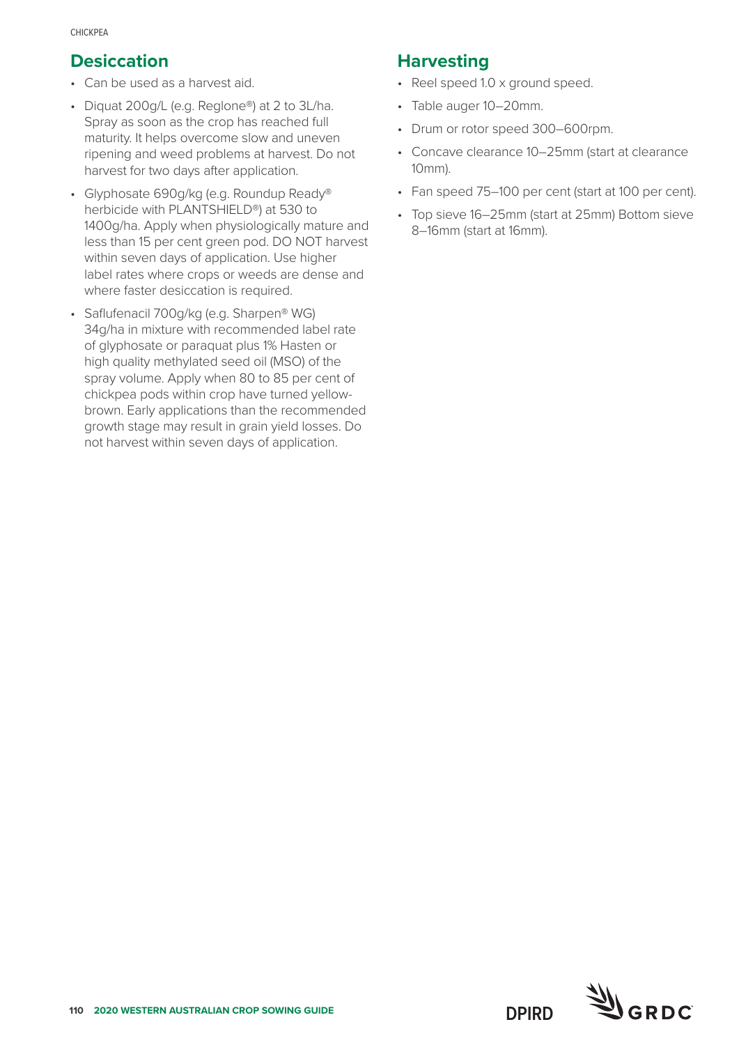## Desiccation

- Can be used as a harvest aid.
- Diquat 200g/L (e.g. Reglone®) at 2 to 3L/ha. Spray as soon as the crop has reached full maturity. It helps overcome slow and uneven ripening and weed problems at harvest. Do not harvest for two days after application.
- Glyphosate 690g/kg (e.g. Roundup Ready® herbicide with PLANTSHIELD®) at 530 to 1400g/ha. Apply when physiologically mature and less than 15 per cent green pod. DO NOT harvest within seven days of application. Use higher label rates where crops or weeds are dense and where faster desiccation is required.
- Saflufenacil 700g/kg (e.g. Sharpen® WG) 34g/ha in mixture with recommended label rate of glyphosate or paraquat plus 1% Hasten or high quality methylated seed oil (MSO) of the spray volume. Apply when 80 to 85 per cent of chickpea pods within crop have turned yellow-brown. Early applications than the recommended growth stage may result in grain yield losses. Do not harvest within seven days of application.

## Harvesting

- Reel speed 1.0 x ground speed.
- Table auger 10–20mm.
- Drum or rotor speed 300–600rpm.
- Concave clearance 10–25mm (start at clearance 10mm).
- Fan speed 75–100 per cent (start at 100 per cent).
- Top sieve 16–25mm (start at 25mm) Bottom sieve 8–16mm (start at 16mm).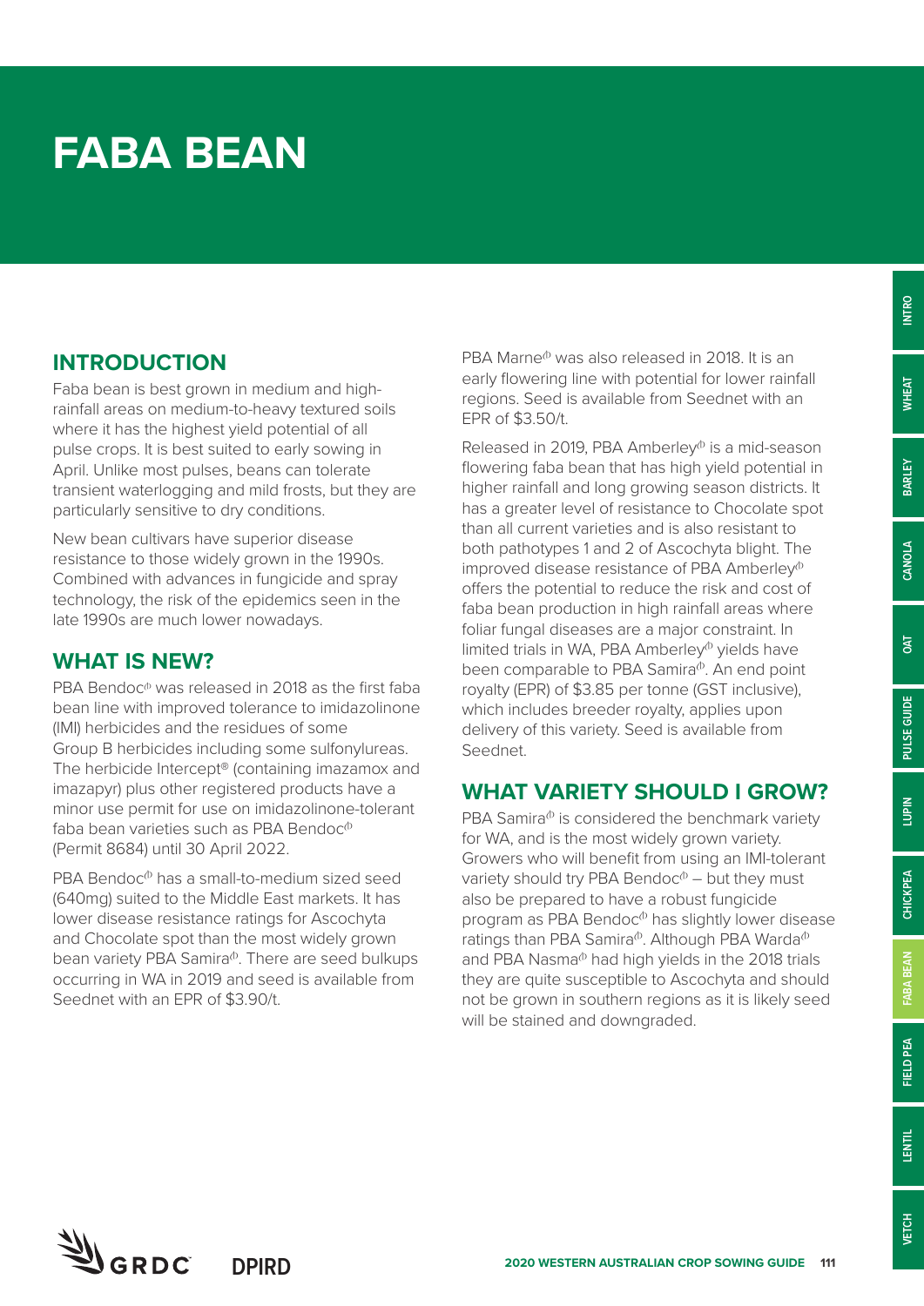# FABA BEAN

## INTRODUCTION

Faba bean is best grown in medium and high-rainfall areas on medium-to-heavy textured soils where it has the highest yield potential of all pulse crops. It is best suited to early sowing in April. Unlike most pulses, beans can tolerate transient waterlogging and mild frosts, but they are particularly sensitive to dry conditions.

New bean cultivars have superior disease resistance to those widely grown in the 1990s. Combined with advances in fungicide and spray technology, the risk of the epidemics seen in the late 1990s are much lower nowadays.

## WHAT IS NEW?

PBA Bendoc⦶ was released in 2018 as the first faba bean line with improved tolerance to imidazolinone (IMI) herbicides and the residues of some Group B herbicides including some sulfonylureas. The herbicide Intercept® (containing imazamox and imazapyr) plus other registered products have a minor use permit for use on imidazolinone-tolerant faba bean varieties such as PBA Bendoc⦶ (Permit 8684) until 30 April 2022.

PBA Bendoc⦶ has a small-to-medium sized seed (640mg) suited to the Middle East markets. It has lower disease resistance ratings for Ascochyta and Chocolate spot than the most widely grown bean variety PBA Samira⦶. There are seed bulkups occurring in WA in 2019 and seed is available from Seednet with an EPR of $3.90/t.

PBA Marne⦶ was also released in 2018. It is an early flowering line with potential for lower rainfall regions. Seed is available from Seednet with an EPR of $3.50/t.

Released in 2019, PBA Amberley⦶ is a mid-season flowering faba bean that has high yield potential in higher rainfall and long growing season districts. It has a greater level of resistance to Chocolate spot than all current varieties and is also resistant to both pathotypes 1 and 2 of Ascochyta blight. The improved disease resistance of PBA Amberley⦶ offers the potential to reduce the risk and cost of faba bean production in high rainfall areas where foliar fungal diseases are a major constraint. In limited trials in WA, PBA Amberley⦶ yields have been comparable to PBA Samira⦶. An end point royalty (EPR) of $3.85 per tonne (GST inclusive), which includes breeder royalty, applies upon delivery of this variety. Seed is available from Seednet.

## WHAT VARIETY SHOULD I GROW?

PBA Samira⦶ is considered the benchmark variety for WA, and is the most widely grown variety. Growers who will benefit from using an IMI-tolerant variety should try PBA Bendoc⦶ – but they must also be prepared to have a robust fungicide program as PBA Bendoc⦶ has slightly lower disease ratings than PBA Samira⦶. Although PBA Warda⦶ and PBA Nasma⦶ had high yields in the 2018 trials they are quite susceptible to Ascochyta and should not be grown in southern regions as it is likely seed will be stained and downgraded.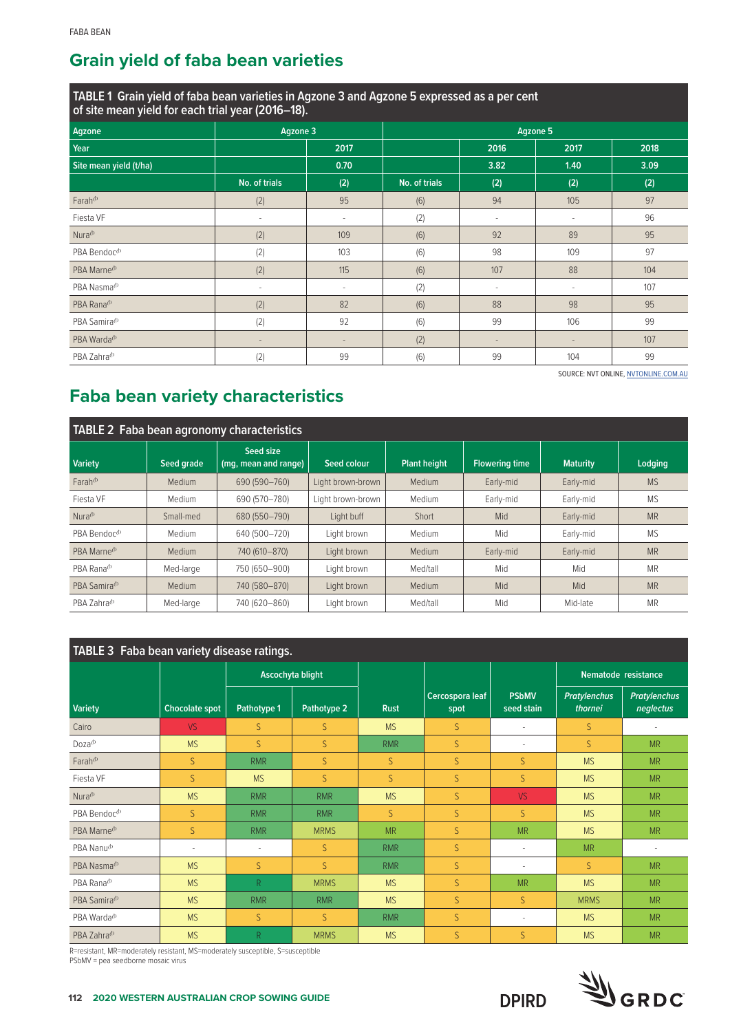## Grain yield of faba bean varieties

TABLE 1 Grain yield of faba bean varieties in Agzone 3 and Agzone 5 expressed as a per cent of site mean yield for each trial year (2016–18).

| Agzone | Agzone 3 | | Agzone 5 | | | |
|---|---|---|---|---|---|---|
| Year | | 2017 | | 2016 | 2017 | 2018 |
| Site mean yield (t/ha) | | 0.70 | | 3.82 | 1.40 | 3.09 |
| | No. of trials | (2) | No. of trials | (2) | (2) | (2) |
| Farah⁽ᵈ⁾ | (2) | 95 | (6) | 94 | 105 | 97 |
| Fiesta VF | - | - | (2) | - | - | 96 |
| Nura⁽ᵈ⁾ | (2) | 109 | (6) | 92 | 89 | 95 |
| PBA Bendoc⁽ᵈ⁾ | (2) | 103 | (6) | 98 | 109 | 97 |
| PBA Marne⁽ᵈ⁾ | (2) | 115 | (6) | 107 | 88 | 104 |
| PBA Nasma⁽ᵈ⁾ | - | - | (2) | - | - | 107 |
| PBA Rana⁽ᵈ⁾ | (2) | 82 | (6) | 88 | 98 | 95 |
| PBA Samira⁽ᵈ⁾ | (2) | 92 | (6) | 99 | 106 | 99 |
| PBA Warda⁽ᵈ⁾ | - | - | (2) | - | - | 107 |
| PBA Zahra⁽ᵈ⁾ | (2) | 99 | (6) | 99 | 104 | 99 |

SOURCE: NVT ONLINE, NVTONLINE.COM.AU

## Faba bean variety characteristics

TABLE 2 Faba bean agronomy characteristics

| Variety | Seed grade | Seed size (mg, mean and range) | Seed colour | Plant height | Flowering time | Maturity | Lodging |
|---|---|---|---|---|---|---|---|
| Farah⁽ᵈ⁾ | Medium | 690 (590–760) | Light brown-brown | Medium | Early-mid | Early-mid | MS |
| Fiesta VF | Medium | 690 (570–780) | Light brown-brown | Medium | Early-mid | Early-mid | MS |
| Nura⁽ᵈ⁾ | Small-med | 680 (550–790) | Light buff | Short | Mid | Early-mid | MR |
| PBA Bendoc⁽ᵈ⁾ | Medium | 640 (500–720) | Light brown | Medium | Mid | Early-mid | MS |
| PBA Marne⁽ᵈ⁾ | Medium | 740 (610–870) | Light brown | Medium | Early-mid | Early-mid | MR |
| PBA Rana⁽ᵈ⁾ | Med-large | 750 (650–900) | Light brown | Med/tall | Mid | Mid | MR |
| PBA Samira⁽ᵈ⁾ | Medium | 740 (580–870) | Light brown | Medium | Mid | Mid | MR |
| PBA Zahra⁽ᵈ⁾ | Med-large | 740 (620–860) | Light brown | Med/tall | Mid | Mid-late | MR |

TABLE 3 Faba bean variety disease ratings.

| Variety | Chocolate spot | Ascochyta blight | | Rust | Cercospora leaf spot | PSbMV seed stain | Nematode resistance | |
|---|---|---|---|---|---|---|---|---|
| | | Pathotype 1 | Pathotype 2 | | | | *Pratylenchus thornei* | *Pratylenchus neglectus* |
| Cairo | VS | S | S | MS | S | - | S | - |
| Doza⁽ᵈ⁾ | MS | S | S | RMR | S | - | S | MR |
| Farah⁽ᵈ⁾ | S | RMR | S | S | S | S | MS | MR |
| Fiesta VF | S | MS | S | S | S | S | MS | MR |
| Nura⁽ᵈ⁾ | MS | RMR | RMR | MS | S | VS | MS | MR |
| PBA Bendoc⁽ᵈ⁾ | S | RMR | RMR | S | S | S | MS | MR |
| PBA Marne⁽ᵈ⁾ | S | RMR | MRMS | MR | S | MR | MS | MR |
| PBA Nanu⁽ᵈ⁾ | - | - | S | RMR | S | - | MR | - |
| PBA Nasma⁽ᵈ⁾ | MS | S | S | RMR | S | - | S | MR |
| PBA Rana⁽ᵈ⁾ | MS | R | MRMS | MS | S | MR | MS | MR |
| PBA Samira⁽ᵈ⁾ | MS | RMR | RMR | MS | S | S | MRMS | MR |
| PBA Warda⁽ᵈ⁾ | MS | S | S | RMR | S | - | MS | MR |
| PBA Zahra⁽ᵈ⁾ | MS | R | MRMS | MS | S | S | MS | MR |

R=resistant, MR=moderately resistant, MS=moderately susceptible, S=susceptible
PSbMV = pea seedborne mosaic virus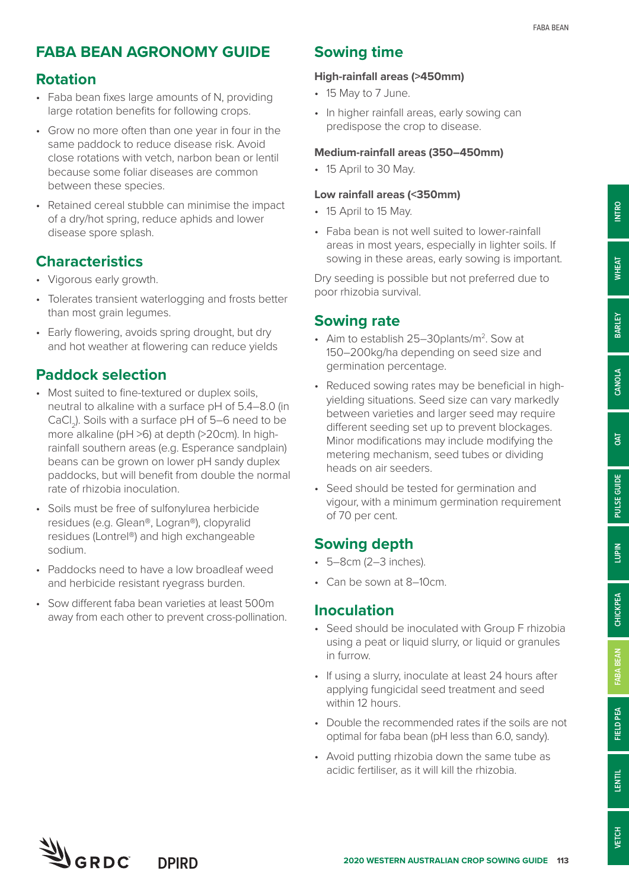# FABA BEAN AGRONOMY GUIDE

## Rotation

- Faba bean fixes large amounts of N, providing large rotation benefits for following crops.
- Grow no more often than one year in four in the same paddock to reduce disease risk. Avoid close rotations with vetch, narbon bean or lentil because some foliar diseases are common between these species.
- Retained cereal stubble can minimise the impact of a dry/hot spring, reduce aphids and lower disease spore splash.

## Characteristics

- Vigorous early growth.
- Tolerates transient waterlogging and frosts better than most grain legumes.
- Early flowering, avoids spring drought, but dry and hot weather at flowering can reduce yields

## Paddock selection

- Most suited to fine-textured or duplex soils, neutral to alkaline with a surface pH of 5.4–8.0 (in $CaCl_2$). Soils with a surface pH of 5–6 need to be more alkaline (pH >6) at depth (>20cm). In high-rainfall southern areas (e.g. Esperance sandplain) beans can be grown on lower pH sandy duplex paddocks, but will benefit from double the normal rate of rhizobia inoculation.
- Soils must be free of sulfonylurea herbicide residues (e.g. Glean®, Logran®), clopyralid residues (Lontrel®) and high exchangeable sodium.
- Paddocks need to have a low broadleaf weed and herbicide resistant ryegrass burden.
- Sow different faba bean varieties at least 500m away from each other to prevent cross-pollination.

## Sowing time

**High-rainfall areas (>450mm)**

- 15 May to 7 June.
- In higher rainfall areas, early sowing can predispose the crop to disease.

**Medium-rainfall areas (350–450mm)**

- 15 April to 30 May.

**Low rainfall areas (<350mm)**

- 15 April to 15 May.
- Faba bean is not well suited to lower-rainfall areas in most years, especially in lighter soils. If sowing in these areas, early sowing is important.

Dry seeding is possible but not preferred due to poor rhizobia survival.

## Sowing rate

- Aim to establish 25–30plants/m$^2$. Sow at 150–200kg/ha depending on seed size and germination percentage.
- Reduced sowing rates may be beneficial in high-yielding situations. Seed size can vary markedly between varieties and larger seed may require different seeding set up to prevent blockages. Minor modifications may include modifying the metering mechanism, seed tubes or dividing heads on air seeders.
- Seed should be tested for germination and vigour, with a minimum germination requirement of 70 per cent.

## Sowing depth

- 5–8cm (2–3 inches).
- Can be sown at 8–10cm.

## Inoculation

- Seed should be inoculated with Group F rhizobia using a peat or liquid slurry, or liquid or granules in furrow.
- If using a slurry, inoculate at least 24 hours after applying fungicidal seed treatment and seed within 12 hours.
- Double the recommended rates if the soils are not optimal for faba bean (pH less than 6.0, sandy).
- Avoid putting rhizobia down the same tube as acidic fertiliser, as it will kill the rhizobia.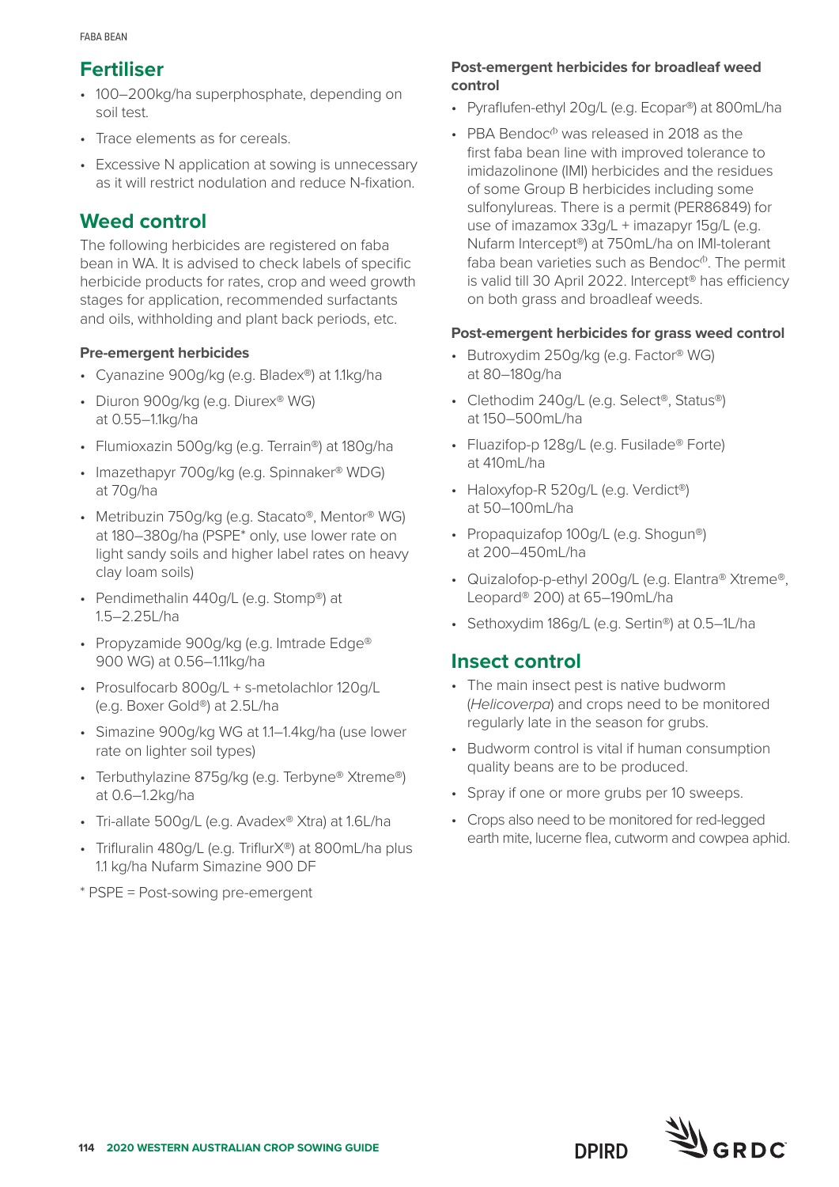## Fertiliser

- 100–200kg/ha superphosphate, depending on soil test.
- Trace elements as for cereals.
- Excessive N application at sowing is unnecessary as it will restrict nodulation and reduce N-fixation.

## Weed control

The following herbicides are registered on faba bean in WA. It is advised to check labels of specific herbicide products for rates, crop and weed growth stages for application, recommended surfactants and oils, withholding and plant back periods, etc.

### Pre-emergent herbicides

- Cyanazine 900g/kg (e.g. Bladex®) at 1.1kg/ha
- Diuron 900g/kg (e.g. Diurex® WG) at 0.55–1.1kg/ha
- Flumioxazin 500g/kg (e.g. Terrain®) at 180g/ha
- Imazethapyr 700g/kg (e.g. Spinnaker® WDG) at 70g/ha
- Metribuzin 750g/kg (e.g. Stacato®, Mentor® WG) at 180–380g/ha (PSPE* only, use lower rate on light sandy soils and higher label rates on heavy clay loam soils)
- Pendimethalin 440g/L (e.g. Stomp®) at 1.5–2.25L/ha
- Propyzamide 900g/kg (e.g. Imtrade Edge® 900 WG) at 0.56–1.11kg/ha
- Prosulfocarb 800g/L + s-metolachlor 120g/L (e.g. Boxer Gold®) at 2.5L/ha
- Simazine 900g/kg WG at 1.1–1.4kg/ha (use lower rate on lighter soil types)
- Terbuthylazine 875g/kg (e.g. Terbyne® Xtreme®) at 0.6–1.2kg/ha
- Tri-allate 500g/L (e.g. Avadex® Xtra) at 1.6L/ha
- Trifluralin 480g/L (e.g. TriflurX®) at 800mL/ha plus 1.1 kg/ha Nufarm Simazine 900 DF

* PSPE = Post-sowing pre-emergent

### Post-emergent herbicides for broadleaf weed control

- Pyraflufen-ethyl 20g/L (e.g. Ecopar®) at 800mL/ha
- PBA Bendoc⊕ was released in 2018 as the first faba bean line with improved tolerance to imidazolinone (IMI) herbicides and the residues of some Group B herbicides including some sulfonylureas. There is a permit (PER86849) for use of imazamox 33g/L + imazapyr 15g/L (e.g. Nufarm Intercept®) at 750mL/ha on IMI-tolerant faba bean varieties such as Bendoc⊕. The permit is valid till 30 April 2022. Intercept® has efficiency on both grass and broadleaf weeds.

### Post-emergent herbicides for grass weed control

- Butroxydim 250g/kg (e.g. Factor® WG) at 80–180g/ha
- Clethodim 240g/L (e.g. Select®, Status®) at 150–500mL/ha
- Fluazifop-p 128g/L (e.g. Fusilade® Forte) at 410mL/ha
- Haloxyfop-R 520g/L (e.g. Verdict®) at 50–100mL/ha
- Propaquizafop 100g/L (e.g. Shogun®) at 200–450mL/ha
- Quizalofop-p-ethyl 200g/L (e.g. Elantra® Xtreme®, Leopard® 200) at 65–190mL/ha
- Sethoxydim 186g/L (e.g. Sertin®) at 0.5–1L/ha

## Insect control

- The main insect pest is native budworm (*Helicoverpa*) and crops need to be monitored regularly late in the season for grubs.
- Budworm control is vital if human consumption quality beans are to be produced.
- Spray if one or more grubs per 10 sweeps.
- Crops also need to be monitored for red-legged earth mite, lucerne flea, cutworm and cowpea aphid.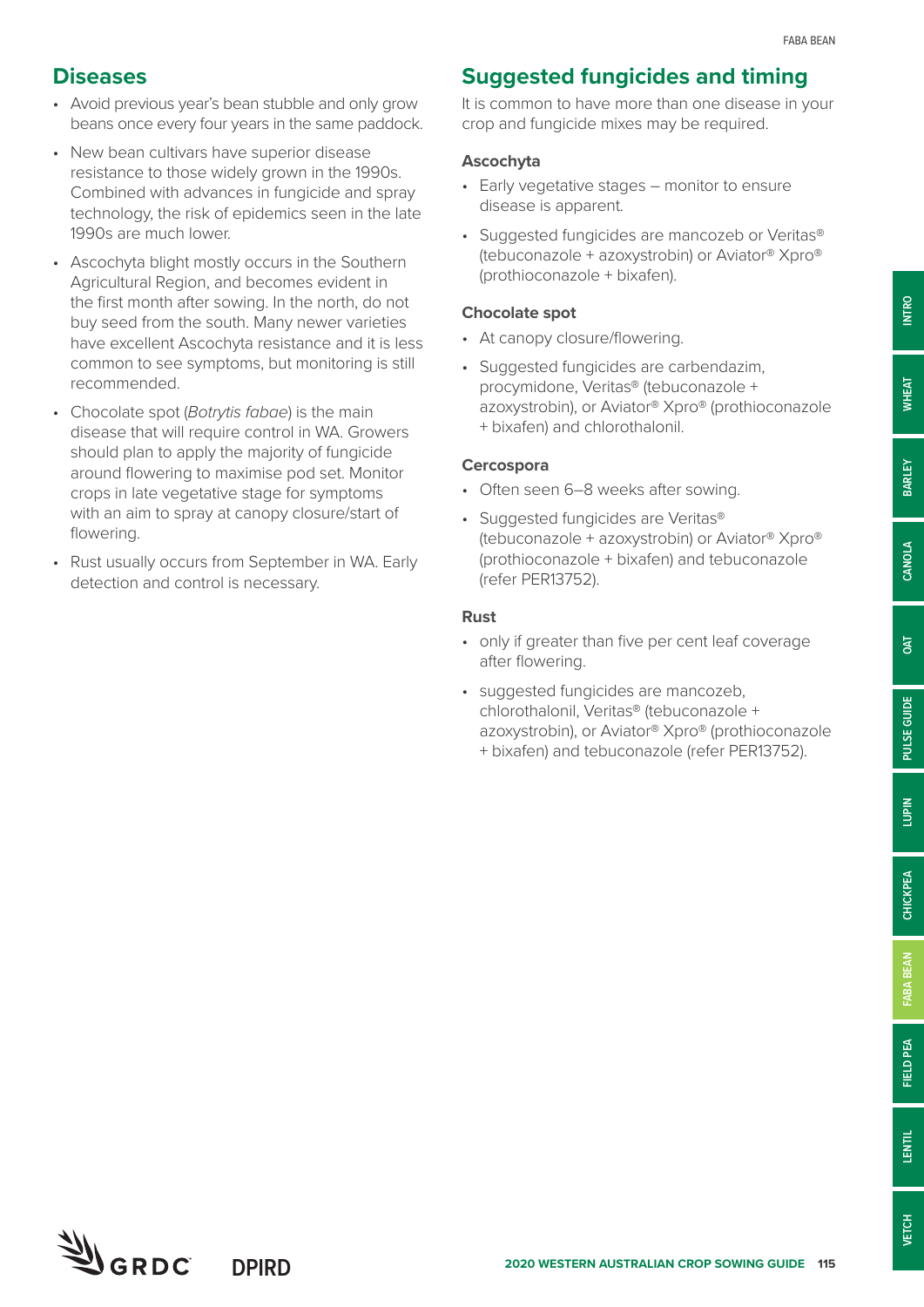## Diseases

- Avoid previous year's bean stubble and only grow beans once every four years in the same paddock.
- New bean cultivars have superior disease resistance to those widely grown in the 1990s. Combined with advances in fungicide and spray technology, the risk of epidemics seen in the late 1990s are much lower.
- Ascochyta blight mostly occurs in the Southern Agricultural Region, and becomes evident in the first month after sowing. In the north, do not buy seed from the south. Many newer varieties have excellent Ascochyta resistance and it is less common to see symptoms, but monitoring is still recommended.
- Chocolate spot (*Botrytis fabae*) is the main disease that will require control in WA. Growers should plan to apply the majority of fungicide around flowering to maximise pod set. Monitor crops in late vegetative stage for symptoms with an aim to spray at canopy closure/start of flowering.
- Rust usually occurs from September in WA. Early detection and control is necessary.

## Suggested fungicides and timing

It is common to have more than one disease in your crop and fungicide mixes may be required.

### Ascochyta

- Early vegetative stages – monitor to ensure disease is apparent.
- Suggested fungicides are mancozeb or Veritas® (tebuconazole + azoxystrobin) or Aviator® Xpro® (prothioconazole + bixafen).

### Chocolate spot

- At canopy closure/flowering.
- Suggested fungicides are carbendazim, procymidone, Veritas® (tebuconazole + azoxystrobin), or Aviator® Xpro® (prothioconazole + bixafen) and chlorothalonil.

### Cercospora

- Often seen 6–8 weeks after sowing.
- Suggested fungicides are Veritas® (tebuconazole + azoxystrobin) or Aviator® Xpro® (prothioconazole + bixafen) and tebuconazole (refer PER13752).

### Rust

- only if greater than five per cent leaf coverage after flowering.
- suggested fungicides are mancozeb, chlorothalonil, Veritas® (tebuconazole + azoxystrobin), or Aviator® Xpro® (prothioconazole + bixafen) and tebuconazole (refer PER13752).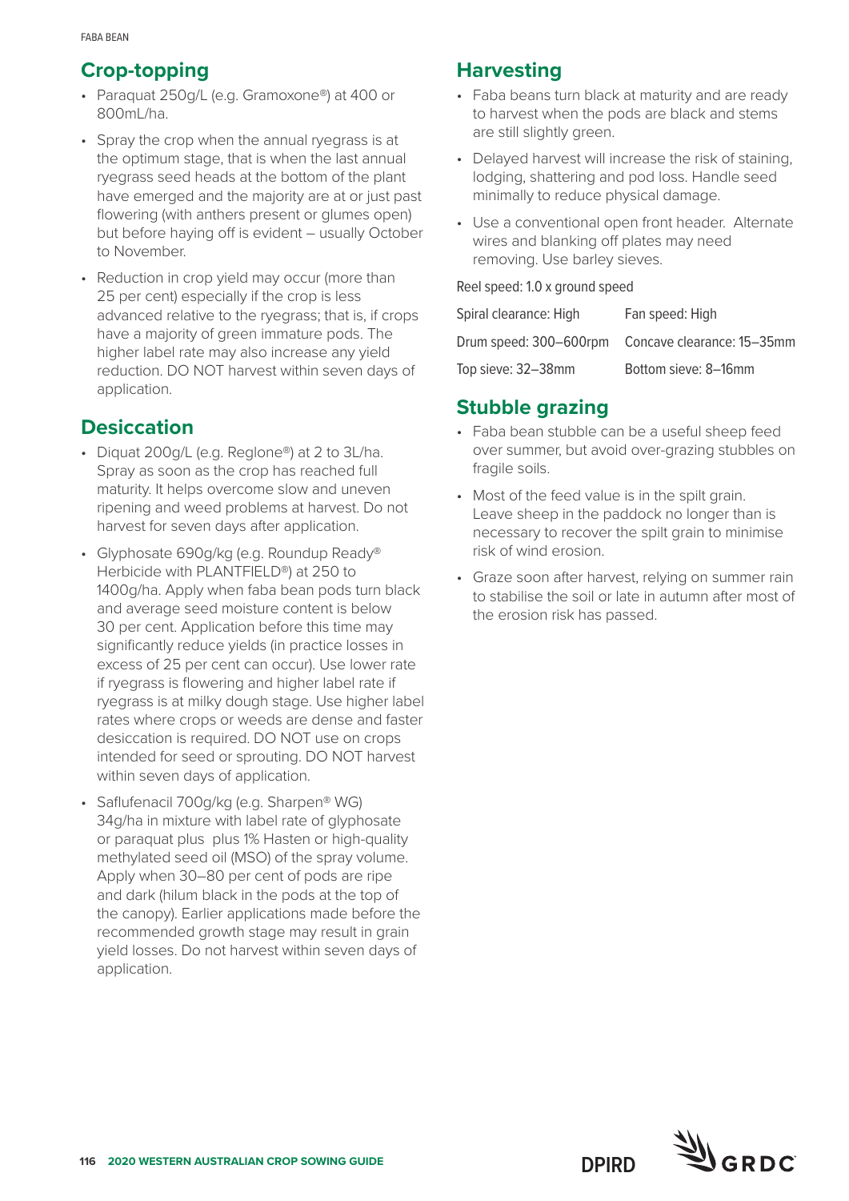## Crop-topping

- Paraquat 250g/L (e.g. Gramoxone®) at 400 or 800mL/ha.
- Spray the crop when the annual ryegrass is at the optimum stage, that is when the last annual ryegrass seed heads at the bottom of the plant have emerged and the majority are at or just past flowering (with anthers present or glumes open) but before haying off is evident – usually October to November.
- Reduction in crop yield may occur (more than 25 per cent) especially if the crop is less advanced relative to the ryegrass; that is, if crops have a majority of green immature pods. The higher label rate may also increase any yield reduction. DO NOT harvest within seven days of application.

## Desiccation

- Diquat 200g/L (e.g. Reglone®) at 2 to 3L/ha. Spray as soon as the crop has reached full maturity. It helps overcome slow and uneven ripening and weed problems at harvest. Do not harvest for seven days after application.
- Glyphosate 690g/kg (e.g. Roundup Ready® Herbicide with PLANTFIELD®) at 250 to 1400g/ha. Apply when faba bean pods turn black and average seed moisture content is below 30 per cent. Application before this time may significantly reduce yields (in practice losses in excess of 25 per cent can occur). Use lower rate if ryegrass is flowering and higher label rate if ryegrass is at milky dough stage. Use higher label rates where crops or weeds are dense and faster desiccation is required. DO NOT use on crops intended for seed or sprouting. DO NOT harvest within seven days of application.
- Saflufenacil 700g/kg (e.g. Sharpen® WG) 34g/ha in mixture with label rate of glyphosate or paraquat plus plus 1% Hasten or high-quality methylated seed oil (MSO) of the spray volume. Apply when 30–80 per cent of pods are ripe and dark (hilum black in the pods at the top of the canopy). Earlier applications made before the recommended growth stage may result in grain yield losses. Do not harvest within seven days of application.

## Harvesting

- Faba beans turn black at maturity and are ready to harvest when the pods are black and stems are still slightly green.
- Delayed harvest will increase the risk of staining, lodging, shattering and pod loss. Handle seed minimally to reduce physical damage.
- Use a conventional open front header. Alternate wires and blanking off plates may need removing. Use barley sieves.

Reel speed: 1.0 x ground speed

| | |
|---|---|
| Spiral clearance: High | Fan speed: High |
| Drum speed: 300–600rpm | Concave clearance: 15–35mm |
| Top sieve: 32–38mm | Bottom sieve: 8–16mm |

## Stubble grazing

- Faba bean stubble can be a useful sheep feed over summer, but avoid over-grazing stubbles on fragile soils.
- Most of the feed value is in the spilt grain. Leave sheep in the paddock no longer than is necessary to recover the spilt grain to minimise risk of wind erosion.
- Graze soon after harvest, relying on summer rain to stabilise the soil or late in autumn after most of the erosion risk has passed.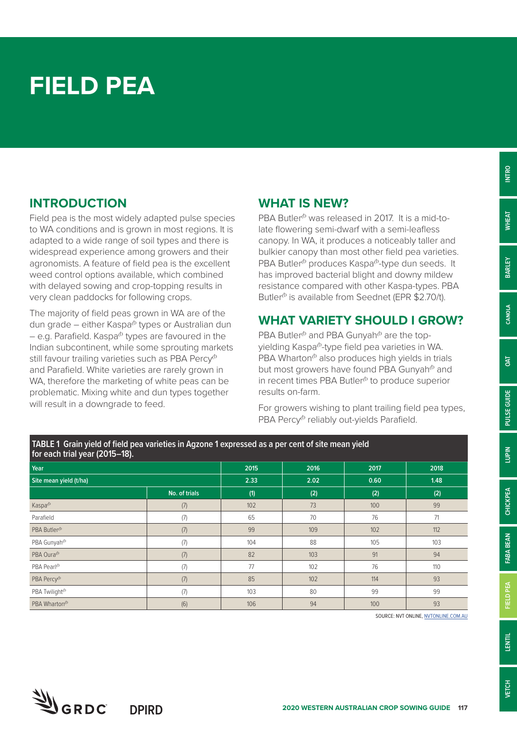# FIELD PEA

## INTRODUCTION

Field pea is the most widely adapted pulse species to WA conditions and is grown in most regions. It is adapted to a wide range of soil types and there is widespread experience among growers and their agronomists. A feature of field pea is the excellent weed control options available, which combined with delayed sowing and crop-topping results in very clean paddocks for following crops.

The majority of field peas grown in WA are of the dun grade – either Kaspa⁽ᴾ⁾ types or Australian dun – e.g. Parafield. Kaspa⁽ᴾ⁾ types are favoured in the Indian subcontinent, while some sprouting markets still favour trailing varieties such as PBA Percy⁽ᴾ⁾ and Parafield. White varieties are rarely grown in WA, therefore the marketing of white peas can be problematic. Mixing white and dun types together will result in a downgrade to feed.

## WHAT IS NEW?

PBA Butler⁽ᴾ⁾ was released in 2017. It is a mid-to-late flowering semi-dwarf with a semi-leafless canopy. In WA, it produces a noticeably taller and bulkier canopy than most other field pea varieties. PBA Butler⁽ᴾ⁾ produces Kaspa⁽ᴾ⁾-type dun seeds. It has improved bacterial blight and downy mildew resistance compared with other Kaspa-types. PBA Butler⁽ᴾ⁾ is available from Seednet (EPR $2.70/t).

## WHAT VARIETY SHOULD I GROW?

PBA Butler⁽ᴾ⁾ and PBA Gunyah⁽ᴾ⁾ are the top-yielding Kaspa⁽ᴾ⁾-type field pea varieties in WA. PBA Wharton⁽ᴾ⁾ also produces high yields in trials but most growers have found PBA Gunyah⁽ᴾ⁾ and in recent times PBA Butler⁽ᴾ⁾ to produce superior results on-farm.

For growers wishing to plant trailing field pea types, PBA Percy⁽ᴾ⁾ reliably out-yields Parafield.

**TABLE 1 Grain yield of field pea varieties in Agzone 1 expressed as a per cent of site mean yield for each trial year (2015–18).**

| Year | | 2015 | 2016 | 2017 | 2018 |
|---|---|---|---|---|---|
| Site mean yield (t/ha) | | 2.33 | 2.02 | 0.60 | 1.48 |
| | No. of trials | (1) | (2) | (2) | (2) |
| Kaspa⁽ᴾ⁾ | (7) | 102 | 73 | 100 | 99 |
| Parafield | (7) | 65 | 70 | 76 | 71 |
| PBA Butler⁽ᴾ⁾ | (7) | 99 | 109 | 102 | 112 |
| PBA Gunyah⁽ᴾ⁾ | (7) | 104 | 88 | 105 | 103 |
| PBA Oura⁽ᴾ⁾ | (7) | 82 | 103 | 91 | 94 |
| PBA Pearl⁽ᴾ⁾ | (7) | 77 | 102 | 76 | 110 |
| PBA Percy⁽ᴾ⁾ | (7) | 85 | 102 | 114 | 93 |
| PBA Twilight⁽ᴾ⁾ | (7) | 103 | 80 | 99 | 99 |
| PBA Wharton⁽ᴾ⁾ | (6) | 106 | 94 | 100 | 93 |

SOURCE: NVT ONLINE, NVTONLINE.COM.AU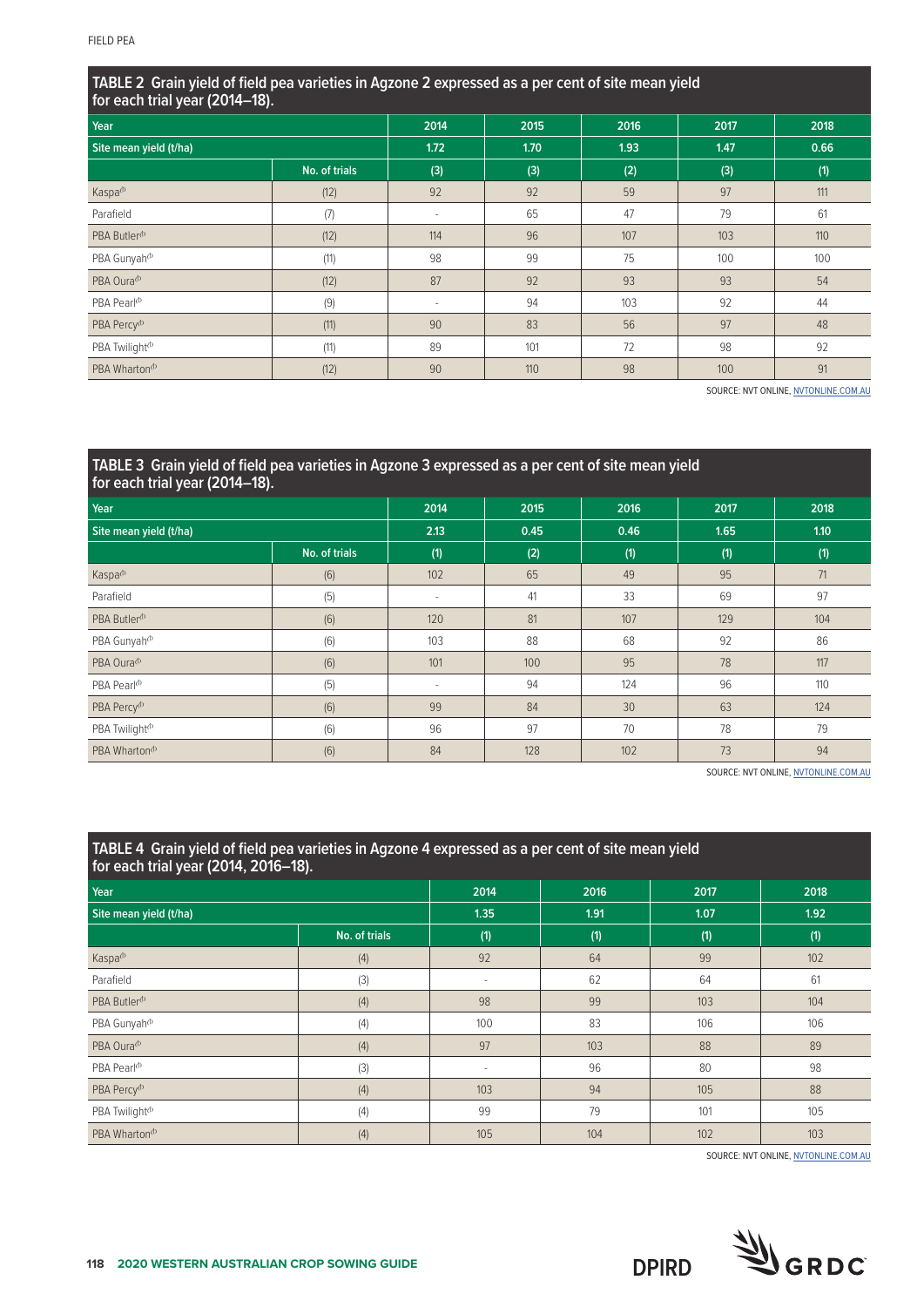**TABLE 2** Grain yield of field pea varieties in Agzone 2 expressed as a per cent of site mean yield for each trial year (2014–18).

| Year | | 2014 | 2015 | 2016 | 2017 | 2018 |
|---|---|---|---|---|---|---|
| Site mean yield (t/ha) | | 1.72 | 1.70 | 1.93 | 1.47 | 0.66 |
| | No. of trials | (3) | (3) | (2) | (3) | (1) |
| Kaspa⁽ᵈ⁾ | (12) | 92 | 92 | 59 | 97 | 111 |
| Parafield | (7) | - | 65 | 47 | 79 | 61 |
| PBA Butler⁽ᵈ⁾ | (12) | 114 | 96 | 107 | 103 | 110 |
| PBA Gunyah⁽ᵈ⁾ | (11) | 98 | 99 | 75 | 100 | 100 |
| PBA Oura⁽ᵈ⁾ | (12) | 87 | 92 | 93 | 93 | 54 |
| PBA Pearl⁽ᵈ⁾ | (9) | - | 94 | 103 | 92 | 44 |
| PBA Percy⁽ᵈ⁾ | (11) | 90 | 83 | 56 | 97 | 48 |
| PBA Twilight⁽ᵈ⁾ | (11) | 89 | 101 | 72 | 98 | 92 |
| PBA Wharton⁽ᵈ⁾ | (12) | 90 | 110 | 98 | 100 | 91 |

SOURCE: NVT ONLINE, NVTONLINE.COM.AU

**TABLE 3** Grain yield of field pea varieties in Agzone 3 expressed as a per cent of site mean yield for each trial year (2014–18).

| Year | | 2014 | 2015 | 2016 | 2017 | 2018 |
|---|---|---|---|---|---|---|
| Site mean yield (t/ha) | | 2.13 | 0.45 | 0.46 | 1.65 | 1.10 |
| | No. of trials | (1) | (2) | (1) | (1) | (1) |
| Kaspa⁽ᵈ⁾ | (6) | 102 | 65 | 49 | 95 | 71 |
| Parafield | (5) | - | 41 | 33 | 69 | 97 |
| PBA Butler⁽ᵈ⁾ | (6) | 120 | 81 | 107 | 129 | 104 |
| PBA Gunyah⁽ᵈ⁾ | (6) | 103 | 88 | 68 | 92 | 86 |
| PBA Oura⁽ᵈ⁾ | (6) | 101 | 100 | 95 | 78 | 117 |
| PBA Pearl⁽ᵈ⁾ | (5) | - | 94 | 124 | 96 | 110 |
| PBA Percy⁽ᵈ⁾ | (6) | 99 | 84 | 30 | 63 | 124 |
| PBA Twilight⁽ᵈ⁾ | (6) | 96 | 97 | 70 | 78 | 79 |
| PBA Wharton⁽ᵈ⁾ | (6) | 84 | 128 | 102 | 73 | 94 |

SOURCE: NVT ONLINE, NVTONLINE.COM.AU

**TABLE 4** Grain yield of field pea varieties in Agzone 4 expressed as a per cent of site mean yield for each trial year (2014, 2016–18).

| Year | | 2014 | 2016 | 2017 | 2018 |
|---|---|---|---|---|---|
| Site mean yield (t/ha) | | 1.35 | 1.91 | 1.07 | 1.92 |
| | No. of trials | (1) | (1) | (1) | (1) |
| Kaspa⁽ᵈ⁾ | (4) | 92 | 64 | 99 | 102 |
| Parafield | (3) | - | 62 | 64 | 61 |
| PBA Butler⁽ᵈ⁾ | (4) | 98 | 99 | 103 | 104 |
| PBA Gunyah⁽ᵈ⁾ | (4) | 100 | 83 | 106 | 106 |
| PBA Oura⁽ᵈ⁾ | (4) | 97 | 103 | 88 | 89 |
| PBA Pearl⁽ᵈ⁾ | (3) | - | 96 | 80 | 98 |
| PBA Percy⁽ᵈ⁾ | (4) | 103 | 94 | 105 | 88 |
| PBA Twilight⁽ᵈ⁾ | (4) | 99 | 79 | 101 | 105 |
| PBA Wharton⁽ᵈ⁾ | (4) | 105 | 104 | 102 | 103 |

SOURCE: NVT ONLINE, NVTONLINE.COM.AU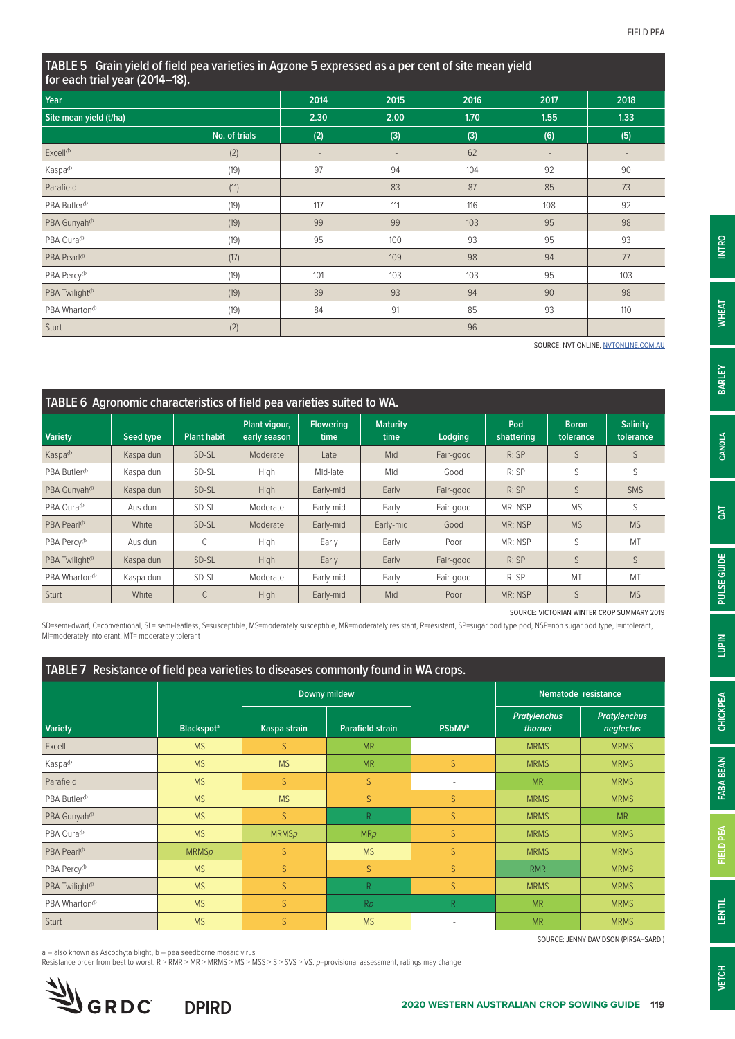## TABLE 5 Grain yield of field pea varieties in Agzone 5 expressed as a per cent of site mean yield for each trial year (2014–18).

| Year | | 2014 | 2015 | 2016 | 2017 | 2018 |
|---|---|---|---|---|---|---|
| Site mean yield (t/ha) | | 2.30 | 2.00 | 1.70 | 1.55 | 1.33 |
| | No. of trials | (2) | (3) | (3) | (6) | (5) |
| Excell⁽ᵖ⁾ | (2) | - | - | 62 | - | - |
| Kaspa⁽ᵖ⁾ | (19) | 97 | 94 | 104 | 92 | 90 |
| Parafield | (11) | - | 83 | 87 | 85 | 73 |
| PBA Butler⁽ᵖ⁾ | (19) | 117 | 111 | 116 | 108 | 92 |
| PBA Gunyah⁽ᵖ⁾ | (19) | 99 | 99 | 103 | 95 | 98 |
| PBA Oura⁽ᵖ⁾ | (19) | 95 | 100 | 93 | 95 | 93 |
| PBA Pearl⁽ᵖ⁾ | (17) | - | 109 | 98 | 94 | 77 |
| PBA Percy⁽ᵖ⁾ | (19) | 101 | 103 | 103 | 95 | 103 |
| PBA Twilight⁽ᵖ⁾ | (19) | 89 | 93 | 94 | 90 | 98 |
| PBA Wharton⁽ᵖ⁾ | (19) | 84 | 91 | 85 | 93 | 110 |
| Sturt | (2) | - | - | 96 | - | - |

SOURCE: NVT ONLINE, NVTONLINE.COM.AU

## TABLE 6 Agronomic characteristics of field pea varieties suited to WA.

| Variety | Seed type | Plant habit | Plant vigour, early season | Flowering time | Maturity time | Lodging | Pod shattering | Boron tolerance | Salinity tolerance |
|---|---|---|---|---|---|---|---|---|---|
| Kaspa⁽ᵖ⁾ | Kaspa dun | SD-SL | Moderate | Late | Mid | Fair-good | R: SP | S | S |
| PBA Butler⁽ᵖ⁾ | Kaspa dun | SD-SL | High | Mid-late | Mid | Good | R: SP | S | S |
| PBA Gunyah⁽ᵖ⁾ | Kaspa dun | SD-SL | High | Early-mid | Early | Fair-good | R: SP | S | SMS |
| PBA Oura⁽ᵖ⁾ | Aus dun | SD-SL | Moderate | Early-mid | Early | Fair-good | MR: NSP | MS | S |
| PBA Pearl⁽ᵖ⁾ | White | SD-SL | Moderate | Early-mid | Early-mid | Good | MR: NSP | MS | MS |
| PBA Percy⁽ᵖ⁾ | Aus dun | C | High | Early | Early | Poor | MR: NSP | S | MT |
| PBA Twilight⁽ᵖ⁾ | Kaspa dun | SD-SL | High | Early | Early | Fair-good | R: SP | S | S |
| PBA Wharton⁽ᵖ⁾ | Kaspa dun | SD-SL | Moderate | Early-mid | Early | Fair-good | R: SP | MT | MT |
| Sturt | White | C | High | Early-mid | Mid | Poor | MR: NSP | S | MS |

SOURCE: VICTORIAN WINTER CROP SUMMARY 2019

SD=semi-dwarf, C=conventional, SL= semi-leafless, S=susceptible, MS=moderately susceptible, MR=moderately resistant, R=resistant, SP=sugar pod type pod, NSP=non sugar pod type, I=intolerant, MI=moderately intolerant, MT= moderately tolerant

## TABLE 7 Resistance of field pea varieties to diseases commonly found in WA crops.

| Variety | Blackspot[a] | Downy mildew | | PSbMV[b] | Nematode resistance | |
|---|---|---|---|---|---|---|
| | | Kaspa strain | Parafield strain | | *Pratylenchus thornei* | *Pratylenchus neglectus* |
| Excell | MS | S | MR | - | MRMS | MRMS |
| Kaspa⁽ᵖ⁾ | MS | MS | MR | S | MRMS | MRMS |
| Parafield | MS | S | S | - | MR | MRMS |
| PBA Butler⁽ᵖ⁾ | MS | MS | S | S | MRMS | MRMS |
| PBA Gunyah⁽ᵖ⁾ | MS | S | R | S | MRMS | MR |
| PBA Oura⁽ᵖ⁾ | MS | MRMS*p* | MR*p* | S | MRMS | MRMS |
| PBA Pearl⁽ᵖ⁾ | MRMS*p* | S | MS | S | MRMS | MRMS |
| PBA Percy⁽ᵖ⁾ | MS | S | S | S | RMR | MRMS |
| PBA Twilight⁽ᵖ⁾ | MS | S | R | S | MRMS | MRMS |
| PBA Wharton⁽ᵖ⁾ | MS | S | R*p* | R | MR | MRMS |
| Sturt | MS | S | MS | - | MR | MRMS |

SOURCE: JENNY DAVIDSON (PIRSA–SARDI)

a – also known as Ascochyta blight, b – pea seedborne mosaic virus
Resistance order from best to worst: R > RMR > MR > MRMS > MS > MSS > S > SVS > VS. *p*=provisional assessment, ratings may change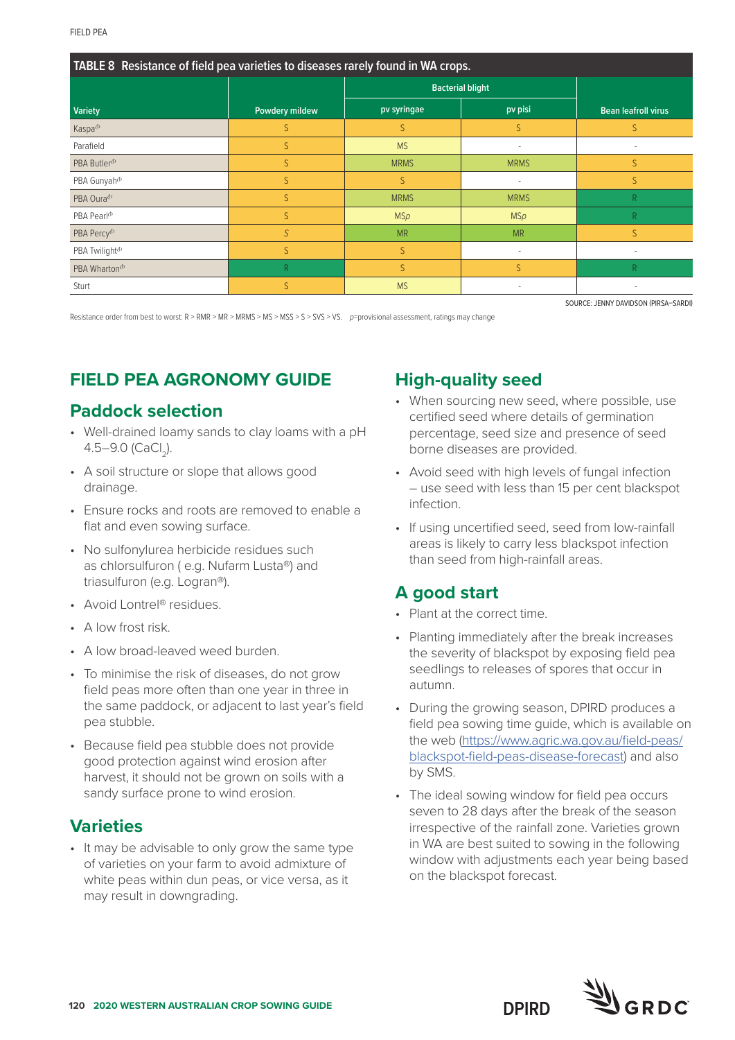**TABLE 8 Resistance of field pea varieties to diseases rarely found in WA crops.**

| Variety | Powdery mildew | Bacterial blight | | Bean leafroll virus |
|---|---|---|---|---|
| | | pv syringae | pv pisi | |
| Kaspa⊕ | S | S | S | S |
| Parafield | S | MS | - | - |
| PBA Butler⊕ | S | MRMS | MRMS | S |
| PBA Gunyah⊕ | S | S | - | S |
| PBA Oura⊕ | S | MRMS | MRMS | R |
| PBA Pearl⊕ | S | MS*p* | MS*p* | R |
| PBA Percy⊕ | *S* | MR | MR | S |
| PBA Twilight⊕ | S | S | - | - |
| PBA Wharton⊕ | R | S | S | R |
| Sturt | S | MS | - | - |

SOURCE: JENNY DAVIDSON (PIRSA–SARDI)

Resistance order from best to worst: R > RMR > MR > MRMS > MS > MSS > S > SVS > VS. *p*=provisional assessment, ratings may change

## FIELD PEA AGRONOMY GUIDE

### Paddock selection

- Well-drained loamy sands to clay loams with a pH 4.5–9.0 ($CaCl_2$).
- A soil structure or slope that allows good drainage.
- Ensure rocks and roots are removed to enable a flat and even sowing surface.
- No sulfonylurea herbicide residues such as chlorsulfuron ( e.g. Nufarm Lusta®) and triasulfuron (e.g. Logran®).
- Avoid Lontrel® residues.
- A low frost risk.
- A low broad-leaved weed burden.
- To minimise the risk of diseases, do not grow field peas more often than one year in three in the same paddock, or adjacent to last year's field pea stubble.
- Because field pea stubble does not provide good protection against wind erosion after harvest, it should not be grown on soils with a sandy surface prone to wind erosion.

### Varieties

- It may be advisable to only grow the same type of varieties on your farm to avoid admixture of white peas within dun peas, or vice versa, as it may result in downgrading.

### High-quality seed

- When sourcing new seed, where possible, use certified seed where details of germination percentage, seed size and presence of seed borne diseases are provided.
- Avoid seed with high levels of fungal infection – use seed with less than 15 per cent blackspot infection.
- If using uncertified seed, seed from low-rainfall areas is likely to carry less blackspot infection than seed from high-rainfall areas.

### A good start

- Plant at the correct time.
- Planting immediately after the break increases the severity of blackspot by exposing field pea seedlings to releases of spores that occur in autumn.
- During the growing season, DPIRD produces a field pea sowing time guide, which is available on the web (https://www.agric.wa.gov.au/field-peas/blackspot-field-peas-disease-forecast) and also by SMS.
- The ideal sowing window for field pea occurs seven to 28 days after the break of the season irrespective of the rainfall zone. Varieties grown in WA are best suited to sowing in the following window with adjustments each year being based on the blackspot forecast.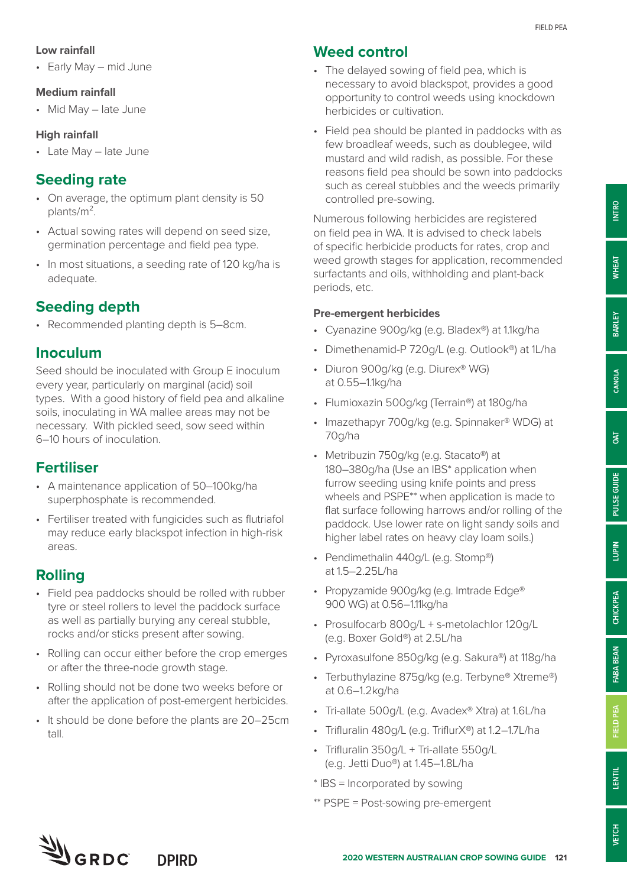### Low rainfall

- Early May – mid June

### Medium rainfall

- Mid May – late June

### High rainfall

- Late May – late June

## Seeding rate

- On average, the optimum plant density is 50 plants/m$^2$.
- Actual sowing rates will depend on seed size, germination percentage and field pea type.
- In most situations, a seeding rate of 120 kg/ha is adequate.

## Seeding depth

- Recommended planting depth is 5–8cm.

## Inoculum

Seed should be inoculated with Group E inoculum every year, particularly on marginal (acid) soil types. With a good history of field pea and alkaline soils, inoculating in WA mallee areas may not be necessary. With pickled seed, sow seed within 6–10 hours of inoculation.

## Fertiliser

- A maintenance application of 50–100kg/ha superphosphate is recommended.
- Fertiliser treated with fungicides such as flutriafol may reduce early blackspot infection in high-risk areas.

## Rolling

- Field pea paddocks should be rolled with rubber tyre or steel rollers to level the paddock surface as well as partially burying any cereal stubble, rocks and/or sticks present after sowing.
- Rolling can occur either before the crop emerges or after the three-node growth stage.
- Rolling should not be done two weeks before or after the application of post-emergent herbicides.
- It should be done before the plants are 20–25cm tall.

## Weed control

- The delayed sowing of field pea, which is necessary to avoid blackspot, provides a good opportunity to control weeds using knockdown herbicides or cultivation.
- Field pea should be planted in paddocks with as few broadleaf weeds, such as doublegee, wild mustard and wild radish, as possible. For these reasons field pea should be sown into paddocks such as cereal stubbles and the weeds primarily controlled pre-sowing.

Numerous following herbicides are registered on field pea in WA. It is advised to check labels of specific herbicide products for rates, crop and weed growth stages for application, recommended surfactants and oils, withholding and plant-back periods, etc.

### Pre-emergent herbicides

- Cyanazine 900g/kg (e.g. Bladex®) at 1.1kg/ha
- Dimethenamid-P 720g/L (e.g. Outlook®) at 1L/ha
- Diuron 900g/kg (e.g. Diurex® WG) at 0.55–1.1kg/ha
- Flumioxazin 500g/kg (Terrain®) at 180g/ha
- Imazethapyr 700g/kg (e.g. Spinnaker® WDG) at 70g/ha
- Metribuzin 750g/kg (e.g. Stacato®) at 180–380g/ha (Use an IBS* application when furrow seeding using knife points and press wheels and PSPE** when application is made to flat surface following harrows and/or rolling of the paddock. Use lower rate on light sandy soils and higher label rates on heavy clay loam soils.)
- Pendimethalin 440g/L (e.g. Stomp®) at 1.5–2.25L/ha
- Propyzamide 900g/kg (e.g. Imtrade Edge® 900 WG) at 0.56–1.11kg/ha
- Prosulfocarb 800g/L + s-metolachlor 120g/L (e.g. Boxer Gold®) at 2.5L/ha
- Pyroxasulfone 850g/kg (e.g. Sakura®) at 118g/ha
- Terbuthylazine 875g/kg (e.g. Terbyne® Xtreme®) at 0.6–1.2kg/ha
- Tri-allate 500g/L (e.g. Avadex® Xtra) at 1.6L/ha
- Trifluralin 480g/L (e.g. TriflurX®) at 1.2–1.7L/ha
- Trifluralin 350g/L + Tri-allate 550g/L (e.g. Jetti Duo®) at 1.45–1.8L/ha

* IBS = Incorporated by sowing

** PSPE = Post-sowing pre-emergent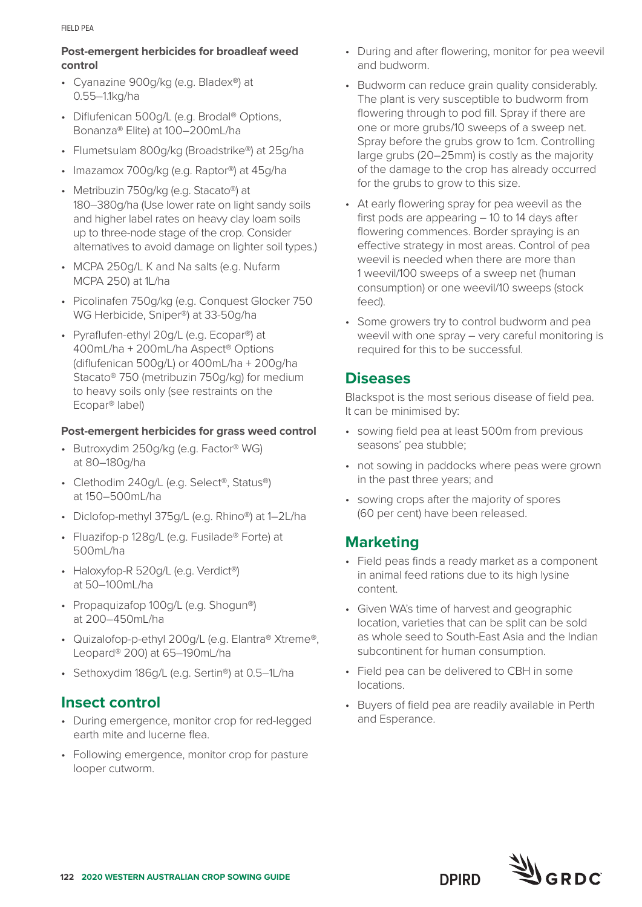**Post-emergent herbicides for broadleaf weed control**

- Cyanazine 900g/kg (e.g. Bladex®) at 0.55–1.1kg/ha
- Diflufenican 500g/L (e.g. Brodal® Options, Bonanza® Elite) at 100–200mL/ha
- Flumetsulam 800g/kg (Broadstrike®) at 25g/ha
- Imazamox 700g/kg (e.g. Raptor®) at 45g/ha
- Metribuzin 750g/kg (e.g. Stacato®) at 180–380g/ha (Use lower rate on light sandy soils and higher label rates on heavy clay loam soils up to three-node stage of the crop. Consider alternatives to avoid damage on lighter soil types.)
- MCPA 250g/L K and Na salts (e.g. Nufarm MCPA 250) at 1L/ha
- Picolinafen 750g/kg (e.g. Conquest Glocker 750 WG Herbicide, Sniper®) at 33-50g/ha
- Pyraflufen-ethyl 20g/L (e.g. Ecopar®) at 400mL/ha + 200mL/ha Aspect® Options (diflufenican 500g/L) or 400mL/ha + 200g/ha Stacato® 750 (metribuzin 750g/kg) for medium to heavy soils only (see restraints on the Ecopar® label)

**Post-emergent herbicides for grass weed control**

- Butroxydim 250g/kg (e.g. Factor® WG) at 80–180g/ha
- Clethodim 240g/L (e.g. Select®, Status®) at 150–500mL/ha
- Diclofop-methyl 375g/L (e.g. Rhino®) at 1–2L/ha
- Fluazifop-p 128g/L (e.g. Fusilade® Forte) at 500mL/ha
- Haloxyfop-R 520g/L (e.g. Verdict®) at 50–100mL/ha
- Propaquizafop 100g/L (e.g. Shogun®) at 200–450mL/ha
- Quizalofop-p-ethyl 200g/L (e.g. Elantra® Xtreme®, Leopard® 200) at 65–190mL/ha
- Sethoxydim 186g/L (e.g. Sertin®) at 0.5–1L/ha

## Insect control

- During emergence, monitor crop for red-legged earth mite and lucerne flea.
- Following emergence, monitor crop for pasture looper cutworm.
- During and after flowering, monitor for pea weevil and budworm.
- Budworm can reduce grain quality considerably. The plant is very susceptible to budworm from flowering through to pod fill. Spray if there are one or more grubs/10 sweeps of a sweep net. Spray before the grubs grow to 1cm. Controlling large grubs (20–25mm) is costly as the majority of the damage to the crop has already occurred for the grubs to grow to this size.
- At early flowering spray for pea weevil as the first pods are appearing – 10 to 14 days after flowering commences. Border spraying is an effective strategy in most areas. Control of pea weevil is needed when there are more than 1 weevil/100 sweeps of a sweep net (human consumption) or one weevil/10 sweeps (stock feed).
- Some growers try to control budworm and pea weevil with one spray – very careful monitoring is required for this to be successful.

## Diseases

Blackspot is the most serious disease of field pea. It can be minimised by:

- sowing field pea at least 500m from previous seasons' pea stubble;
- not sowing in paddocks where peas were grown in the past three years; and
- sowing crops after the majority of spores (60 per cent) have been released.

## Marketing

- Field peas finds a ready market as a component in animal feed rations due to its high lysine content.
- Given WA's time of harvest and geographic location, varieties that can be split can be sold as whole seed to South-East Asia and the Indian subcontinent for human consumption.
- Field pea can be delivered to CBH in some locations.
- Buyers of field pea are readily available in Perth and Esperance.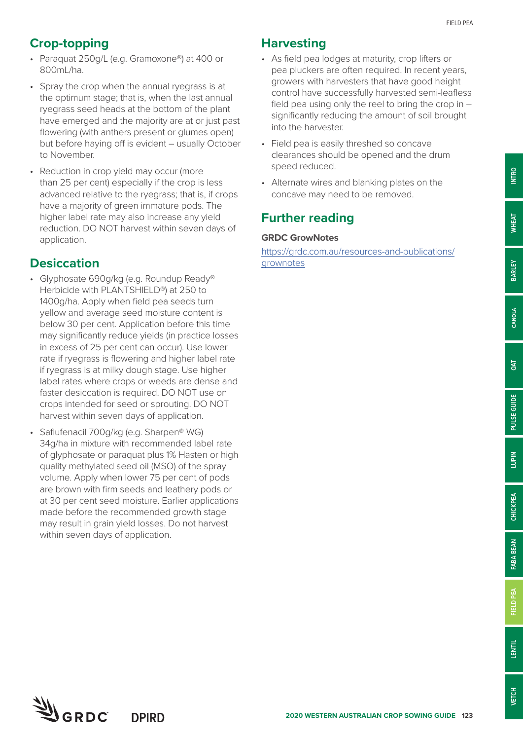## Crop-topping

- Paraquat 250g/L (e.g. Gramoxone®) at 400 or 800mL/ha.
- Spray the crop when the annual ryegrass is at the optimum stage; that is, when the last annual ryegrass seed heads at the bottom of the plant have emerged and the majority are at or just past flowering (with anthers present or glumes open) but before haying off is evident – usually October to November.
- Reduction in crop yield may occur (more than 25 per cent) especially if the crop is less advanced relative to the ryegrass; that is, if crops have a majority of green immature pods. The higher label rate may also increase any yield reduction. DO NOT harvest within seven days of application.

## Desiccation

- Glyphosate 690g/kg (e.g. Roundup Ready® Herbicide with PLANTSHIELD®) at 250 to 1400g/ha. Apply when field pea seeds turn yellow and average seed moisture content is below 30 per cent. Application before this time may significantly reduce yields (in practice losses in excess of 25 per cent can occur). Use lower rate if ryegrass is flowering and higher label rate if ryegrass is at milky dough stage. Use higher label rates where crops or weeds are dense and faster desiccation is required. DO NOT use on crops intended for seed or sprouting. DO NOT harvest within seven days of application.
- Saflufenacil 700g/kg (e.g. Sharpen® WG) 34g/ha in mixture with recommended label rate of glyphosate or paraquat plus 1% Hasten or high quality methylated seed oil (MSO) of the spray volume. Apply when lower 75 per cent of pods are brown with firm seeds and leathery pods or at 30 per cent seed moisture. Earlier applications made before the recommended growth stage may result in grain yield losses. Do not harvest within seven days of application.

## Harvesting

- As field pea lodges at maturity, crop lifters or pea pluckers are often required. In recent years, growers with harvesters that have good height control have successfully harvested semi-leafless field pea using only the reel to bring the crop in – significantly reducing the amount of soil brought into the harvester.
- Field pea is easily threshed so concave clearances should be opened and the drum speed reduced.
- Alternate wires and blanking plates on the concave may need to be removed.

## Further reading

**GRDC GrowNotes**

https://grdc.com.au/resources-and-publications/grownotes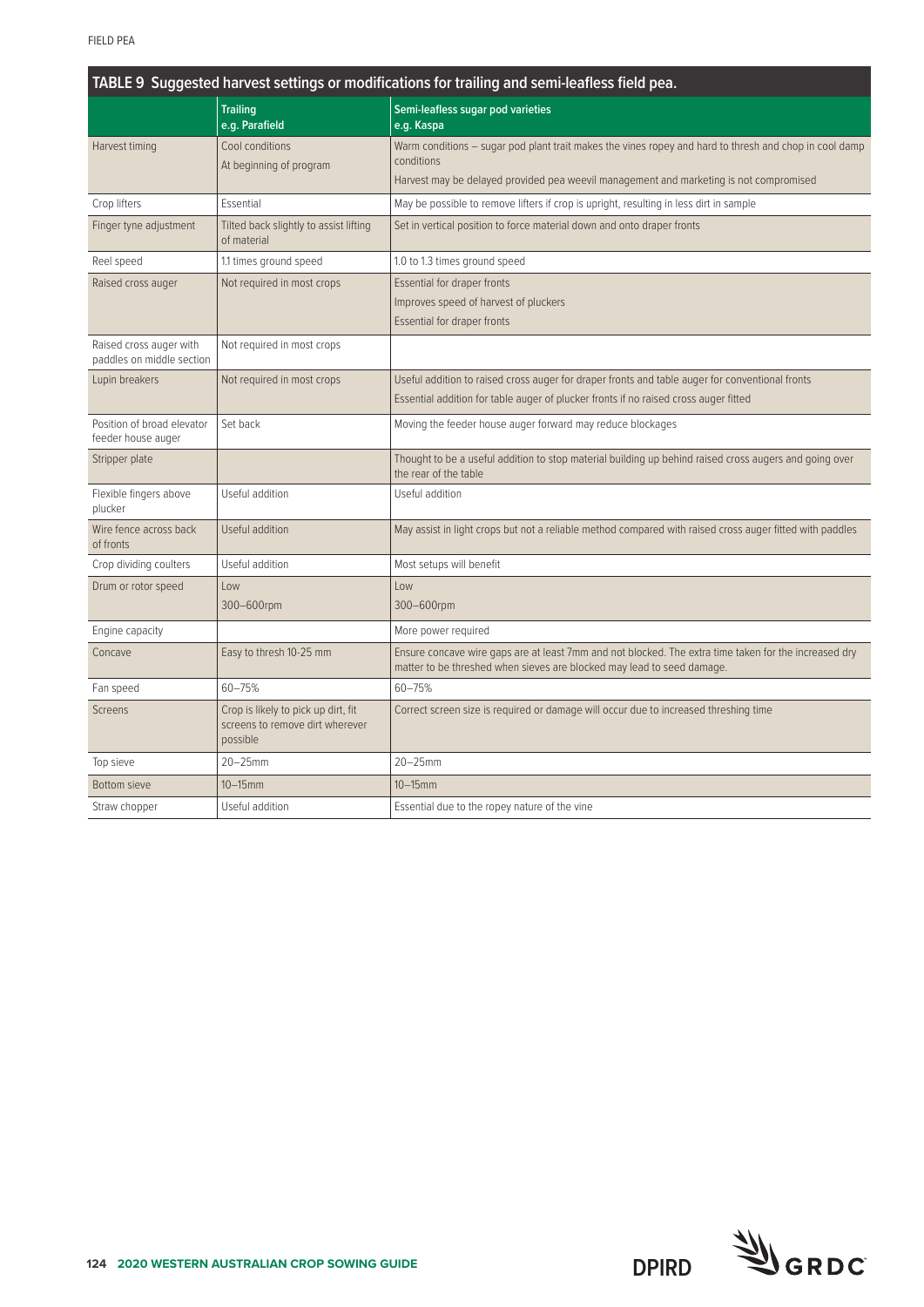**TABLE 9 Suggested harvest settings or modifications for trailing and semi-leafless field pea.**

| | Trailing e.g. Parafield | Semi-leafless sugar pod varieties e.g. Kaspa |
|---|---|---|
| Harvest timing | Cool conditions<br>At beginning of program | Warm conditions – sugar pod plant trait makes the vines ropey and hard to thresh and chop in cool damp conditions<br>Harvest may be delayed provided pea weevil management and marketing is not compromised |
| Crop lifters | Essential | May be possible to remove lifters if crop is upright, resulting in less dirt in sample |
| Finger tyne adjustment | Tilted back slightly to assist lifting of material | Set in vertical position to force material down and onto draper fronts |
| Reel speed | 1.1 times ground speed | 1.0 to 1.3 times ground speed |
| Raised cross auger | Not required in most crops | Essential for draper fronts<br>Improves speed of harvest of pluckers<br>Essential for draper fronts |
| Raised cross auger with paddles on middle section | Not required in most crops | |
| Lupin breakers | Not required in most crops | Useful addition to raised cross auger for draper fronts and table auger for conventional fronts<br>Essential addition for table auger of plucker fronts if no raised cross auger fitted |
| Position of broad elevator feeder house auger | Set back | Moving the feeder house auger forward may reduce blockages |
| Stripper plate | | Thought to be a useful addition to stop material building up behind raised cross augers and going over the rear of the table |
| Flexible fingers above plucker | Useful addition | Useful addition |
| Wire fence across back of fronts | Useful addition | May assist in light crops but not a reliable method compared with raised cross auger fitted with paddles |
| Crop dividing coulters | Useful addition | Most setups will benefit |
| Drum or rotor speed | Low<br>300–600rpm | Low<br>300–600rpm |
| Engine capacity | | More power required |
| Concave | Easy to thresh 10-25 mm | Ensure concave wire gaps are at least 7mm and not blocked. The extra time taken for the increased dry matter to be threshed when sieves are blocked may lead to seed damage. |
| Fan speed | 60–75% | 60–75% |
| Screens | Crop is likely to pick up dirt, fit screens to remove dirt wherever possible | Correct screen size is required or damage will occur due to increased threshing time |
| Top sieve | 20–25mm | 20–25mm |
| Bottom sieve | 10–15mm | 10–15mm |
| Straw chopper | Useful addition | Essential due to the ropey nature of the vine |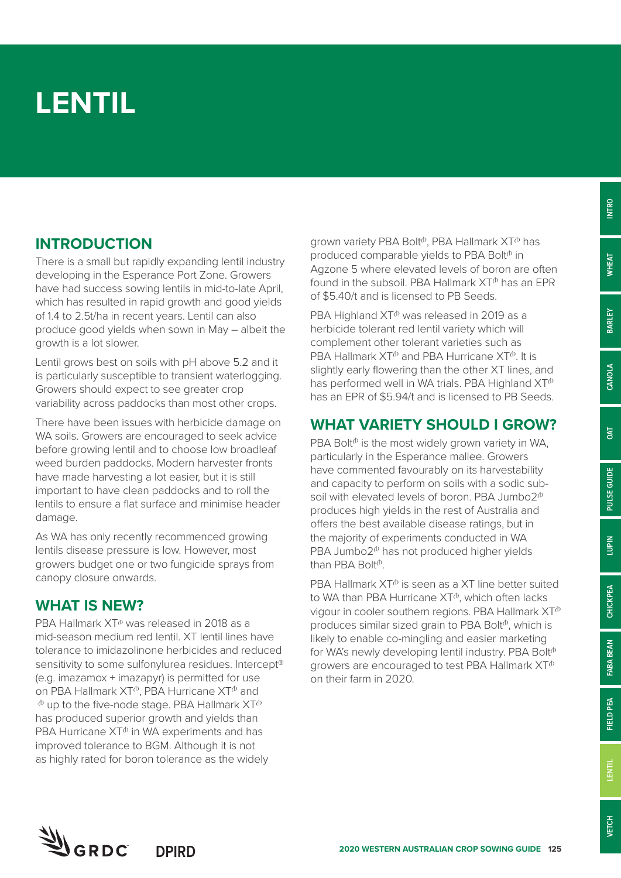# LENTIL

## INTRODUCTION

There is a small but rapidly expanding lentil industry developing in the Esperance Port Zone. Growers have had success sowing lentils in mid-to-late April, which has resulted in rapid growth and good yields of 1.4 to 2.5t/ha in recent years. Lentil can also produce good yields when sown in May – albeit the growth is a lot slower.

Lentil grows best on soils with pH above 5.2 and it is particularly susceptible to transient waterlogging. Growers should expect to see greater crop variability across paddocks than most other crops.

There have been issues with herbicide damage on WA soils. Growers are encouraged to seek advice before growing lentil and to choose low broadleaf weed burden paddocks. Modern harvester fronts have made harvesting a lot easier, but it is still important to have clean paddocks and to roll the lentils to ensure a flat surface and minimise header damage.

As WA has only recently recommenced growing lentils disease pressure is low. However, most growers budget one or two fungicide sprays from canopy closure onwards.

## WHAT IS NEW?

PBA Hallmark XT⊕ was released in 2018 as a mid-season medium red lentil. XT lentil lines have tolerance to imidazolinone herbicides and reduced sensitivity to some sulfonylurea residues. Intercept® (e.g. imazamox + imazapyr) is permitted for use on PBA Hallmark XT⊕, PBA Hurricane XT⊕ and ⊕ up to the five-node stage. PBA Hallmark XT⊕ has produced superior growth and yields than PBA Hurricane XT⊕ in WA experiments and has improved tolerance to BGM. Although it is not as highly rated for boron tolerance as the widely grown variety PBA Bolt⊕, PBA Hallmark XT⊕ has produced comparable yields to PBA Bolt⊕ in Agzone 5 where elevated levels of boron are often found in the subsoil. PBA Hallmark XT⊕ has an EPR of $5.40/t and is licensed to PB Seeds.

PBA Highland XT⊕ was released in 2019 as a herbicide tolerant red lentil variety which will complement other tolerant varieties such as PBA Hallmark XT⊕ and PBA Hurricane XT⊕. It is slightly early flowering than the other XT lines, and has performed well in WA trials. PBA Highland XT⊕ has an EPR of $5.94/t and is licensed to PB Seeds.

## WHAT VARIETY SHOULD I GROW?

PBA Bolt⊕ is the most widely grown variety in WA, particularly in the Esperance mallee. Growers have commented favourably on its harvestability and capacity to perform on soils with a sodic sub-soil with elevated levels of boron. PBA Jumbo2⊕ produces high yields in the rest of Australia and offers the best available disease ratings, but in the majority of experiments conducted in WA PBA Jumbo2⊕ has not produced higher yields than PBA Bolt⊕.

PBA Hallmark XT⊕ is seen as a XT line better suited to WA than PBA Hurricane XT⊕, which often lacks vigour in cooler southern regions. PBA Hallmark XT⊕ produces similar sized grain to PBA Bolt⊕, which is likely to enable co-mingling and easier marketing for WA's newly developing lentil industry. PBA Bolt⊕ growers are encouraged to test PBA Hallmark XT⊕ on their farm in 2020.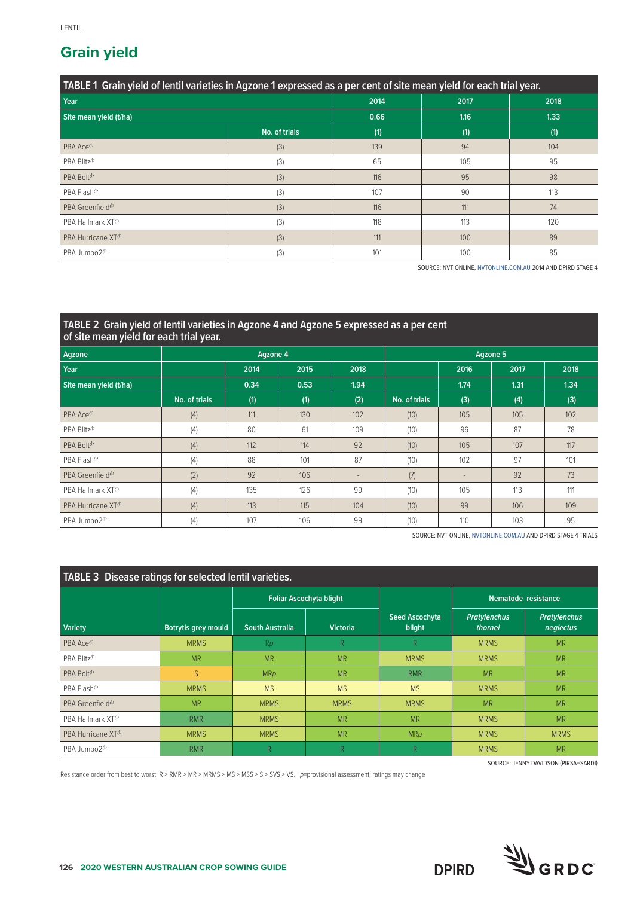## Grain yield

**TABLE 1 Grain yield of lentil varieties in Agzone 1 expressed as a per cent of site mean yield for each trial year.**

| Year | | 2014 | 2017 | 2018 |
|---|---|---|---|---|
| Site mean yield (t/ha) | | 0.66 | 1.16 | 1.33 |
| | No. of trials | (1) | (1) | (1) |
| PBA Ace⁽ᵈ⁾ | (3) | 139 | 94 | 104 |
| PBA Blitz⁽ᵈ⁾ | (3) | 65 | 105 | 95 |
| PBA Bolt⁽ᵈ⁾ | (3) | 116 | 95 | 98 |
| PBA Flash⁽ᵈ⁾ | (3) | 107 | 90 | 113 |
| PBA Greenfield⁽ᵈ⁾ | (3) | 116 | 111 | 74 |
| PBA Hallmark XT⁽ᵈ⁾ | (3) | 118 | 113 | 120 |
| PBA Hurricane XT⁽ᵈ⁾ | (3) | 111 | 100 | 89 |
| PBA Jumbo2⁽ᵈ⁾ | (3) | 101 | 100 | 85 |

SOURCE: NVT ONLINE, NVTONLINE.COM.AU 2014 AND DPIRD STAGE 4

**TABLE 2 Grain yield of lentil varieties in Agzone 4 and Agzone 5 expressed as a per cent of site mean yield for each trial year.**

| Agzone | Agzone 4 | | | | Agzone 5 | | | |
|---|---|---|---|---|---|---|---|---|
| Year | | 2014 | 2015 | 2018 | | 2016 | 2017 | 2018 |
| Site mean yield (t/ha) | | 0.34 | 0.53 | 1.94 | | 1.74 | 1.31 | 1.34 |
| | No. of trials | (1) | (1) | (2) | No. of trials | (3) | (4) | (3) |
| PBA Ace⁽ᵈ⁾ | (4) | 111 | 130 | 102 | (10) | 105 | 105 | 102 |
| PBA Blitz⁽ᵈ⁾ | (4) | 80 | 61 | 109 | (10) | 96 | 87 | 78 |
| PBA Bolt⁽ᵈ⁾ | (4) | 112 | 114 | 92 | (10) | 105 | 107 | 117 |
| PBA Flash⁽ᵈ⁾ | (4) | 88 | 101 | 87 | (10) | 102 | 97 | 101 |
| PBA Greenfield⁽ᵈ⁾ | (2) | 92 | 106 | - | (7) | - | 92 | 73 |
| PBA Hallmark XT⁽ᵈ⁾ | (4) | 135 | 126 | 99 | (10) | 105 | 113 | 111 |
| PBA Hurricane XT⁽ᵈ⁾ | (4) | 113 | 115 | 104 | (10) | 99 | 106 | 109 |
| PBA Jumbo2⁽ᵈ⁾ | (4) | 107 | 106 | 99 | (10) | 110 | 103 | 95 |

SOURCE: NVT ONLINE, NVTONLINE.COM.AU AND DPIRD STAGE 4 TRIALS

**TABLE 3 Disease ratings for selected lentil varieties.**

| Variety | Botrytis grey mould | Foliar Ascochyta blight | | Seed Ascochyta blight | Nematode resistance | |
|---|---|---|---|---|---|---|
| | | South Australia | Victoria | | *Pratylenchus thornei* | *Pratylenchus neglectus* |
| PBA Ace⁽ᵈ⁾ | MRMS | R*p* | R | R | MRMS | MR |
| PBA Blitz⁽ᵈ⁾ | MR | MR | MR | MRMS | MRMS | MR |
| PBA Bolt⁽ᵈ⁾ | S | MR*p* | MR | RMR | MR | MR |
| PBA Flash⁽ᵈ⁾ | MRMS | MS | MS | MS | MRMS | MR |
| PBA Greenfield⁽ᵈ⁾ | MR | MRMS | MRMS | MRMS | MR | MR |
| PBA Hallmark XT⁽ᵈ⁾ | RMR | MRMS | MR | MR | MRMS | MR |
| PBA Hurricane XT⁽ᵈ⁾ | MRMS | MRMS | MR | MR*p* | MRMS | MRMS |
| PBA Jumbo2⁽ᵈ⁾ | RMR | R | R | R | MRMS | MR |

SOURCE: JENNY DAVIDSON (PIRSA–SARDI)

Resistance order from best to worst: R > RMR > MR > MRMS > MS > MSS > S > SVS > VS. *p*=provisional assessment, ratings may change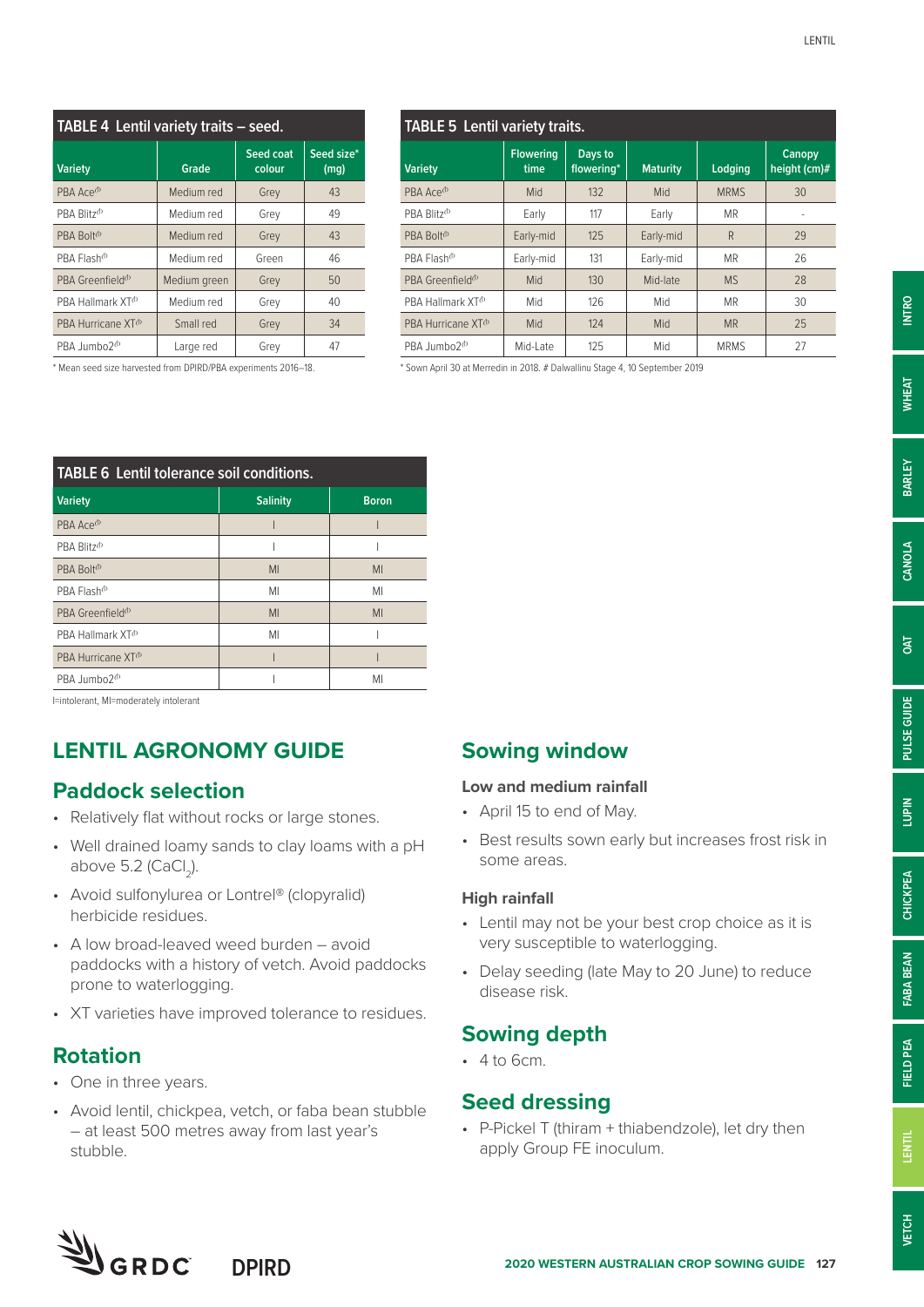## TABLE 4 Lentil variety traits – seed.

| Variety | Grade | Seed coat colour | Seed size* (mg) |
|---|---|---|---|
| PBA Ace⟨PBR⟩ | Medium red | Grey | 43 |
| PBA Blitz⟨PBR⟩ | Medium red | Grey | 49 |
| PBA Bolt⟨PBR⟩ | Medium red | Grey | 43 |
| PBA Flash⟨PBR⟩ | Medium red | Green | 46 |
| PBA Greenfield⟨PBR⟩ | Medium green | Grey | 50 |
| PBA Hallmark XT⟨PBR⟩ | Medium red | Grey | 40 |
| PBA Hurricane XT⟨PBR⟩ | Small red | Grey | 34 |
| PBA Jumbo2⟨PBR⟩ | Large red | Grey | 47 |

* Mean seed size harvested from DPIRD/PBA experiments 2016–18.

## TABLE 5 Lentil variety traits.

| Variety | Flowering time | Days to flowering* | Maturity | Lodging | Canopy height (cm)# |
|---|---|---|---|---|---|
| PBA Ace⟨PBR⟩ | Mid | 132 | Mid | MRMS | 30 |
| PBA Blitz⟨PBR⟩ | Early | 117 | Early | MR | - |
| PBA Bolt⟨PBR⟩ | Early-mid | 125 | Early-mid | R | 29 |
| PBA Flash⟨PBR⟩ | Early-mid | 131 | Early-mid | MR | 26 |
| PBA Greenfield⟨PBR⟩ | Mid | 130 | Mid-late | MS | 28 |
| PBA Hallmark XT⟨PBR⟩ | Mid | 126 | Mid | MR | 30 |
| PBA Hurricane XT⟨PBR⟩ | Mid | 124 | Mid | MR | 25 |
| PBA Jumbo2⟨PBR⟩ | Mid-Late | 125 | Mid | MRMS | 27 |

* Sown April 30 at Merredin in 2018. # Dalwallinu Stage 4, 10 September 2019

## TABLE 6 Lentil tolerance soil conditions.

| Variety | Salinity | Boron |
|---|---|---|
| PBA Ace⟨PBR⟩ | I | I |
| PBA Blitz⟨PBR⟩ | I | I |
| PBA Bolt⟨PBR⟩ | MI | MI |
| PBA Flash⟨PBR⟩ | MI | MI |
| PBA Greenfield⟨PBR⟩ | MI | MI |
| PBA Hallmark XT⟨PBR⟩ | MI | I |
| PBA Hurricane XT⟨PBR⟩ | I | I |
| PBA Jumbo2⟨PBR⟩ | I | MI |

I=intolerant, MI=moderately intolerant

# LENTIL AGRONOMY GUIDE

## Paddock selection

- Relatively flat without rocks or large stones.
- Well drained loamy sands to clay loams with a pH above 5.2 ($CaCl_2$).
- Avoid sulfonylurea or Lontrel® (clopyralid) herbicide residues.
- A low broad-leaved weed burden – avoid paddocks with a history of vetch. Avoid paddocks prone to waterlogging.
- XT varieties have improved tolerance to residues.

## Rotation

- One in three years.
- Avoid lentil, chickpea, vetch, or faba bean stubble – at least 500 metres away from last year's stubble.

## Sowing window

### Low and medium rainfall

- April 15 to end of May.
- Best results sown early but increases frost risk in some areas.

### High rainfall

- Lentil may not be your best crop choice as it is very susceptible to waterlogging.
- Delay seeding (late May to 20 June) to reduce disease risk.

## Sowing depth

- 4 to 6cm.

## Seed dressing

- P-Pickel T (thiram + thiabendzole), let dry then apply Group FE inoculum.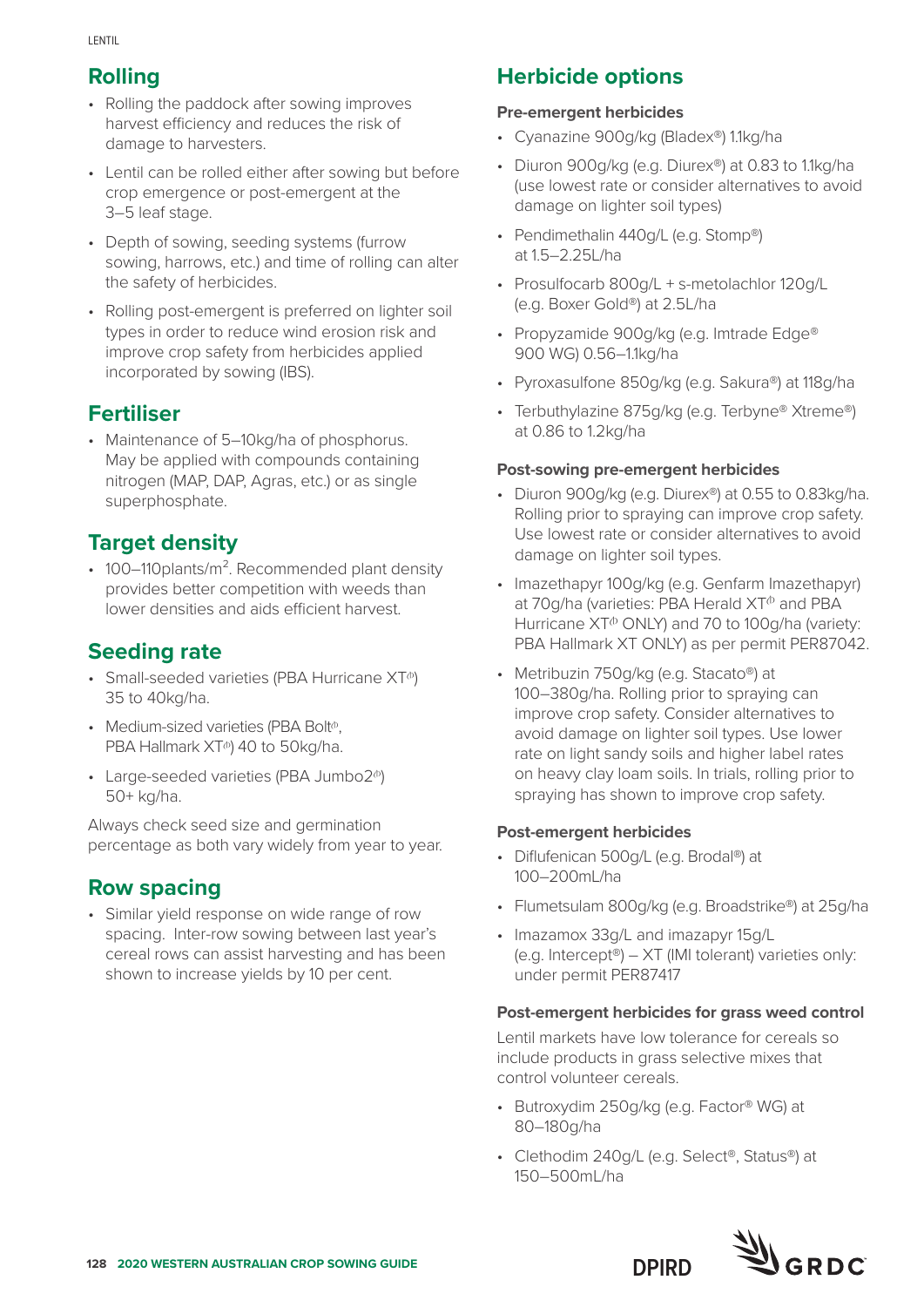## Rolling

- Rolling the paddock after sowing improves harvest efficiency and reduces the risk of damage to harvesters.
- Lentil can be rolled either after sowing but before crop emergence or post-emergent at the 3–5 leaf stage.
- Depth of sowing, seeding systems (furrow sowing, harrows, etc.) and time of rolling can alter the safety of herbicides.
- Rolling post-emergent is preferred on lighter soil types in order to reduce wind erosion risk and improve crop safety from herbicides applied incorporated by sowing (IBS).

## Fertiliser

- Maintenance of 5–10kg/ha of phosphorus. May be applied with compounds containing nitrogen (MAP, DAP, Agras, etc.) or as single superphosphate.

## Target density

- 100–110plants/m$^2$. Recommended plant density provides better competition with weeds than lower densities and aids efficient harvest.

## Seeding rate

- Small-seeded varieties (PBA Hurricane XT⁽ᵇ⁾) 35 to 40kg/ha.
- Medium-sized varieties (PBA Bolt⁽ᵇ⁾, PBA Hallmark XT⁽ᵇ⁾) 40 to 50kg/ha.
- Large-seeded varieties (PBA Jumbo2⁽ᵇ⁾) 50+ kg/ha.

Always check seed size and germination percentage as both vary widely from year to year.

## Row spacing

- Similar yield response on wide range of row spacing. Inter-row sowing between last year's cereal rows can assist harvesting and has been shown to increase yields by 10 per cent.

## Herbicide options

**Pre-emergent herbicides**

- Cyanazine 900g/kg (Bladex®) 1.1kg/ha
- Diuron 900g/kg (e.g. Diurex®) at 0.83 to 1.1kg/ha (use lowest rate or consider alternatives to avoid damage on lighter soil types)
- Pendimethalin 440g/L (e.g. Stomp®) at 1.5–2.25L/ha
- Prosulfocarb 800g/L + s-metolachlor 120g/L (e.g. Boxer Gold®) at 2.5L/ha
- Propyzamide 900g/kg (e.g. Imtrade Edge® 900 WG) 0.56–1.1kg/ha
- Pyroxasulfone 850g/kg (e.g. Sakura®) at 118g/ha
- Terbuthylazine 875g/kg (e.g. Terbyne® Xtreme®) at 0.86 to 1.2kg/ha

**Post-sowing pre-emergent herbicides**

- Diuron 900g/kg (e.g. Diurex®) at 0.55 to 0.83kg/ha. Rolling prior to spraying can improve crop safety. Use lowest rate or consider alternatives to avoid damage on lighter soil types.
- Imazethapyr 100g/kg (e.g. Genfarm Imazethapyr) at 70g/ha (varieties: PBA Herald XT⁽ᵇ⁾ and PBA Hurricane XT⁽ᵇ⁾ ONLY) and 70 to 100g/ha (variety: PBA Hallmark XT ONLY) as per permit PER87042.
- Metribuzin 750g/kg (e.g. Stacato®) at 100–380g/ha. Rolling prior to spraying can improve crop safety. Consider alternatives to avoid damage on lighter soil types. Use lower rate on light sandy soils and higher label rates on heavy clay loam soils. In trials, rolling prior to spraying has shown to improve crop safety.

**Post-emergent herbicides**

- Diflufenican 500g/L (e.g. Brodal®) at 100–200mL/ha
- Flumetsulam 800g/kg (e.g. Broadstrike®) at 25g/ha
- Imazamox 33g/L and imazapyr 15g/L (e.g. Intercept®) – XT (IMI tolerant) varieties only: under permit PER87417

**Post-emergent herbicides for grass weed control**

Lentil markets have low tolerance for cereals so include products in grass selective mixes that control volunteer cereals.

- Butroxydim 250g/kg (e.g. Factor® WG) at 80–180g/ha
- Clethodim 240g/L (e.g. Select®, Status®) at 150–500mL/ha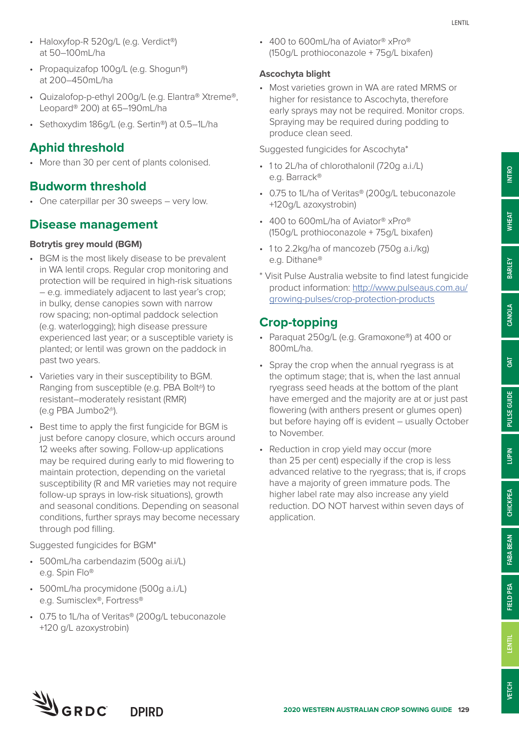- Haloxyfop-R 520g/L (e.g. Verdict®) at 50–100mL/ha
- Propaquizafop 100g/L (e.g. Shogun®) at 200–450mL/ha
- Quizalofop-p-ethyl 200g/L (e.g. Elantra® Xtreme®, Leopard® 200) at 65–190mL/ha
- Sethoxydim 186g/L (e.g. Sertin®) at 0.5–1L/ha

## Aphid threshold

- More than 30 per cent of plants colonised.

## Budworm threshold

- One caterpillar per 30 sweeps – very low.

## Disease management

### Botrytis grey mould (BGM)

- BGM is the most likely disease to be prevalent in WA lentil crops. Regular crop monitoring and protection will be required in high-risk situations – e.g. immediately adjacent to last year's crop; in bulky, dense canopies sown with narrow row spacing; non-optimal paddock selection (e.g. waterlogging); high disease pressure experienced last year; or a susceptible variety is planted; or lentil was grown on the paddock in past two years.
- Varieties vary in their susceptibility to BGM. Ranging from susceptible (e.g. PBA Bolt⁽ᵈ⁾) to resistant–moderately resistant (RMR) (e.g PBA Jumbo2⁽ᵈ⁾).
- Best time to apply the first fungicide for BGM is just before canopy closure, which occurs around 12 weeks after sowing. Follow-up applications may be required during early to mid flowering to maintain protection, depending on the varietal susceptibility (R and MR varieties may not require follow-up sprays in low-risk situations), growth and seasonal conditions. Depending on seasonal conditions, further sprays may become necessary through pod filling.

Suggested fungicides for BGM*

- 500mL/ha carbendazim (500g ai.i/L) e.g. Spin Flo®
- 500mL/ha procymidone (500g a.i./L) e.g. Sumisclex®, Fortress®
- 0.75 to 1L/ha of Veritas® (200g/L tebuconazole +120 g/L azoxystrobin)
- 400 to 600mL/ha of Aviator® xPro® (150g/L prothioconazole + 75g/L bixafen)

### Ascochyta blight

- Most varieties grown in WA are rated MRMS or higher for resistance to Ascochyta, therefore early sprays may not be required. Monitor crops. Spraying may be required during podding to produce clean seed.

Suggested fungicides for Ascochyta*

- 1 to 2L/ha of chlorothalonil (720g a.i./L) e.g. Barrack®
- 0.75 to 1L/ha of Veritas® (200g/L tebuconazole +120g/L azoxystrobin)
- 400 to 600mL/ha of Aviator® xPro® (150g/L prothioconazole + 75g/L bixafen)
- 1 to 2.2kg/ha of mancozeb (750g a.i./kg) e.g. Dithane®

\* Visit Pulse Australia website to find latest fungicide product information: http://www.pulseaus.com.au/growing-pulses/crop-protection-products

## Crop-topping

- Paraquat 250g/L (e.g. Gramoxone®) at 400 or 800mL/ha.
- Spray the crop when the annual ryegrass is at the optimum stage; that is, when the last annual ryegrass seed heads at the bottom of the plant have emerged and the majority are at or just past flowering (with anthers present or glumes open) but before haying off is evident – usually October to November.
- Reduction in crop yield may occur (more than 25 per cent) especially if the crop is less advanced relative to the ryegrass; that is, if crops have a majority of green immature pods. The higher label rate may also increase any yield reduction. DO NOT harvest within seven days of application.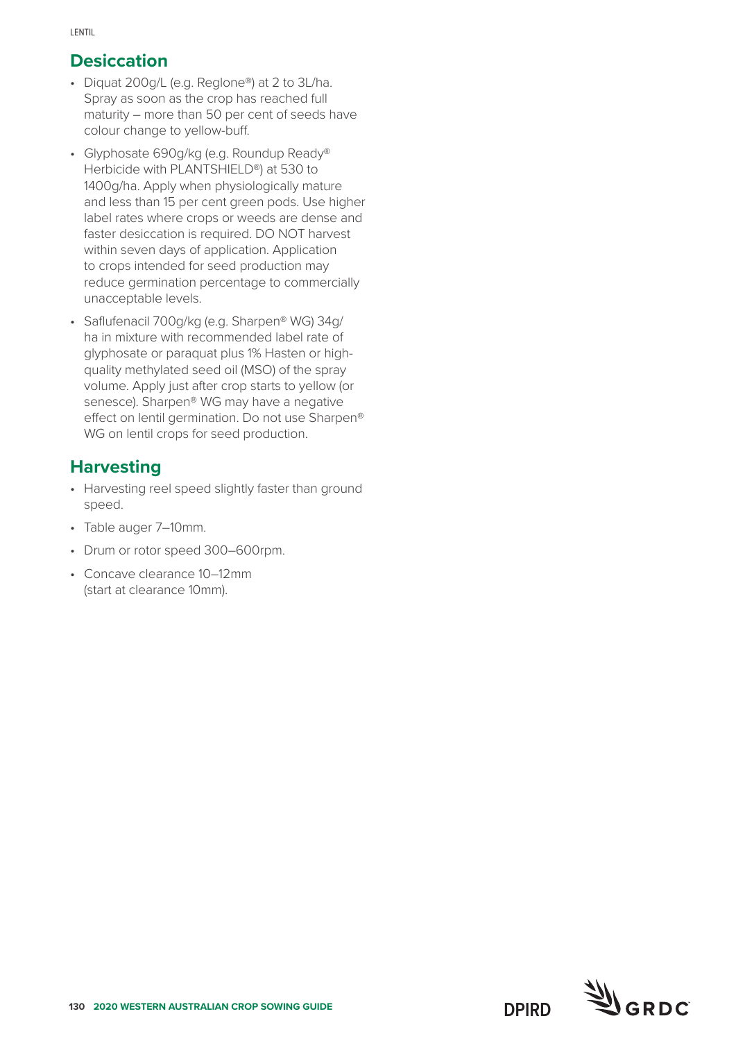## Desiccation

- Diquat 200g/L (e.g. Reglone®) at 2 to 3L/ha. Spray as soon as the crop has reached full maturity – more than 50 per cent of seeds have colour change to yellow-buff.
- Glyphosate 690g/kg (e.g. Roundup Ready® Herbicide with PLANTSHIELD®) at 530 to 1400g/ha. Apply when physiologically mature and less than 15 per cent green pods. Use higher label rates where crops or weeds are dense and faster desiccation is required. DO NOT harvest within seven days of application. Application to crops intended for seed production may reduce germination percentage to commercially unacceptable levels.
- Saflufenacil 700g/kg (e.g. Sharpen® WG) 34g/ha in mixture with recommended label rate of glyphosate or paraquat plus 1% Hasten or high-quality methylated seed oil (MSO) of the spray volume. Apply just after crop starts to yellow (or senesce). Sharpen® WG may have a negative effect on lentil germination. Do not use Sharpen® WG on lentil crops for seed production.

## Harvesting

- Harvesting reel speed slightly faster than ground speed.
- Table auger 7–10mm.
- Drum or rotor speed 300–600rpm.
- Concave clearance 10–12mm (start at clearance 10mm).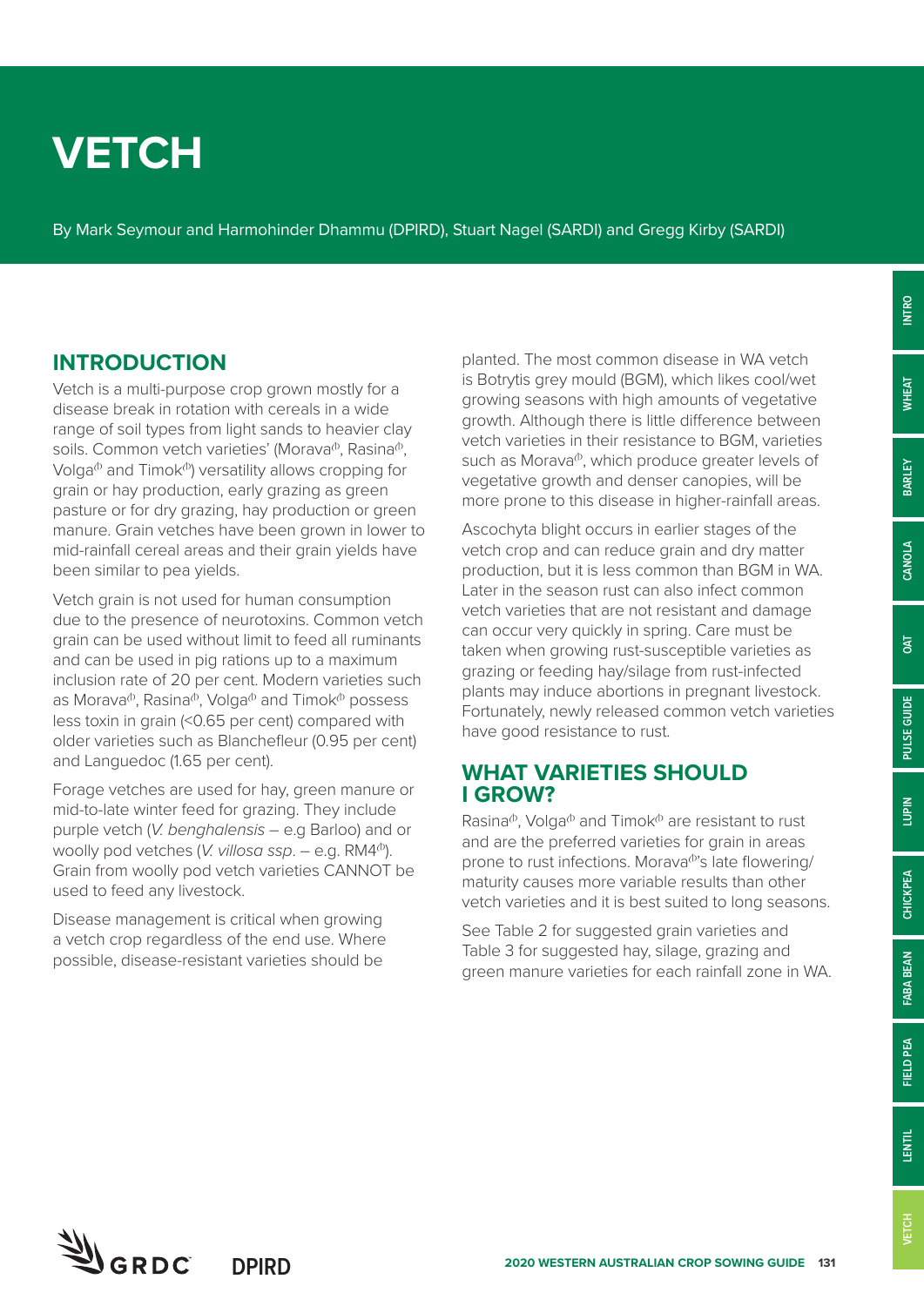# VETCH

By Mark Seymour and Harmohinder Dhammu (DPIRD), Stuart Nagel (SARDI) and Gregg Kirby (SARDI)

## INTRODUCTION

Vetch is a multi-purpose crop grown mostly for a disease break in rotation with cereals in a wide range of soil types from light sands to heavier clay soils. Common vetch varieties' (Morava⁽ᴾ⁾, Rasina⁽ᴾ⁾, Volga⁽ᴾ⁾ and Timok⁽ᴾ⁾) versatility allows cropping for grain or hay production, early grazing as green pasture or for dry grazing, hay production or green manure. Grain vetches have been grown in lower to mid-rainfall cereal areas and their grain yields have been similar to pea yields.

Vetch grain is not used for human consumption due to the presence of neurotoxins. Common vetch grain can be used without limit to feed all ruminants and can be used in pig rations up to a maximum inclusion rate of 20 per cent. Modern varieties such as Morava⁽ᴾ⁾, Rasina⁽ᴾ⁾, Volga⁽ᴾ⁾ and Timok⁽ᴾ⁾ possess less toxin in grain (<0.65 per cent) compared with older varieties such as Blanchefleur (0.95 per cent) and Languedoc (1.65 per cent).

Forage vetches are used for hay, green manure or mid-to-late winter feed for grazing. They include purple vetch (*V. benghalensis* – e.g Barloo) and or woolly pod vetches (*V. villosa ssp*. – e.g. RM4⁽ᴾ⁾). Grain from woolly pod vetch varieties CANNOT be used to feed any livestock.

Disease management is critical when growing a vetch crop regardless of the end use. Where possible, disease-resistant varieties should be planted. The most common disease in WA vetch is Botrytis grey mould (BGM), which likes cool/wet growing seasons with high amounts of vegetative growth. Although there is little difference between vetch varieties in their resistance to BGM, varieties such as Morava⁽ᴾ⁾, which produce greater levels of vegetative growth and denser canopies, will be more prone to this disease in higher-rainfall areas.

Ascochyta blight occurs in earlier stages of the vetch crop and can reduce grain and dry matter production, but it is less common than BGM in WA. Later in the season rust can also infect common vetch varieties that are not resistant and damage can occur very quickly in spring. Care must be taken when growing rust-susceptible varieties as grazing or feeding hay/silage from rust-infected plants may induce abortions in pregnant livestock. Fortunately, newly released common vetch varieties have good resistance to rust.

## WHAT VARIETIES SHOULD I GROW?

Rasina⁽ᴾ⁾, Volga⁽ᴾ⁾ and Timok⁽ᴾ⁾ are resistant to rust and are the preferred varieties for grain in areas prone to rust infections. Morava⁽ᴾ⁾'s late flowering/maturity causes more variable results than other vetch varieties and it is best suited to long seasons.

See Table 2 for suggested grain varieties and Table 3 for suggested hay, silage, grazing and green manure varieties for each rainfall zone in WA.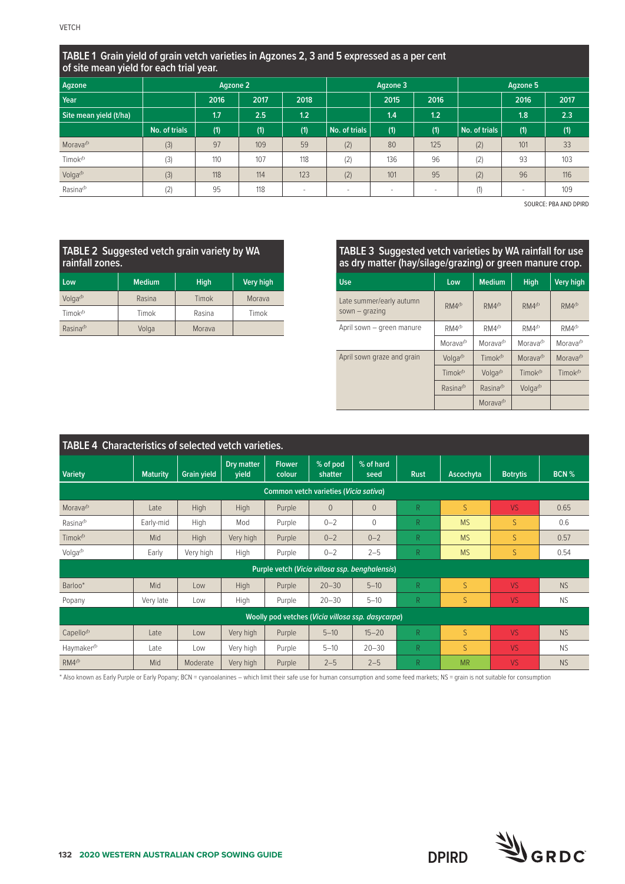## TABLE 1 Grain yield of grain vetch varieties in Agzones 2, 3 and 5 expressed as a per cent of site mean yield for each trial year.

| Agzone | Agzone 2 | | | | Agzone 3 | | | Agzone 5 | | |
|---|---|---|---|---|---|---|---|---|---|---|
| Year | | 2016 | 2017 | 2018 | | 2015 | 2016 | | 2016 | 2017 |
| Site mean yield (t/ha) | | 1.7 | 2.5 | 1.2 | | 1.4 | 1.2 | | 1.8 | 2.3 |
| | No. of trials | (1) | (1) | (1) | No. of trials | (1) | (1) | No. of trials | (1) | (1) |
| Morava⊕ | (3) | 97 | 109 | 59 | (2) | 80 | 125 | (2) | 101 | 33 |
| Timok⊕ | (3) | 110 | 107 | 118 | (2) | 136 | 96 | (2) | 93 | 103 |
| Volga⊕ | (3) | 118 | 114 | 123 | (2) | 101 | 95 | (2) | 96 | 116 |
| Rasina⊕ | (2) | 95 | 118 | - | - | - | - | (1) | - | 109 |

SOURCE: PBA AND DPIRD

## TABLE 2 Suggested vetch grain variety by WA rainfall zones.

| Low | Medium | High | Very high |
|---|---|---|---|
| Volga⊕ | Rasina | Timok | Morava |
| Timok⊕ | Timok | Rasina | Timok |
| Rasina⊕ | Volga | Morava | |

## TABLE 3 Suggested vetch varieties by WA rainfall for use as dry matter (hay/silage/grazing) or green manure crop.

| Use | Low | Medium | High | Very high |
|---|---|---|---|---|
| Late summer/early autumn sown – grazing | RM4⊕ | RM4⊕ | RM4⊕ | RM4⊕ |
| April sown – green manure | RM4⊕ | RM4⊕ | RM4⊕ | RM4⊕ |
| | Morava⊕ | Morava⊕ | Morava⊕ | Morava⊕ |
| April sown graze and grain | Volga⊕ | Timok⊕ | Morava⊕ | Morava⊕ |
| | Timok⊕ | Volga⊕ | Timok⊕ | Timok⊕ |
| | Rasina⊕ | Rasina⊕ | Volga⊕ | |
| | | Morava⊕ | | |

## TABLE 4 Characteristics of selected vetch varieties.

| Variety | Maturity | Grain yield | Dry matter yield | Flower colour | % of pod shatter | % of hard seed | Rust | Ascochyta | Botrytis | BCN % |
|---|---|---|---|---|---|---|---|---|---|---|
| **Common vetch varieties (*Vicia sativa*)** | | | | | | | | | | |
| Morava⊕ | Late | High | High | Purple | 0 | 0 | R | S | VS | 0.65 |
| Rasina⊕ | Early-mid | High | Mod | Purple | 0–2 | 0 | R | MS | S | 0.6 |
| Timok⊕ | Mid | High | Very high | Purple | 0–2 | 0–2 | R | MS | S | 0.57 |
| Volga⊕ | Early | Very high | High | Purple | 0–2 | 2–5 | R | MS | S | 0.54 |
| **Purple vetch (*Vicia villosa* ssp. *benghalensis*)** | | | | | | | | | | |
| Barloo* | Mid | Low | High | Purple | 20–30 | 5–10 | R | S | VS | NS |
| Popany | Very late | Low | High | Purple | 20–30 | 5–10 | R | S | VS | NS |
| **Woolly pod vetches (*Vicia villosa* ssp. *dasycarpa*)** | | | | | | | | | | |
| Capello⊕ | Late | Low | Very high | Purple | 5–10 | 15–20 | R | S | VS | NS |
| Haymaker⊕ | Late | Low | Very high | Purple | 5–10 | 20–30 | R | S | VS | NS |
| RM4⊕ | Mid | Moderate | Very high | Purple | 2–5 | 2–5 | R | MR | VS | NS |

\* Also known as Early Purple or Early Popany; BCN = cyanoalanines – which limit their safe use for human consumption and some feed markets; NS = grain is not suitable for consumption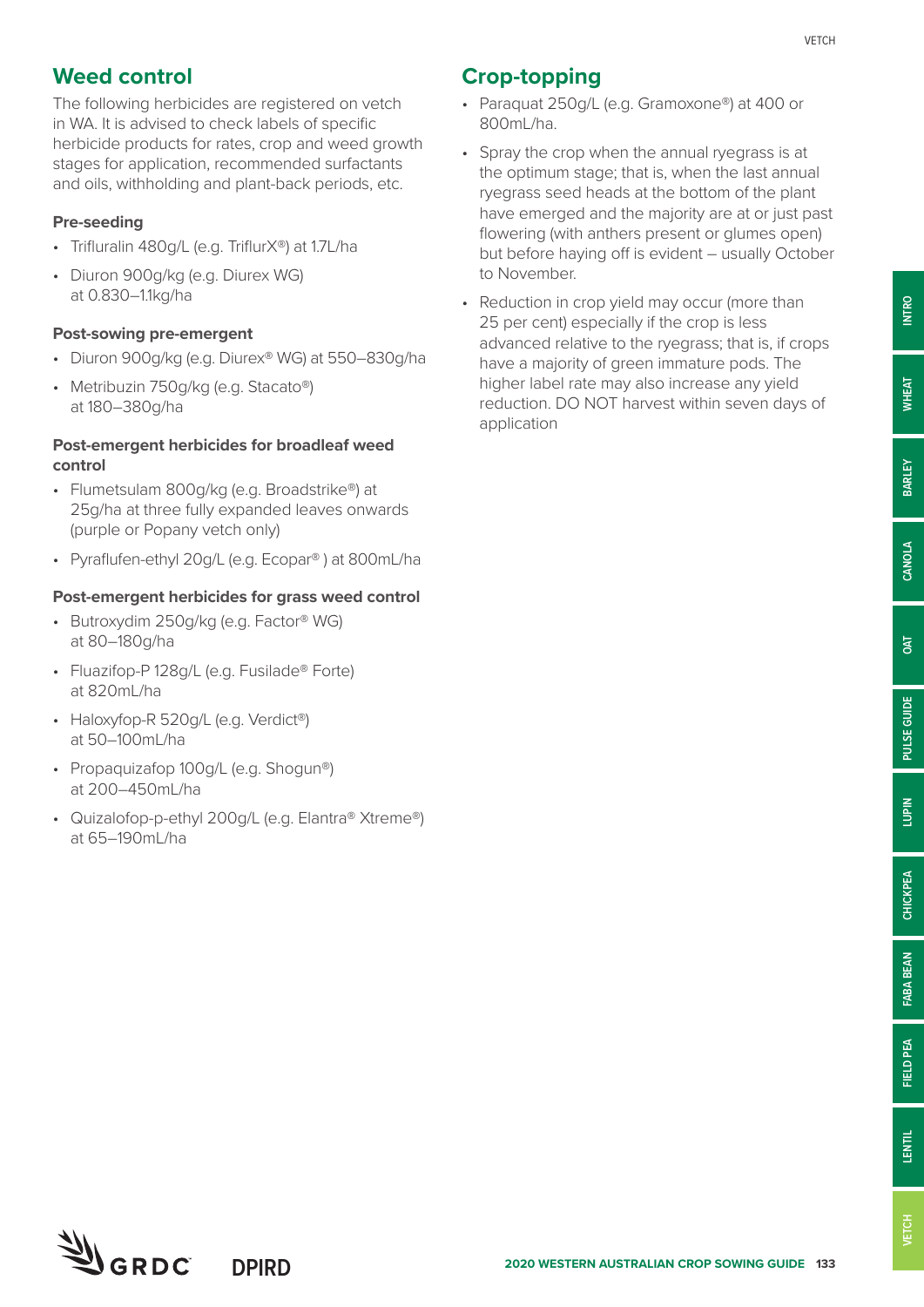## Weed control

The following herbicides are registered on vetch in WA. It is advised to check labels of specific herbicide products for rates, crop and weed growth stages for application, recommended surfactants and oils, withholding and plant-back periods, etc.

### Pre-seeding

- Trifluralin 480g/L (e.g. TriflurX®) at 1.7L/ha
- Diuron 900g/kg (e.g. Diurex WG) at 0.830–1.1kg/ha

### Post-sowing pre-emergent

- Diuron 900g/kg (e.g. Diurex® WG) at 550–830g/ha
- Metribuzin 750g/kg (e.g. Stacato®) at 180–380g/ha

### Post-emergent herbicides for broadleaf weed control

- Flumetsulam 800g/kg (e.g. Broadstrike®) at 25g/ha at three fully expanded leaves onwards (purple or Popany vetch only)
- Pyraflufen-ethyl 20g/L (e.g. Ecopar® ) at 800mL/ha

### Post-emergent herbicides for grass weed control

- Butroxydim 250g/kg (e.g. Factor® WG) at 80–180g/ha
- Fluazifop-P 128g/L (e.g. Fusilade® Forte) at 820mL/ha
- Haloxyfop-R 520g/L (e.g. Verdict®) at 50–100mL/ha
- Propaquizafop 100g/L (e.g. Shogun®) at 200–450mL/ha
- Quizalofop-p-ethyl 200g/L (e.g. Elantra® Xtreme®) at 65–190mL/ha

## Crop-topping

- Paraquat 250g/L (e.g. Gramoxone®) at 400 or 800mL/ha.
- Spray the crop when the annual ryegrass is at the optimum stage; that is, when the last annual ryegrass seed heads at the bottom of the plant have emerged and the majority are at or just past flowering (with anthers present or glumes open) but before haying off is evident – usually October to November.
- Reduction in crop yield may occur (more than 25 per cent) especially if the crop is less advanced relative to the ryegrass; that is, if crops have a majority of green immature pods. The higher label rate may also increase any yield reduction. DO NOT harvest within seven days of application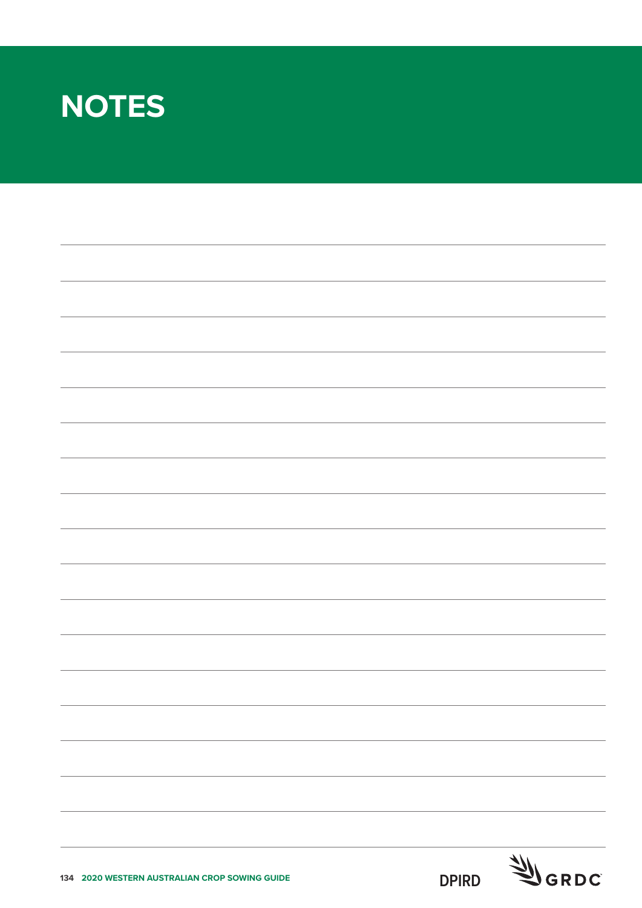# NOTES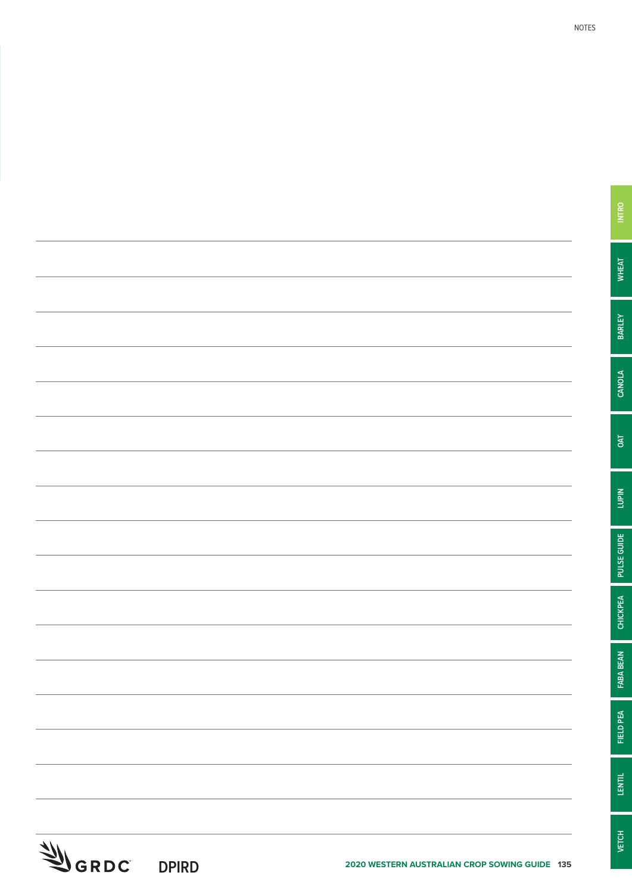NOTES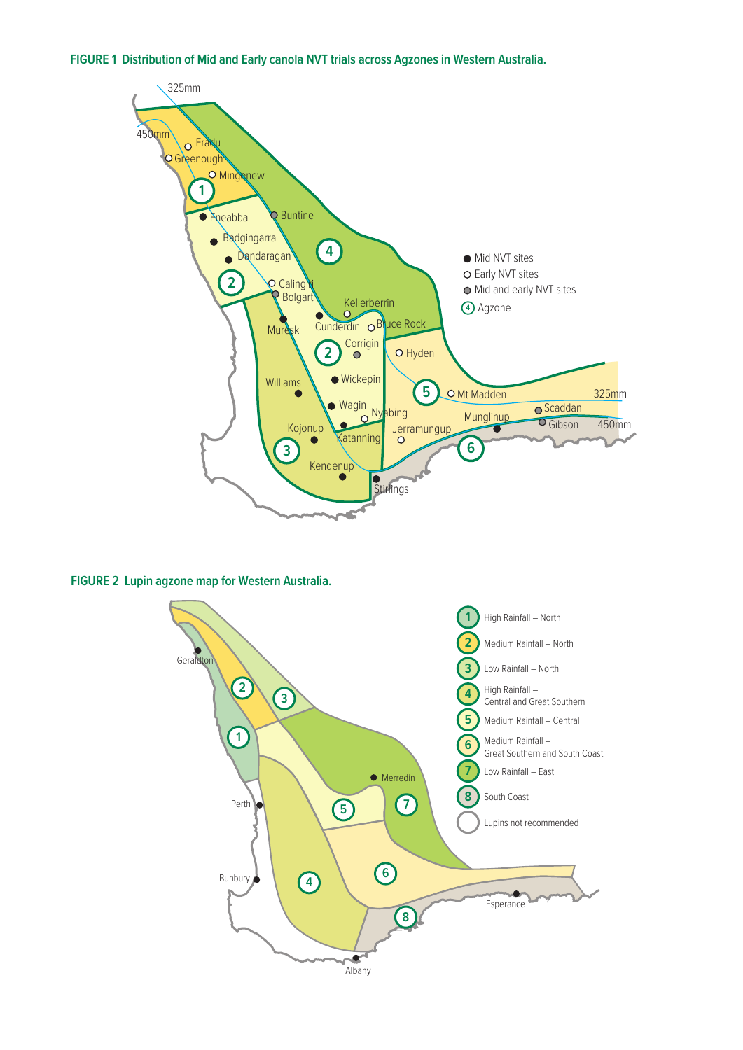**FIGURE 1 Distribution of Mid and Early canola NVT trials across Agzones in Western Australia.**

325mm

450mm

Eradu

Greenough

Mingenew

1

Eneabba

Buntine

Badgingarra

4

Dandaragan

2

Calingiri

Bolgart

Kellerberrin

Muresk

Cunderdin

Bruce Rock

Corrigin

2

Hyden

Williams

Wickepin

5

Mt Madden

325mm

Wagin

Nyabing

Scaddan

Munglinup

Gibson

450mm

Kojonup

Jerramungup

Katanning

6

3

Kendenup

Stirlings

Mid NVT sites

Early NVT sites

Mid and early NVT sites

4 Agzone

**FIGURE 2 Lupin agzone map for Western Australia.**

Geraldton

2

3

1

Merredin

Perth

5

7

6

Bunbury

4

Esperance

8

Albany

1 High Rainfall – North

2 Medium Rainfall – North

3 Low Rainfall – North

4 High Rainfall – Central and Great Southern

5 Medium Rainfall – Central

6 Medium Rainfall – Great Southern and South Coast

7 Low Rainfall – East

8 South Coast

Lupins not recommended